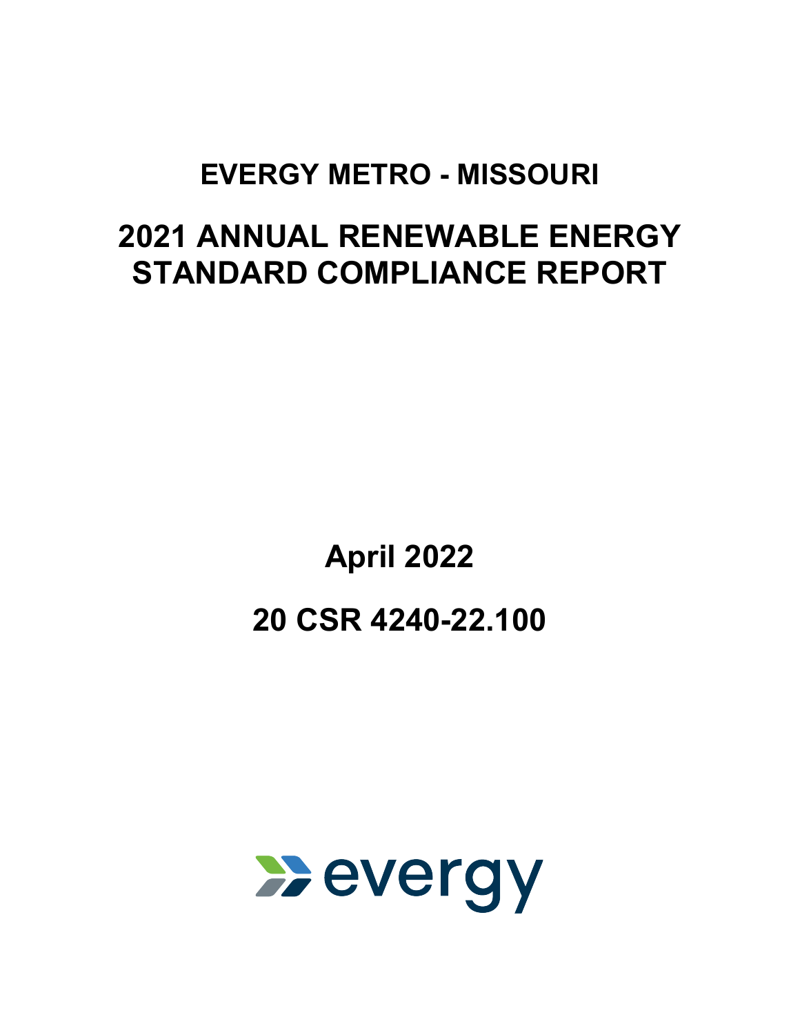# EVERGY METRO - MISSOURI

# 2021 ANNUAL RENEWABLE ENERGY STANDARD COMPLIANCE REPORT

## April 2022

## 20 CSR 4240-22.100

evergy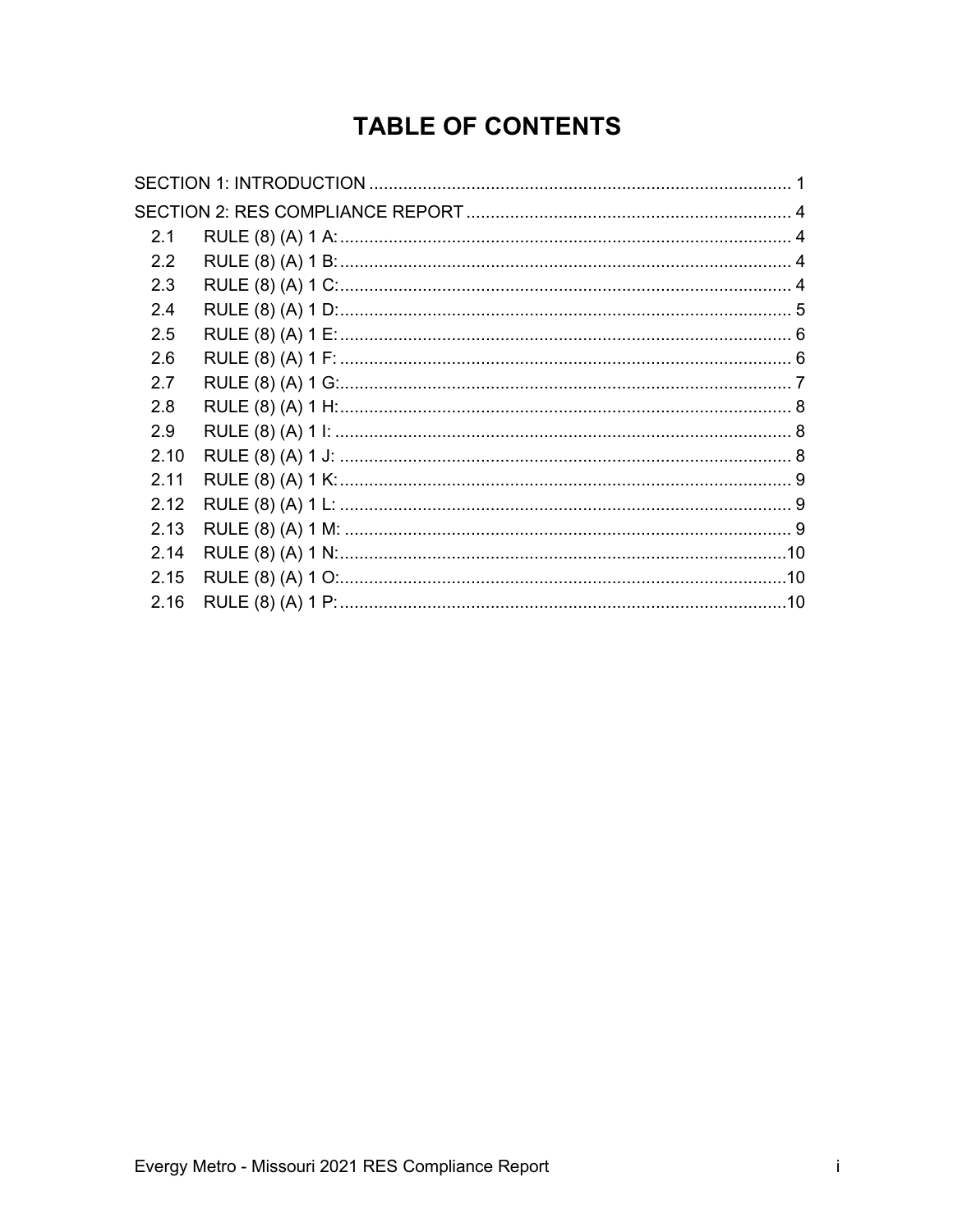# TABLE OF CONTENTS

SECTION 1: INTRODUCTION ..... 1

SECTION 2: RES COMPLIANCE REPORT ..... 4

- 2.1 RULE (8) (A) 1 A: ..... 4
- 2.2 RULE (8) (A) 1 B: ..... 4
- 2.3 RULE (8) (A) 1 C: ..... 4
- 2.4 RULE (8) (A) 1 D: ..... 5
- 2.5 RULE (8) (A) 1 E: ..... 6
- 2.6 RULE (8) (A) 1 F: ..... 6
- 2.7 RULE (8) (A) 1 G: ..... 7
- 2.8 RULE (8) (A) 1 H: ..... 8
- 2.9 RULE (8) (A) 1 I: ..... 8
- 2.10 RULE (8) (A) 1 J: ..... 8
- 2.11 RULE (8) (A) 1 K: ..... 9
- 2.12 RULE (8) (A) 1 L: ..... 9
- 2.13 RULE (8) (A) 1 M: ..... 9
- 2.14 RULE (8) (A) 1 N: ..... 10
- 2.15 RULE (8) (A) 1 O: ..... 10
- 2.16 RULE (8) (A) 1 P: ..... 10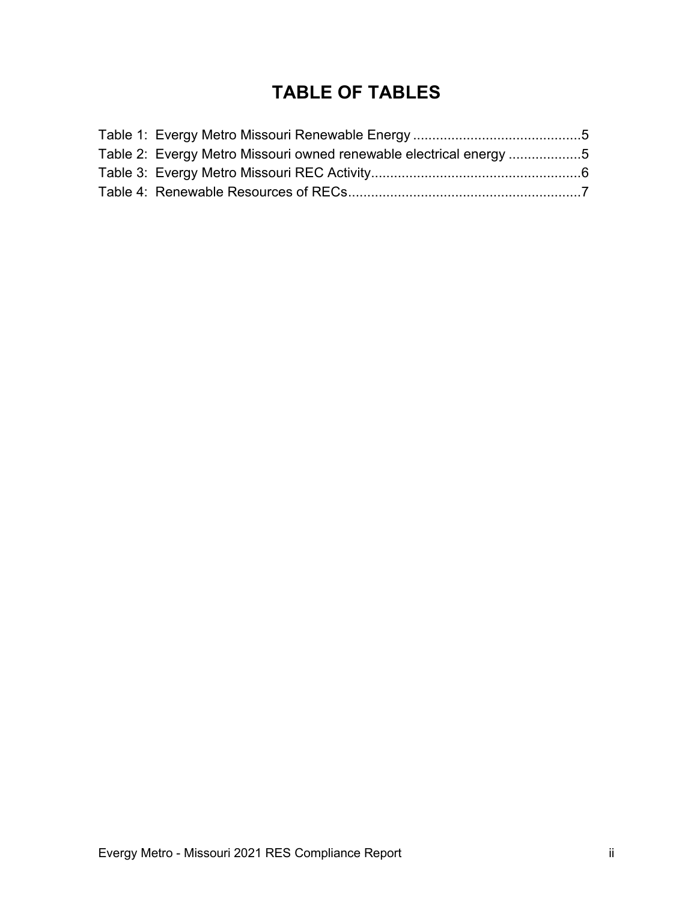# TABLE OF TABLES

Table 1: Evergy Metro Missouri Renewable Energy ............................................5
Table 2: Evergy Metro Missouri owned renewable electrical energy ...................5
Table 3: Evergy Metro Missouri REC Activity.......................................................6
Table 4: Renewable Resources of RECs.............................................................7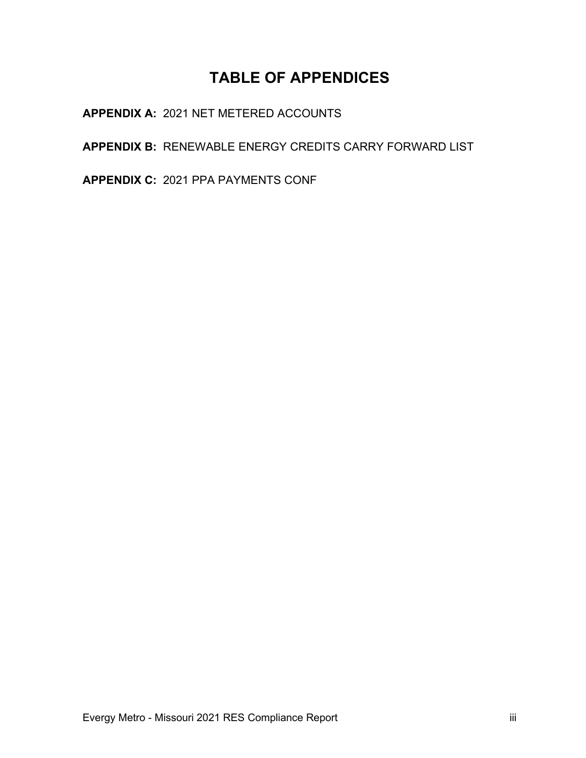# TABLE OF APPENDICES

**APPENDIX A:** 2021 NET METERED ACCOUNTS

**APPENDIX B:** RENEWABLE ENERGY CREDITS CARRY FORWARD LIST

**APPENDIX C:** 2021 PPA PAYMENTS CONF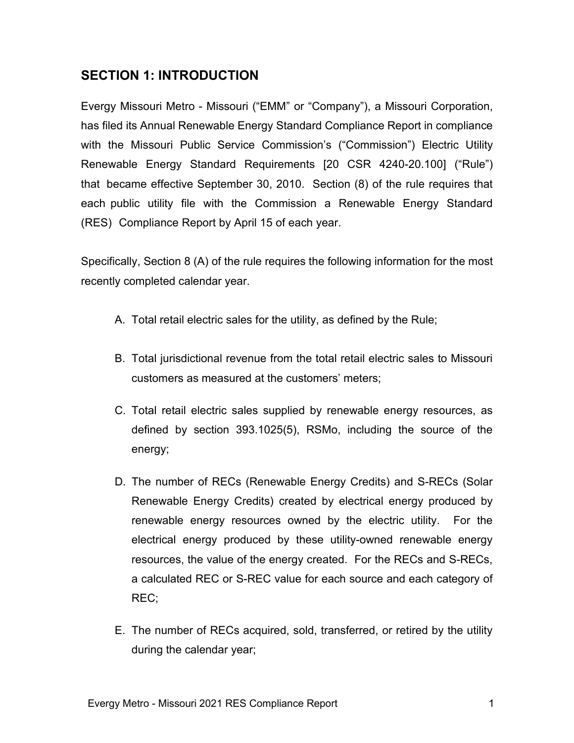## SECTION 1: INTRODUCTION

Evergy Missouri Metro - Missouri ("EMM" or "Company"), a Missouri Corporation, has filed its Annual Renewable Energy Standard Compliance Report in compliance with the Missouri Public Service Commission's ("Commission") Electric Utility Renewable Energy Standard Requirements [20 CSR 4240-20.100] ("Rule") that became effective September 30, 2010. Section (8) of the rule requires that each public utility file with the Commission a Renewable Energy Standard (RES) Compliance Report by April 15 of each year.

Specifically, Section 8 (A) of the rule requires the following information for the most recently completed calendar year.

A. Total retail electric sales for the utility, as defined by the Rule;

B. Total jurisdictional revenue from the total retail electric sales to Missouri customers as measured at the customers' meters;

C. Total retail electric sales supplied by renewable energy resources, as defined by section 393.1025(5), RSMo, including the source of the energy;

D. The number of RECs (Renewable Energy Credits) and S-RECs (Solar Renewable Energy Credits) created by electrical energy produced by renewable energy resources owned by the electric utility. For the electrical energy produced by these utility-owned renewable energy resources, the value of the energy created. For the RECs and S-RECs, a calculated REC or S-REC value for each source and each category of REC;

E. The number of RECs acquired, sold, transferred, or retired by the utility during the calendar year;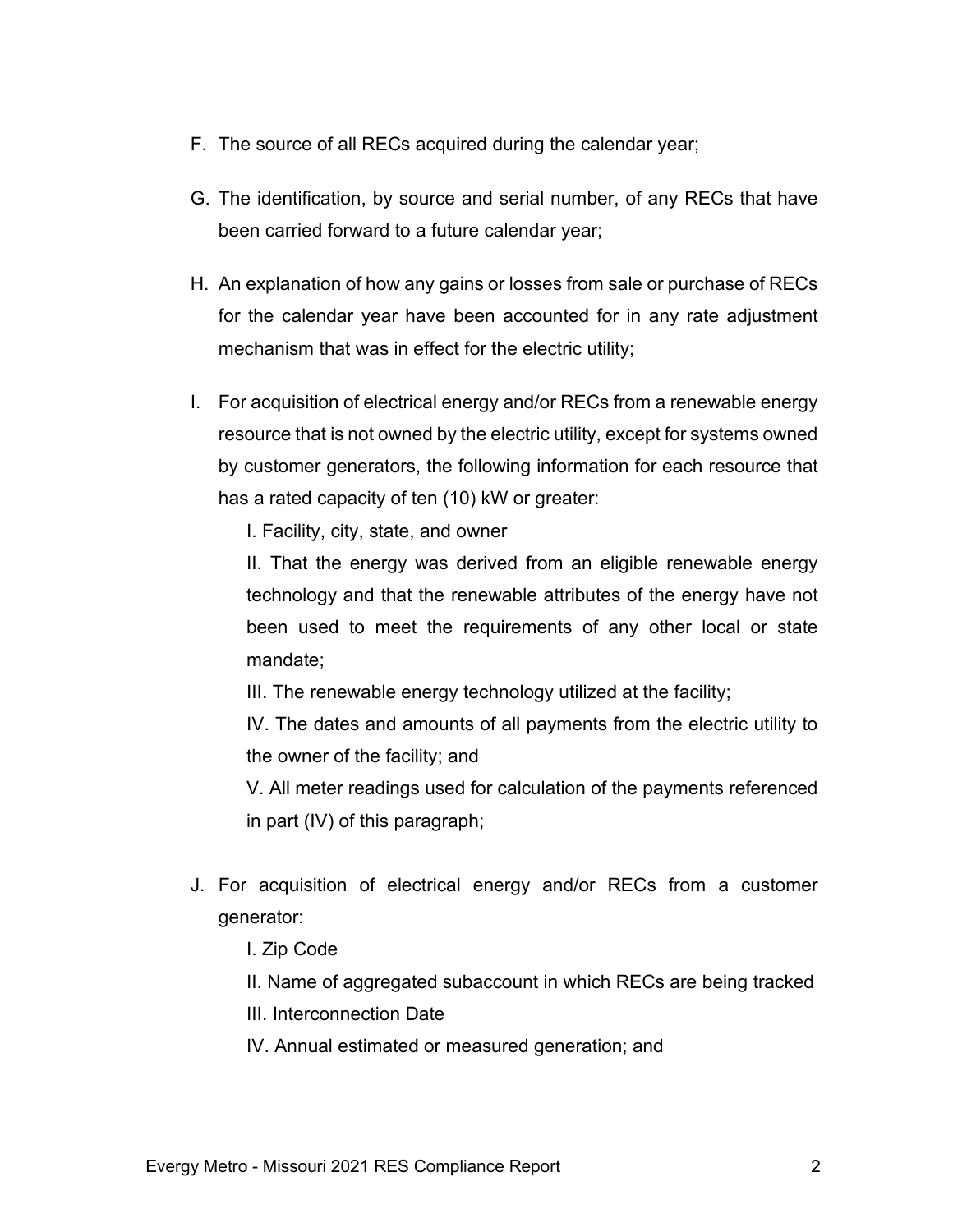F. The source of all RECs acquired during the calendar year;

G. The identification, by source and serial number, of any RECs that have been carried forward to a future calendar year;

H. An explanation of how any gains or losses from sale or purchase of RECs for the calendar year have been accounted for in any rate adjustment mechanism that was in effect for the electric utility;

I. For acquisition of electrical energy and/or RECs from a renewable energy resource that is not owned by the electric utility, except for systems owned by customer generators, the following information for each resource that has a rated capacity of ten (10) kW or greater:

    I. Facility, city, state, and owner

    II. That the energy was derived from an eligible renewable energy technology and that the renewable attributes of the energy have not been used to meet the requirements of any other local or state mandate;

    III. The renewable energy technology utilized at the facility;

    IV. The dates and amounts of all payments from the electric utility to the owner of the facility; and

    V. All meter readings used for calculation of the payments referenced in part (IV) of this paragraph;

J. For acquisition of electrical energy and/or RECs from a customer generator:

    I. Zip Code

    II. Name of aggregated subaccount in which RECs are being tracked

    III. Interconnection Date

    IV. Annual estimated or measured generation; and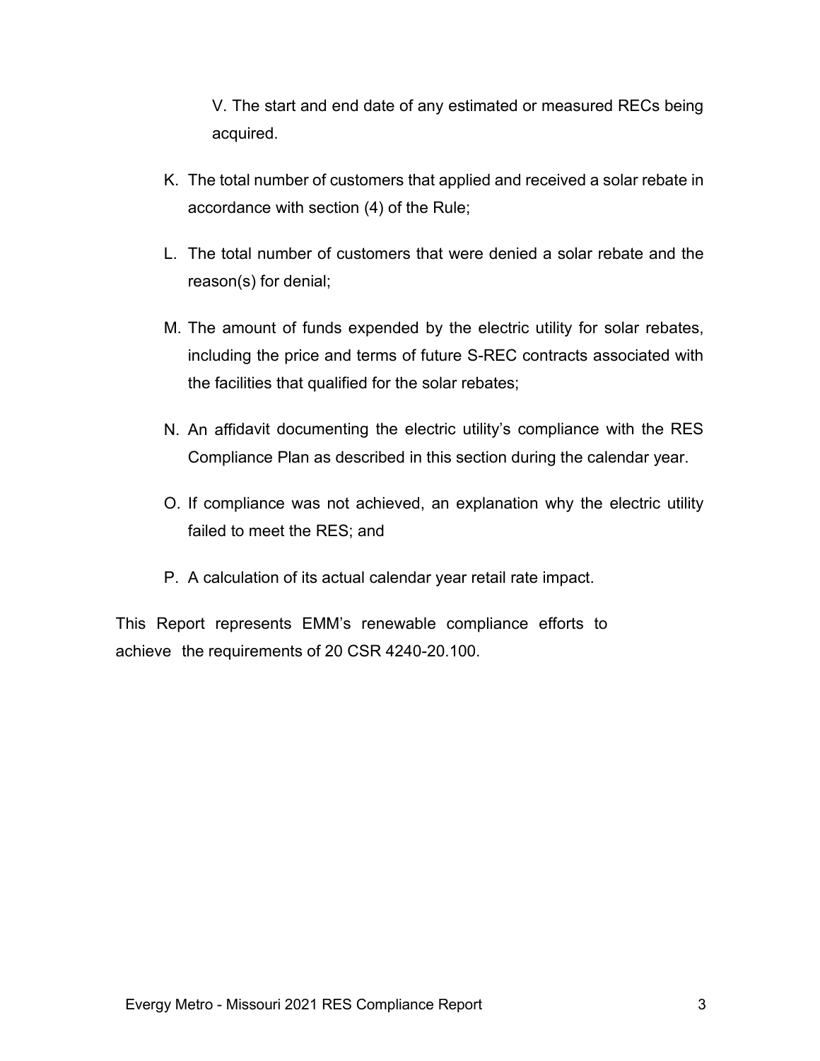V. The start and end date of any estimated or measured RECs being acquired.

K. The total number of customers that applied and received a solar rebate in accordance with section (4) of the Rule;

L. The total number of customers that were denied a solar rebate and the reason(s) for denial;

M. The amount of funds expended by the electric utility for solar rebates, including the price and terms of future S-REC contracts associated with the facilities that qualified for the solar rebates;

N. An affidavit documenting the electric utility's compliance with the RES Compliance Plan as described in this section during the calendar year.

O. If compliance was not achieved, an explanation why the electric utility failed to meet the RES; and

P. A calculation of its actual calendar year retail rate impact.

This Report represents EMM's renewable compliance efforts to achieve the requirements of 20 CSR 4240-20.100.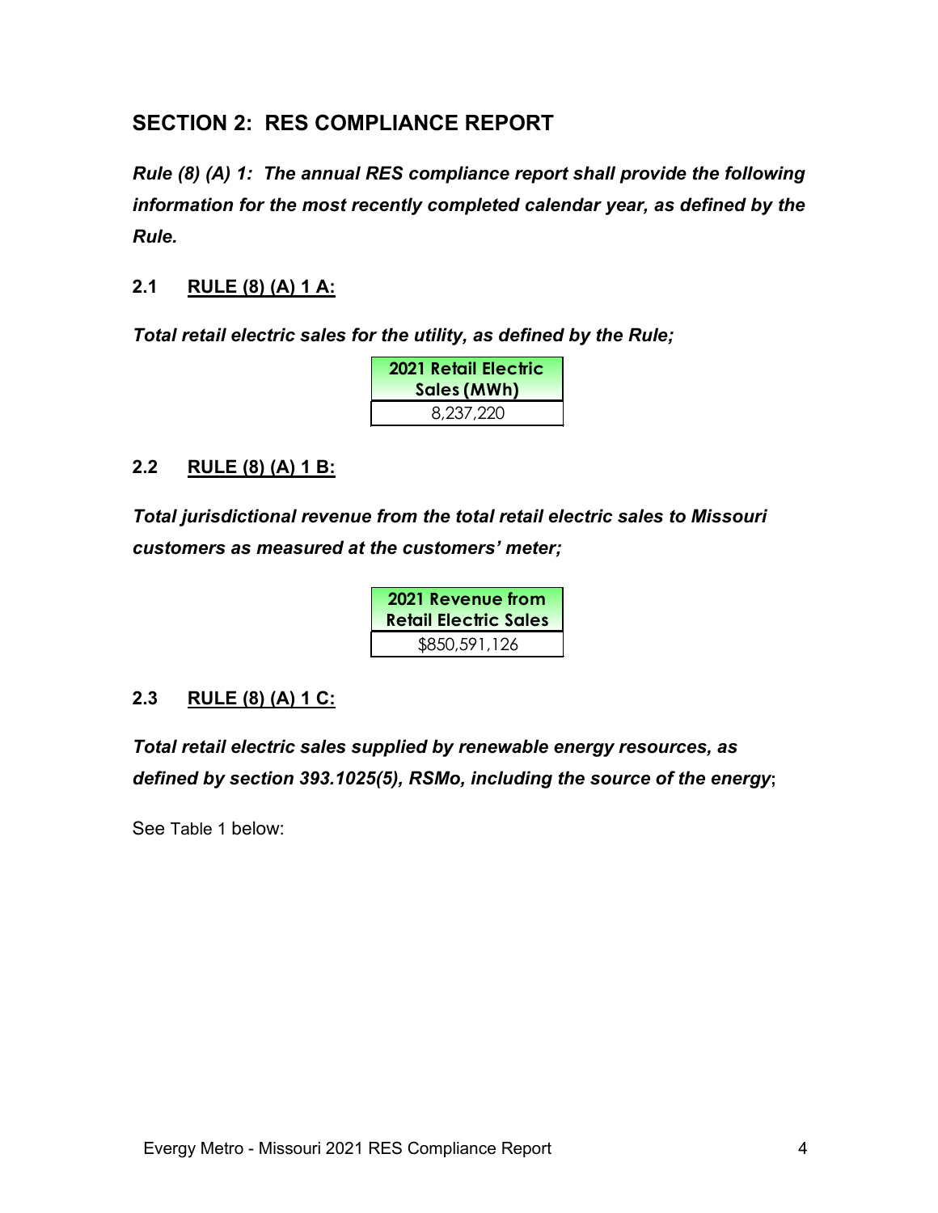## SECTION 2: RES COMPLIANCE REPORT

***Rule (8) (A) 1: The annual RES compliance report shall provide the following information for the most recently completed calendar year, as defined by the Rule.***

### 2.1 RULE (8) (A) 1 A:

***Total retail electric sales for the utility, as defined by the Rule;***

| 2021 Retail Electric Sales (MWh) |
|---|
| 8,237,220 |

### 2.2 RULE (8) (A) 1 B:

***Total jurisdictional revenue from the total retail electric sales to Missouri customers as measured at the customers' meter;***

| 2021 Revenue from Retail Electric Sales |
|---|
| $850,591,126 |

### 2.3 RULE (8) (A) 1 C:

***Total retail electric sales supplied by renewable energy resources, as defined by section 393.1025(5), RSMo, including the source of the energy*;**

See Table 1 below: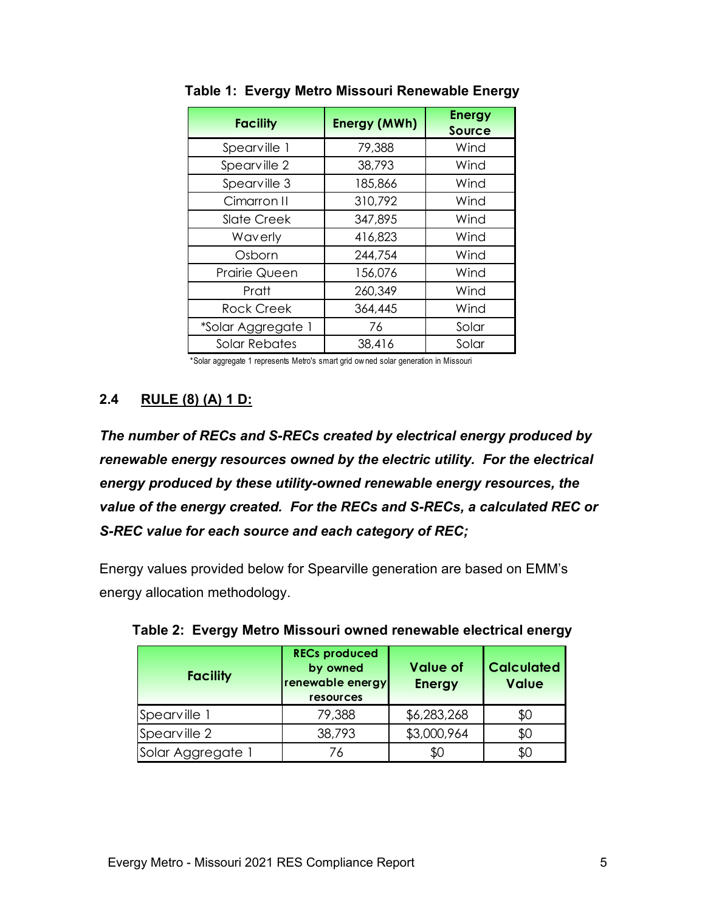**Table 1: Evergy Metro Missouri Renewable Energy**

| Facility | Energy (MWh) | Energy Source |
|---|---|---|
| Spearville 1 | 79,388 | Wind |
| Spearville 2 | 38,793 | Wind |
| Spearville 3 | 185,866 | Wind |
| Cimarron II | 310,792 | Wind |
| Slate Creek | 347,895 | Wind |
| Waverly | 416,823 | Wind |
| Osborn | 244,754 | Wind |
| Prairie Queen | 156,076 | Wind |
| Pratt | 260,349 | Wind |
| Rock Creek | 364,445 | Wind |
| *Solar Aggregate 1 | 76 | Solar |
| Solar Rebates | 38,416 | Solar |

*Solar aggregate 1 represents Metro's smart grid owned solar generation in Missouri

## 2.4 RULE (8) (A) 1 D:

***The number of RECs and S-RECs created by electrical energy produced by renewable energy resources owned by the electric utility. For the electrical energy produced by these utility-owned renewable energy resources, the value of the energy created. For the RECs and S-RECs, a calculated REC or S-REC value for each source and each category of REC;***

Energy values provided below for Spearville generation are based on EMM's energy allocation methodology.

**Table 2: Evergy Metro Missouri owned renewable electrical energy**

| Facility | RECs produced by owned renewable energy resources | Value of Energy | Calculated Value |
|---|---|---|---|
| Spearville 1 | 79,388 | $6,283,268 | $0 |
| Spearville 2 | 38,793 | $3,000,964 | $0 |
| Solar Aggregate 1 | 76 | $0 | $0 |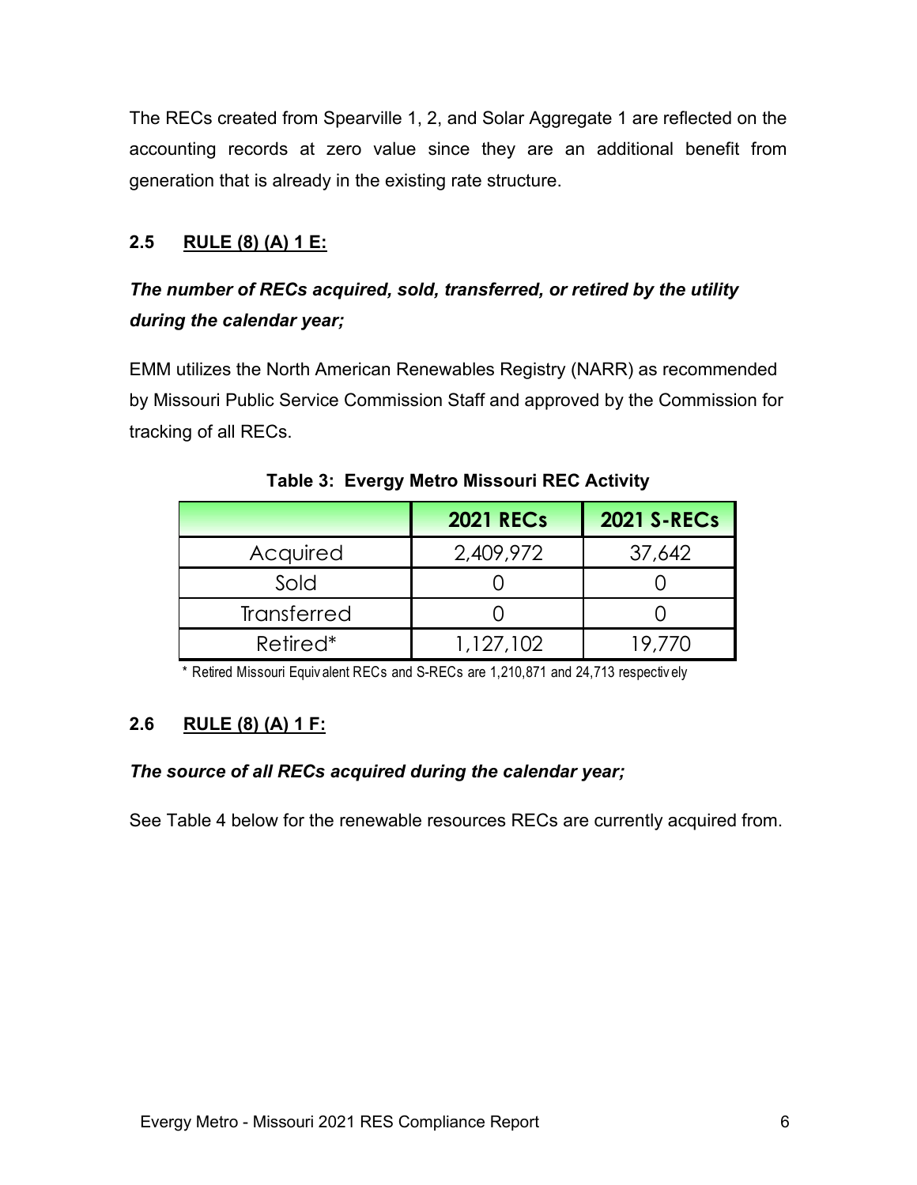The RECs created from Spearville 1, 2, and Solar Aggregate 1 are reflected on the accounting records at zero value since they are an additional benefit from generation that is already in the existing rate structure.

### 2.5 RULE (8) (A) 1 E:

***The number of RECs acquired, sold, transferred, or retired by the utility during the calendar year;***

EMM utilizes the North American Renewables Registry (NARR) as recommended by Missouri Public Service Commission Staff and approved by the Commission for tracking of all RECs.

**Table 3: Evergy Metro Missouri REC Activity**

| | 2021 RECs | 2021 S-RECs |
|---|---|---|
| Acquired | 2,409,972 | 37,642 |
| Sold | 0 | 0 |
| Transferred | 0 | 0 |
| Retired* | 1,127,102 | 19,770 |

\* Retired Missouri Equivalent RECs and S-RECs are 1,210,871 and 24,713 respectively

### 2.6 RULE (8) (A) 1 F:

***The source of all RECs acquired during the calendar year;***

See Table 4 below for the renewable resources RECs are currently acquired from.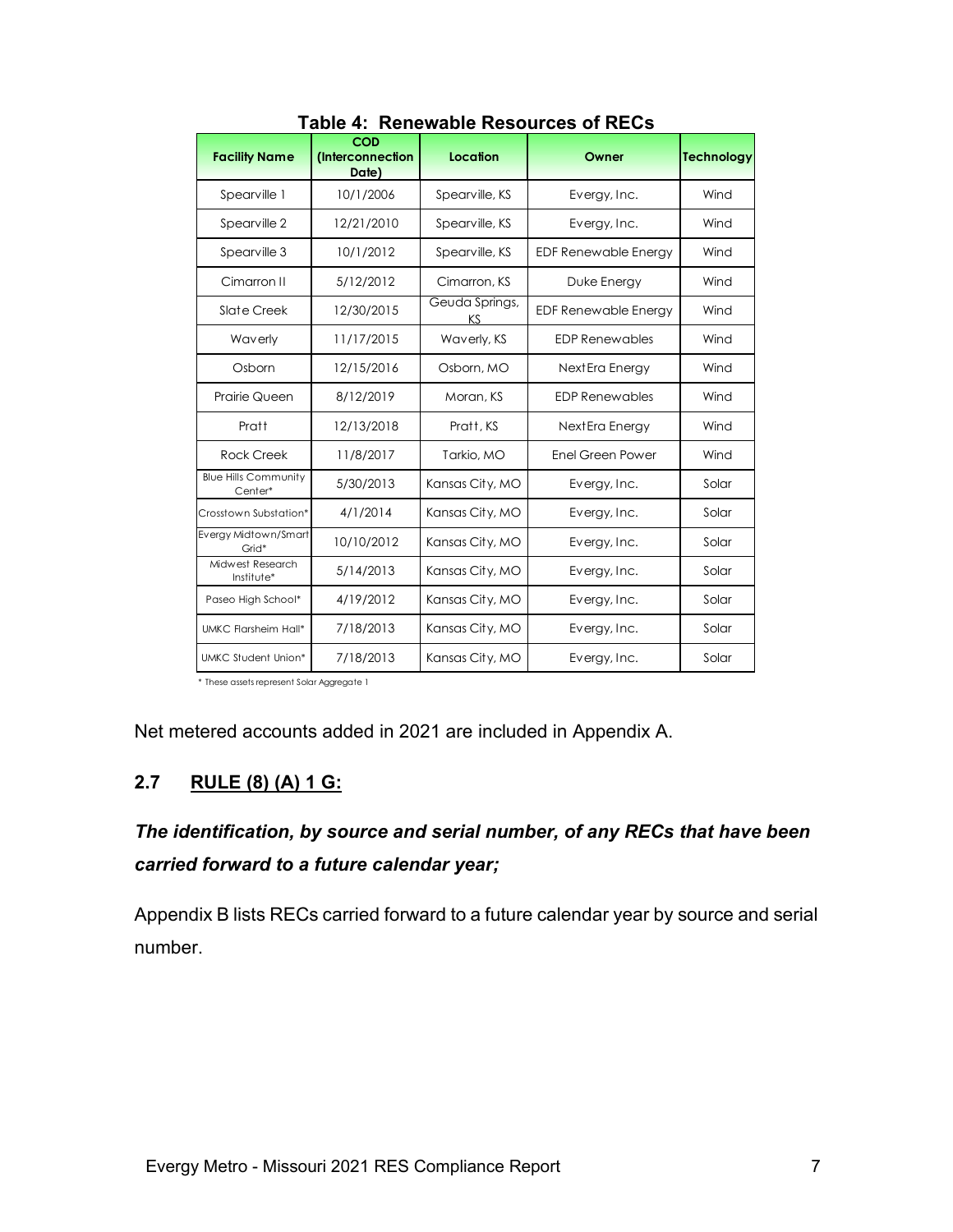**Table 4: Renewable Resources of RECs**

| Facility Name | COD (Interconnection Date) | Location | Owner | Technology |
|---|---|---|---|---|
| Spearville 1 | 10/1/2006 | Spearville, KS | Evergy, Inc. | Wind |
| Spearville 2 | 12/21/2010 | Spearville, KS | Evergy, Inc. | Wind |
| Spearville 3 | 10/1/2012 | Spearville, KS | EDF Renewable Energy | Wind |
| Cimarron II | 5/12/2012 | Cimarron, KS | Duke Energy | Wind |
| Slate Creek | 12/30/2015 | Geuda Springs, KS | EDF Renewable Energy | Wind |
| Waverly | 11/17/2015 | Waverly, KS | EDP Renewables | Wind |
| Osborn | 12/15/2016 | Osborn, MO | NextEra Energy | Wind |
| Prairie Queen | 8/12/2019 | Moran, KS | EDP Renewables | Wind |
| Pratt | 12/13/2018 | Pratt, KS | NextEra Energy | Wind |
| Rock Creek | 11/8/2017 | Tarkio, MO | Enel Green Power | Wind |
| Blue Hills Community Center* | 5/30/2013 | Kansas City, MO | Evergy, Inc. | Solar |
| Crosstown Substation* | 4/1/2014 | Kansas City, MO | Evergy, Inc. | Solar |
| Evergy Midtown/Smart Grid* | 10/10/2012 | Kansas City, MO | Evergy, Inc. | Solar |
| Midwest Research Institute* | 5/14/2013 | Kansas City, MO | Evergy, Inc. | Solar |
| Paseo High School* | 4/19/2012 | Kansas City, MO | Evergy, Inc. | Solar |
| UMKC Flarsheim Hall* | 7/18/2013 | Kansas City, MO | Evergy, Inc. | Solar |
| UMKC Student Union* | 7/18/2013 | Kansas City, MO | Evergy, Inc. | Solar |

\* These assets represent Solar Aggregate 1

Net metered accounts added in 2021 are included in Appendix A.

## 2.7 RULE (8) (A) 1 G:

***The identification, by source and serial number, of any RECs that have been carried forward to a future calendar year;***

Appendix B lists RECs carried forward to a future calendar year by source and serial number.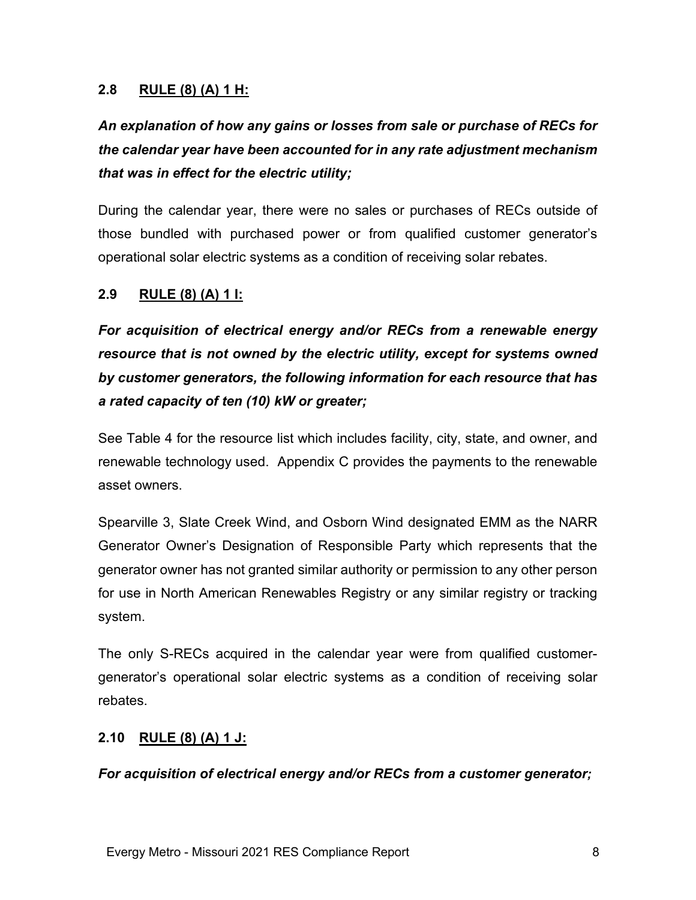## 2.8 RULE (8) (A) 1 H:

***An explanation of how any gains or losses from sale or purchase of RECs for the calendar year have been accounted for in any rate adjustment mechanism that was in effect for the electric utility;***

During the calendar year, there were no sales or purchases of RECs outside of those bundled with purchased power or from qualified customer generator's operational solar electric systems as a condition of receiving solar rebates.

## 2.9 RULE (8) (A) 1 I:

***For acquisition of electrical energy and/or RECs from a renewable energy resource that is not owned by the electric utility, except for systems owned by customer generators, the following information for each resource that has a rated capacity of ten (10) kW or greater;***

See Table 4 for the resource list which includes facility, city, state, and owner, and renewable technology used. Appendix C provides the payments to the renewable asset owners.

Spearville 3, Slate Creek Wind, and Osborn Wind designated EMM as the NARR Generator Owner's Designation of Responsible Party which represents that the generator owner has not granted similar authority or permission to any other person for use in North American Renewables Registry or any similar registry or tracking system.

The only S-RECs acquired in the calendar year were from qualified customer-generator's operational solar electric systems as a condition of receiving solar rebates.

## 2.10 RULE (8) (A) 1 J:

***For acquisition of electrical energy and/or RECs from a customer generator;***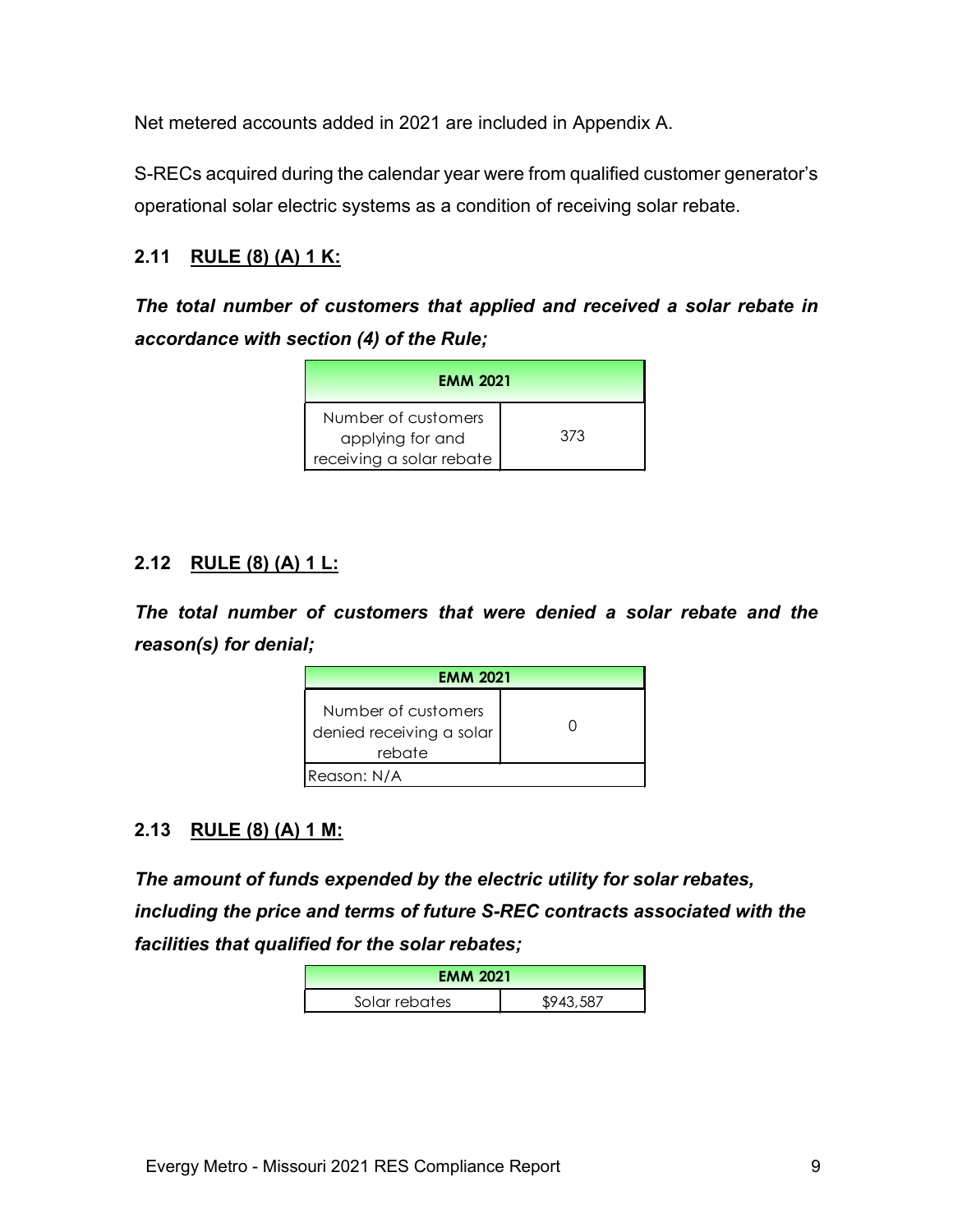Net metered accounts added in 2021 are included in Appendix A.

S-RECs acquired during the calendar year were from qualified customer generator's operational solar electric systems as a condition of receiving solar rebate.

### 2.11 RULE (8) (A) 1 K:

***The total number of customers that applied and received a solar rebate in accordance with section (4) of the Rule;***

| EMM 2021 | |
|---|---|
| Number of customers applying for and receiving a solar rebate | 373 |

### 2.12 RULE (8) (A) 1 L:

***The total number of customers that were denied a solar rebate and the reason(s) for denial;***

| EMM 2021 | |
|---|---|
| Number of customers denied receiving a solar rebate | 0 |
| Reason: N/A | |

### 2.13 RULE (8) (A) 1 M:

***The amount of funds expended by the electric utility for solar rebates, including the price and terms of future S-REC contracts associated with the facilities that qualified for the solar rebates;***

| EMM 2021 | |
|---|---|
| Solar rebates | $943,587 |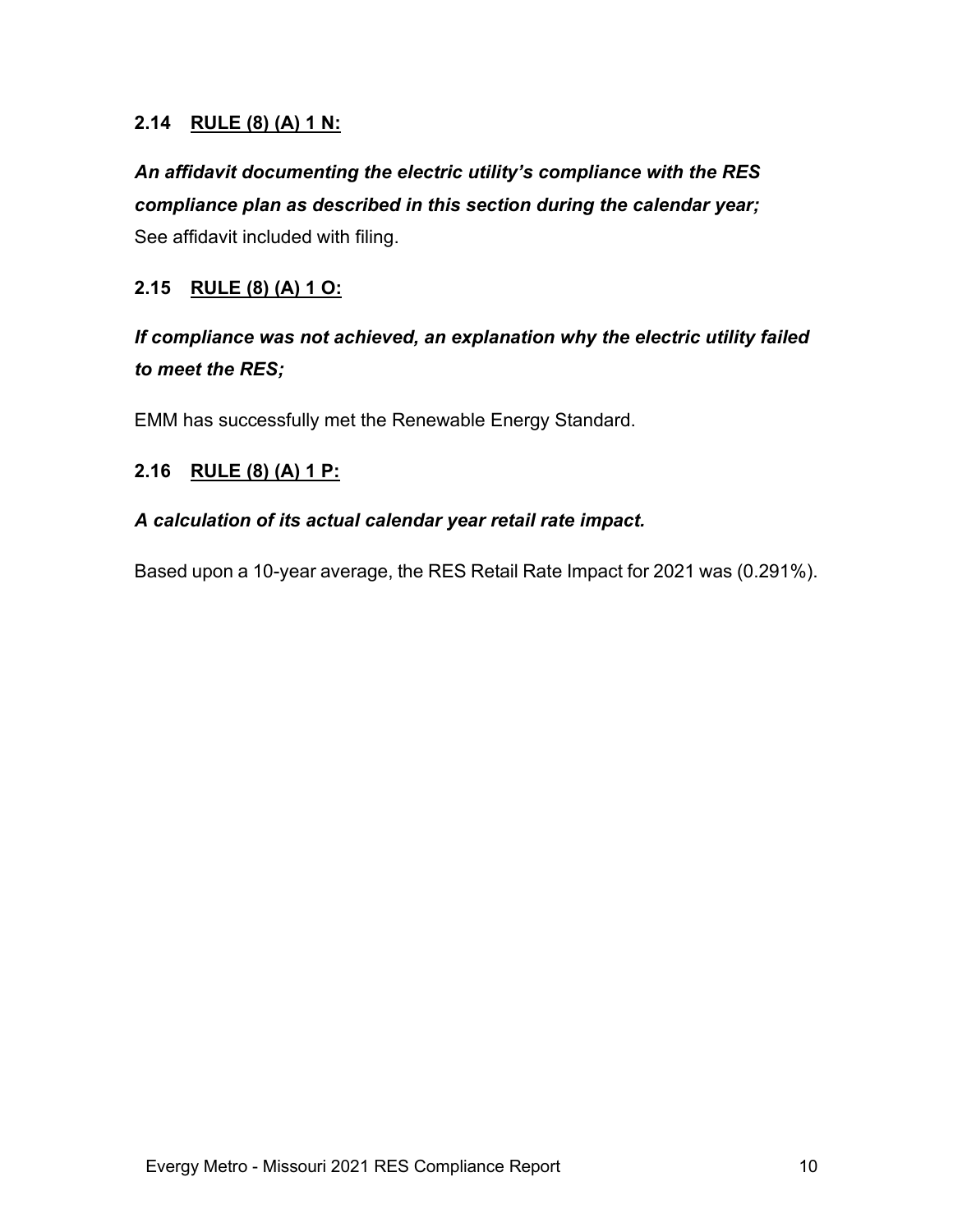## 2.14 RULE (8) (A) 1 N:

***An affidavit documenting the electric utility's compliance with the RES compliance plan as described in this section during the calendar year;***
See affidavit included with filing.

## 2.15 RULE (8) (A) 1 O:

***If compliance was not achieved, an explanation why the electric utility failed to meet the RES;***

EMM has successfully met the Renewable Energy Standard.

## 2.16 RULE (8) (A) 1 P:

***A calculation of its actual calendar year retail rate impact.***

Based upon a 10-year average, the RES Retail Rate Impact for 2021 was (0.291%).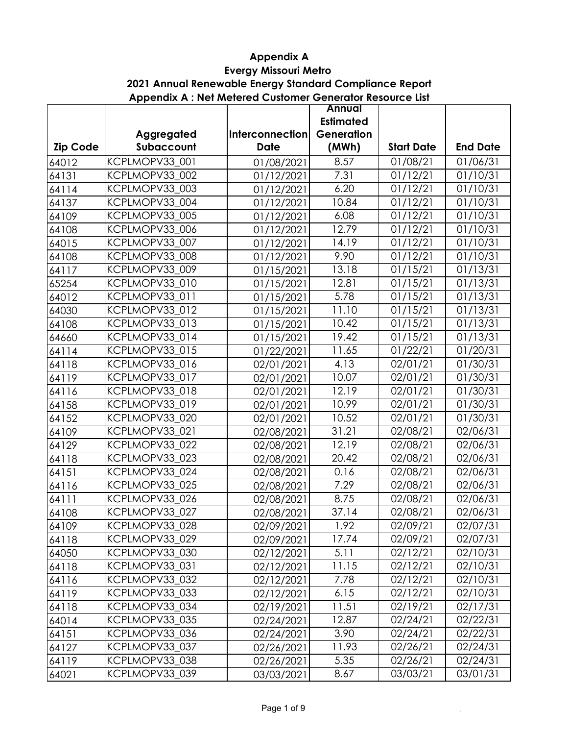# Appendix A

## Evergy Missouri Metro

## 2021 Annual Renewable Energy Standard Compliance Report

## Appendix A : Net Metered Customer Generator Resource List

| Zip Code | Aggregated Subaccount | Interconnection Date | Annual Estimated Generation (MWh) | Start Date | End Date |
|---|---|---|---|---|---|
| 64012 | KCPLMOPV33_001 | 01/08/2021 | 8.57 | 01/08/21 | 01/06/31 |
| 64131 | KCPLMOPV33_002 | 01/12/2021 | 7.31 | 01/12/21 | 01/10/31 |
| 64114 | KCPLMOPV33_003 | 01/12/2021 | 6.20 | 01/12/21 | 01/10/31 |
| 64137 | KCPLMOPV33_004 | 01/12/2021 | 10.84 | 01/12/21 | 01/10/31 |
| 64109 | KCPLMOPV33_005 | 01/12/2021 | 6.08 | 01/12/21 | 01/10/31 |
| 64108 | KCPLMOPV33_006 | 01/12/2021 | 12.79 | 01/12/21 | 01/10/31 |
| 64015 | KCPLMOPV33_007 | 01/12/2021 | 14.19 | 01/12/21 | 01/10/31 |
| 64108 | KCPLMOPV33_008 | 01/12/2021 | 9.90 | 01/12/21 | 01/10/31 |
| 64117 | KCPLMOPV33_009 | 01/15/2021 | 13.18 | 01/15/21 | 01/13/31 |
| 65254 | KCPLMOPV33_010 | 01/15/2021 | 12.81 | 01/15/21 | 01/13/31 |
| 64012 | KCPLMOPV33_011 | 01/15/2021 | 5.78 | 01/15/21 | 01/13/31 |
| 64030 | KCPLMOPV33_012 | 01/15/2021 | 11.10 | 01/15/21 | 01/13/31 |
| 64108 | KCPLMOPV33_013 | 01/15/2021 | 10.42 | 01/15/21 | 01/13/31 |
| 64660 | KCPLMOPV33_014 | 01/15/2021 | 19.42 | 01/15/21 | 01/13/31 |
| 64114 | KCPLMOPV33_015 | 01/22/2021 | 11.65 | 01/22/21 | 01/20/31 |
| 64118 | KCPLMOPV33_016 | 02/01/2021 | 4.13 | 02/01/21 | 01/30/31 |
| 64119 | KCPLMOPV33_017 | 02/01/2021 | 10.07 | 02/01/21 | 01/30/31 |
| 64116 | KCPLMOPV33_018 | 02/01/2021 | 12.19 | 02/01/21 | 01/30/31 |
| 64158 | KCPLMOPV33_019 | 02/01/2021 | 10.99 | 02/01/21 | 01/30/31 |
| 64152 | KCPLMOPV33_020 | 02/01/2021 | 10.52 | 02/01/21 | 01/30/31 |
| 64109 | KCPLMOPV33_021 | 02/08/2021 | 31.21 | 02/08/21 | 02/06/31 |
| 64129 | KCPLMOPV33_022 | 02/08/2021 | 12.19 | 02/08/21 | 02/06/31 |
| 64118 | KCPLMOPV33_023 | 02/08/2021 | 20.42 | 02/08/21 | 02/06/31 |
| 64151 | KCPLMOPV33_024 | 02/08/2021 | 0.16 | 02/08/21 | 02/06/31 |
| 64116 | KCPLMOPV33_025 | 02/08/2021 | 7.29 | 02/08/21 | 02/06/31 |
| 64111 | KCPLMOPV33_026 | 02/08/2021 | 8.75 | 02/08/21 | 02/06/31 |
| 64108 | KCPLMOPV33_027 | 02/08/2021 | 37.14 | 02/08/21 | 02/06/31 |
| 64109 | KCPLMOPV33_028 | 02/09/2021 | 1.92 | 02/09/21 | 02/07/31 |
| 64118 | KCPLMOPV33_029 | 02/09/2021 | 17.74 | 02/09/21 | 02/07/31 |
| 64050 | KCPLMOPV33_030 | 02/12/2021 | 5.11 | 02/12/21 | 02/10/31 |
| 64118 | KCPLMOPV33_031 | 02/12/2021 | 11.15 | 02/12/21 | 02/10/31 |
| 64116 | KCPLMOPV33_032 | 02/12/2021 | 7.78 | 02/12/21 | 02/10/31 |
| 64119 | KCPLMOPV33_033 | 02/12/2021 | 6.15 | 02/12/21 | 02/10/31 |
| 64118 | KCPLMOPV33_034 | 02/19/2021 | 11.51 | 02/19/21 | 02/17/31 |
| 64014 | KCPLMOPV33_035 | 02/24/2021 | 12.87 | 02/24/21 | 02/22/31 |
| 64151 | KCPLMOPV33_036 | 02/24/2021 | 3.90 | 02/24/21 | 02/22/31 |
| 64127 | KCPLMOPV33_037 | 02/26/2021 | 11.93 | 02/26/21 | 02/24/31 |
| 64119 | KCPLMOPV33_038 | 02/26/2021 | 5.35 | 02/26/21 | 02/24/31 |
| 64021 | KCPLMOPV33_039 | 03/03/2021 | 8.67 | 03/03/21 | 03/01/31 |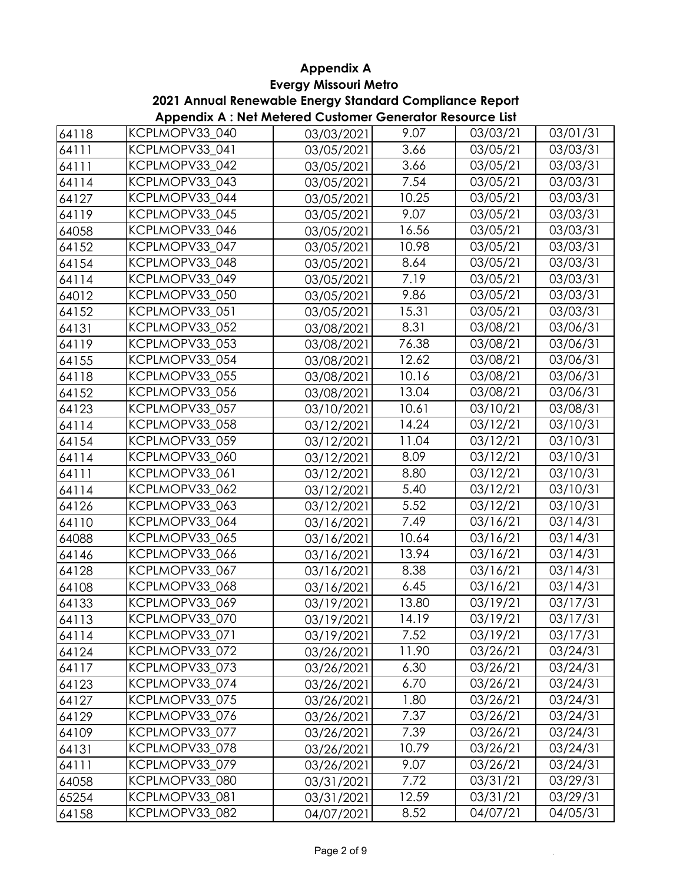**Appendix A**
**Evergy Missouri Metro**
**2021 Annual Renewable Energy Standard Compliance Report**
**Appendix A : Net Metered Customer Generator Resource List**

| | | | | | |
|---|---|---|---|---|---|
| 64118 | KCPLMOPV33_040 | 03/03/2021 | 9.07 | 03/03/21 | 03/01/31 |
| 64111 | KCPLMOPV33_041 | 03/05/2021 | 3.66 | 03/05/21 | 03/03/31 |
| 64111 | KCPLMOPV33_042 | 03/05/2021 | 3.66 | 03/05/21 | 03/03/31 |
| 64114 | KCPLMOPV33_043 | 03/05/2021 | 7.54 | 03/05/21 | 03/03/31 |
| 64127 | KCPLMOPV33_044 | 03/05/2021 | 10.25 | 03/05/21 | 03/03/31 |
| 64119 | KCPLMOPV33_045 | 03/05/2021 | 9.07 | 03/05/21 | 03/03/31 |
| 64058 | KCPLMOPV33_046 | 03/05/2021 | 16.56 | 03/05/21 | 03/03/31 |
| 64152 | KCPLMOPV33_047 | 03/05/2021 | 10.98 | 03/05/21 | 03/03/31 |
| 64154 | KCPLMOPV33_048 | 03/05/2021 | 8.64 | 03/05/21 | 03/03/31 |
| 64114 | KCPLMOPV33_049 | 03/05/2021 | 7.19 | 03/05/21 | 03/03/31 |
| 64012 | KCPLMOPV33_050 | 03/05/2021 | 9.86 | 03/05/21 | 03/03/31 |
| 64152 | KCPLMOPV33_051 | 03/05/2021 | 15.31 | 03/05/21 | 03/03/31 |
| 64131 | KCPLMOPV33_052 | 03/08/2021 | 8.31 | 03/08/21 | 03/06/31 |
| 64119 | KCPLMOPV33_053 | 03/08/2021 | 76.38 | 03/08/21 | 03/06/31 |
| 64155 | KCPLMOPV33_054 | 03/08/2021 | 12.62 | 03/08/21 | 03/06/31 |
| 64118 | KCPLMOPV33_055 | 03/08/2021 | 10.16 | 03/08/21 | 03/06/31 |
| 64152 | KCPLMOPV33_056 | 03/08/2021 | 13.04 | 03/08/21 | 03/06/31 |
| 64123 | KCPLMOPV33_057 | 03/10/2021 | 10.61 | 03/10/21 | 03/08/31 |
| 64114 | KCPLMOPV33_058 | 03/12/2021 | 14.24 | 03/12/21 | 03/10/31 |
| 64154 | KCPLMOPV33_059 | 03/12/2021 | 11.04 | 03/12/21 | 03/10/31 |
| 64114 | KCPLMOPV33_060 | 03/12/2021 | 8.09 | 03/12/21 | 03/10/31 |
| 64111 | KCPLMOPV33_061 | 03/12/2021 | 8.80 | 03/12/21 | 03/10/31 |
| 64114 | KCPLMOPV33_062 | 03/12/2021 | 5.40 | 03/12/21 | 03/10/31 |
| 64126 | KCPLMOPV33_063 | 03/12/2021 | 5.52 | 03/12/21 | 03/10/31 |
| 64110 | KCPLMOPV33_064 | 03/16/2021 | 7.49 | 03/16/21 | 03/14/31 |
| 64088 | KCPLMOPV33_065 | 03/16/2021 | 10.64 | 03/16/21 | 03/14/31 |
| 64146 | KCPLMOPV33_066 | 03/16/2021 | 13.94 | 03/16/21 | 03/14/31 |
| 64128 | KCPLMOPV33_067 | 03/16/2021 | 8.38 | 03/16/21 | 03/14/31 |
| 64108 | KCPLMOPV33_068 | 03/16/2021 | 6.45 | 03/16/21 | 03/14/31 |
| 64133 | KCPLMOPV33_069 | 03/19/2021 | 13.80 | 03/19/21 | 03/17/31 |
| 64113 | KCPLMOPV33_070 | 03/19/2021 | 14.19 | 03/19/21 | 03/17/31 |
| 64114 | KCPLMOPV33_071 | 03/19/2021 | 7.52 | 03/19/21 | 03/17/31 |
| 64124 | KCPLMOPV33_072 | 03/26/2021 | 11.90 | 03/26/21 | 03/24/31 |
| 64117 | KCPLMOPV33_073 | 03/26/2021 | 6.30 | 03/26/21 | 03/24/31 |
| 64123 | KCPLMOPV33_074 | 03/26/2021 | 6.70 | 03/26/21 | 03/24/31 |
| 64127 | KCPLMOPV33_075 | 03/26/2021 | 1.80 | 03/26/21 | 03/24/31 |
| 64129 | KCPLMOPV33_076 | 03/26/2021 | 7.37 | 03/26/21 | 03/24/31 |
| 64109 | KCPLMOPV33_077 | 03/26/2021 | 7.39 | 03/26/21 | 03/24/31 |
| 64131 | KCPLMOPV33_078 | 03/26/2021 | 10.79 | 03/26/21 | 03/24/31 |
| 64111 | KCPLMOPV33_079 | 03/26/2021 | 9.07 | 03/26/21 | 03/24/31 |
| 64058 | KCPLMOPV33_080 | 03/31/2021 | 7.72 | 03/31/21 | 03/29/31 |
| 65254 | KCPLMOPV33_081 | 03/31/2021 | 12.59 | 03/31/21 | 03/29/31 |
| 64158 | KCPLMOPV33_082 | 04/07/2021 | 8.52 | 04/07/21 | 04/05/31 |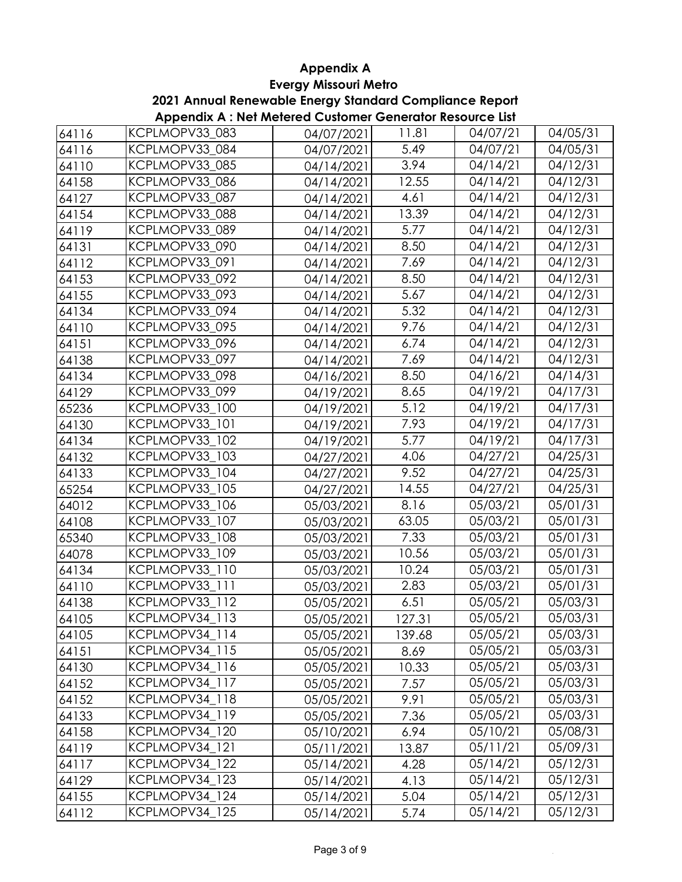# Appendix A

## Evergy Missouri Metro

## 2021 Annual Renewable Energy Standard Compliance Report

## Appendix A : Net Metered Customer Generator Resource List

| | | | | | |
|---|---|---|---|---|---|
| 64116 | KCPLMOPV33_083 | 04/07/2021 | 11.81 | 04/07/21 | 04/05/31 |
| 64116 | KCPLMOPV33_084 | 04/07/2021 | 5.49 | 04/07/21 | 04/05/31 |
| 64110 | KCPLMOPV33_085 | 04/14/2021 | 3.94 | 04/14/21 | 04/12/31 |
| 64158 | KCPLMOPV33_086 | 04/14/2021 | 12.55 | 04/14/21 | 04/12/31 |
| 64127 | KCPLMOPV33_087 | 04/14/2021 | 4.61 | 04/14/21 | 04/12/31 |
| 64154 | KCPLMOPV33_088 | 04/14/2021 | 13.39 | 04/14/21 | 04/12/31 |
| 64119 | KCPLMOPV33_089 | 04/14/2021 | 5.77 | 04/14/21 | 04/12/31 |
| 64131 | KCPLMOPV33_090 | 04/14/2021 | 8.50 | 04/14/21 | 04/12/31 |
| 64112 | KCPLMOPV33_091 | 04/14/2021 | 7.69 | 04/14/21 | 04/12/31 |
| 64153 | KCPLMOPV33_092 | 04/14/2021 | 8.50 | 04/14/21 | 04/12/31 |
| 64155 | KCPLMOPV33_093 | 04/14/2021 | 5.67 | 04/14/21 | 04/12/31 |
| 64134 | KCPLMOPV33_094 | 04/14/2021 | 5.32 | 04/14/21 | 04/12/31 |
| 64110 | KCPLMOPV33_095 | 04/14/2021 | 9.76 | 04/14/21 | 04/12/31 |
| 64151 | KCPLMOPV33_096 | 04/14/2021 | 6.74 | 04/14/21 | 04/12/31 |
| 64138 | KCPLMOPV33_097 | 04/14/2021 | 7.69 | 04/14/21 | 04/12/31 |
| 64134 | KCPLMOPV33_098 | 04/16/2021 | 8.50 | 04/16/21 | 04/14/31 |
| 64129 | KCPLMOPV33_099 | 04/19/2021 | 8.65 | 04/19/21 | 04/17/31 |
| 65236 | KCPLMOPV33_100 | 04/19/2021 | 5.12 | 04/19/21 | 04/17/31 |
| 64130 | KCPLMOPV33_101 | 04/19/2021 | 7.93 | 04/19/21 | 04/17/31 |
| 64134 | KCPLMOPV33_102 | 04/19/2021 | 5.77 | 04/19/21 | 04/17/31 |
| 64132 | KCPLMOPV33_103 | 04/27/2021 | 4.06 | 04/27/21 | 04/25/31 |
| 64133 | KCPLMOPV33_104 | 04/27/2021 | 9.52 | 04/27/21 | 04/25/31 |
| 65254 | KCPLMOPV33_105 | 04/27/2021 | 14.55 | 04/27/21 | 04/25/31 |
| 64012 | KCPLMOPV33_106 | 05/03/2021 | 8.16 | 05/03/21 | 05/01/31 |
| 64108 | KCPLMOPV33_107 | 05/03/2021 | 63.05 | 05/03/21 | 05/01/31 |
| 65340 | KCPLMOPV33_108 | 05/03/2021 | 7.33 | 05/03/21 | 05/01/31 |
| 64078 | KCPLMOPV33_109 | 05/03/2021 | 10.56 | 05/03/21 | 05/01/31 |
| 64134 | KCPLMOPV33_110 | 05/03/2021 | 10.24 | 05/03/21 | 05/01/31 |
| 64110 | KCPLMOPV33_111 | 05/03/2021 | 2.83 | 05/03/21 | 05/01/31 |
| 64138 | KCPLMOPV33_112 | 05/05/2021 | 6.51 | 05/05/21 | 05/03/31 |
| 64105 | KCPLMOPV34_113 | 05/05/2021 | 127.31 | 05/05/21 | 05/03/31 |
| 64105 | KCPLMOPV34_114 | 05/05/2021 | 139.68 | 05/05/21 | 05/03/31 |
| 64151 | KCPLMOPV34_115 | 05/05/2021 | 8.69 | 05/05/21 | 05/03/31 |
| 64130 | KCPLMOPV34_116 | 05/05/2021 | 10.33 | 05/05/21 | 05/03/31 |
| 64152 | KCPLMOPV34_117 | 05/05/2021 | 7.57 | 05/05/21 | 05/03/31 |
| 64152 | KCPLMOPV34_118 | 05/05/2021 | 9.91 | 05/05/21 | 05/03/31 |
| 64133 | KCPLMOPV34_119 | 05/05/2021 | 7.36 | 05/05/21 | 05/03/31 |
| 64158 | KCPLMOPV34_120 | 05/10/2021 | 6.94 | 05/10/21 | 05/08/31 |
| 64119 | KCPLMOPV34_121 | 05/11/2021 | 13.87 | 05/11/21 | 05/09/31 |
| 64117 | KCPLMOPV34_122 | 05/14/2021 | 4.28 | 05/14/21 | 05/12/31 |
| 64129 | KCPLMOPV34_123 | 05/14/2021 | 4.13 | 05/14/21 | 05/12/31 |
| 64155 | KCPLMOPV34_124 | 05/14/2021 | 5.04 | 05/14/21 | 05/12/31 |
| 64112 | KCPLMOPV34_125 | 05/14/2021 | 5.74 | 05/14/21 | 05/12/31 |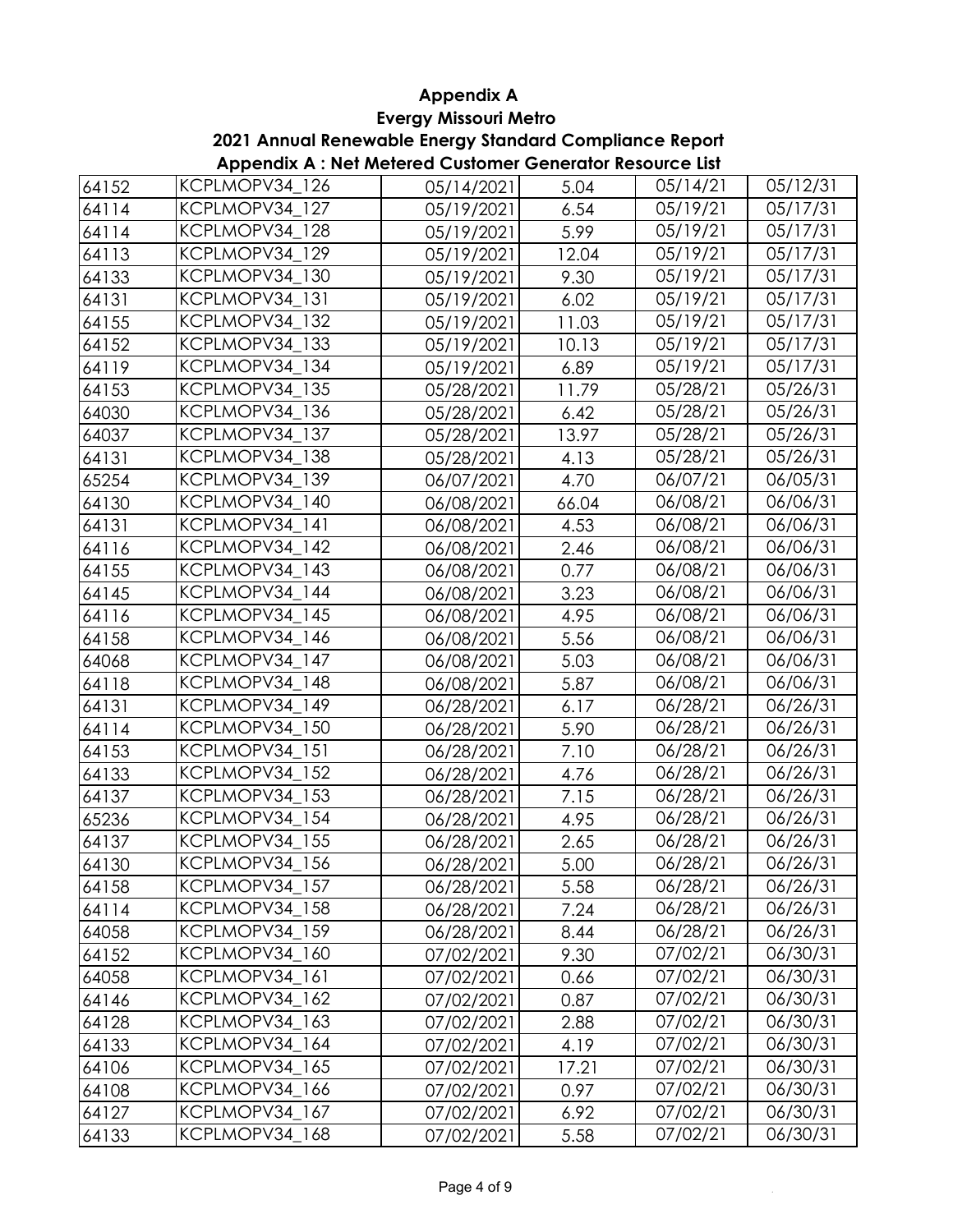# Appendix A

## Evergy Missouri Metro

## 2021 Annual Renewable Energy Standard Compliance Report

## Appendix A : Net Metered Customer Generator Resource List

| | | | | | |
|---|---|---|---|---|---|
| 64152 | KCPLMOPV34_126 | 05/14/2021 | 5.04 | 05/14/21 | 05/12/31 |
| 64114 | KCPLMOPV34_127 | 05/19/2021 | 6.54 | 05/19/21 | 05/17/31 |
| 64114 | KCPLMOPV34_128 | 05/19/2021 | 5.99 | 05/19/21 | 05/17/31 |
| 64113 | KCPLMOPV34_129 | 05/19/2021 | 12.04 | 05/19/21 | 05/17/31 |
| 64133 | KCPLMOPV34_130 | 05/19/2021 | 9.30 | 05/19/21 | 05/17/31 |
| 64131 | KCPLMOPV34_131 | 05/19/2021 | 6.02 | 05/19/21 | 05/17/31 |
| 64155 | KCPLMOPV34_132 | 05/19/2021 | 11.03 | 05/19/21 | 05/17/31 |
| 64152 | KCPLMOPV34_133 | 05/19/2021 | 10.13 | 05/19/21 | 05/17/31 |
| 64119 | KCPLMOPV34_134 | 05/19/2021 | 6.89 | 05/19/21 | 05/17/31 |
| 64153 | KCPLMOPV34_135 | 05/28/2021 | 11.79 | 05/28/21 | 05/26/31 |
| 64030 | KCPLMOPV34_136 | 05/28/2021 | 6.42 | 05/28/21 | 05/26/31 |
| 64037 | KCPLMOPV34_137 | 05/28/2021 | 13.97 | 05/28/21 | 05/26/31 |
| 64131 | KCPLMOPV34_138 | 05/28/2021 | 4.13 | 05/28/21 | 05/26/31 |
| 65254 | KCPLMOPV34_139 | 06/07/2021 | 4.70 | 06/07/21 | 06/05/31 |
| 64130 | KCPLMOPV34_140 | 06/08/2021 | 66.04 | 06/08/21 | 06/06/31 |
| 64131 | KCPLMOPV34_141 | 06/08/2021 | 4.53 | 06/08/21 | 06/06/31 |
| 64116 | KCPLMOPV34_142 | 06/08/2021 | 2.46 | 06/08/21 | 06/06/31 |
| 64155 | KCPLMOPV34_143 | 06/08/2021 | 0.77 | 06/08/21 | 06/06/31 |
| 64145 | KCPLMOPV34_144 | 06/08/2021 | 3.23 | 06/08/21 | 06/06/31 |
| 64116 | KCPLMOPV34_145 | 06/08/2021 | 4.95 | 06/08/21 | 06/06/31 |
| 64158 | KCPLMOPV34_146 | 06/08/2021 | 5.56 | 06/08/21 | 06/06/31 |
| 64068 | KCPLMOPV34_147 | 06/08/2021 | 5.03 | 06/08/21 | 06/06/31 |
| 64118 | KCPLMOPV34_148 | 06/08/2021 | 5.87 | 06/08/21 | 06/06/31 |
| 64131 | KCPLMOPV34_149 | 06/28/2021 | 6.17 | 06/28/21 | 06/26/31 |
| 64114 | KCPLMOPV34_150 | 06/28/2021 | 5.90 | 06/28/21 | 06/26/31 |
| 64153 | KCPLMOPV34_151 | 06/28/2021 | 7.10 | 06/28/21 | 06/26/31 |
| 64133 | KCPLMOPV34_152 | 06/28/2021 | 4.76 | 06/28/21 | 06/26/31 |
| 64137 | KCPLMOPV34_153 | 06/28/2021 | 7.15 | 06/28/21 | 06/26/31 |
| 65236 | KCPLMOPV34_154 | 06/28/2021 | 4.95 | 06/28/21 | 06/26/31 |
| 64137 | KCPLMOPV34_155 | 06/28/2021 | 2.65 | 06/28/21 | 06/26/31 |
| 64130 | KCPLMOPV34_156 | 06/28/2021 | 5.00 | 06/28/21 | 06/26/31 |
| 64158 | KCPLMOPV34_157 | 06/28/2021 | 5.58 | 06/28/21 | 06/26/31 |
| 64114 | KCPLMOPV34_158 | 06/28/2021 | 7.24 | 06/28/21 | 06/26/31 |
| 64058 | KCPLMOPV34_159 | 06/28/2021 | 8.44 | 06/28/21 | 06/26/31 |
| 64152 | KCPLMOPV34_160 | 07/02/2021 | 9.30 | 07/02/21 | 06/30/31 |
| 64058 | KCPLMOPV34_161 | 07/02/2021 | 0.66 | 07/02/21 | 06/30/31 |
| 64146 | KCPLMOPV34_162 | 07/02/2021 | 0.87 | 07/02/21 | 06/30/31 |
| 64128 | KCPLMOPV34_163 | 07/02/2021 | 2.88 | 07/02/21 | 06/30/31 |
| 64133 | KCPLMOPV34_164 | 07/02/2021 | 4.19 | 07/02/21 | 06/30/31 |
| 64106 | KCPLMOPV34_165 | 07/02/2021 | 17.21 | 07/02/21 | 06/30/31 |
| 64108 | KCPLMOPV34_166 | 07/02/2021 | 0.97 | 07/02/21 | 06/30/31 |
| 64127 | KCPLMOPV34_167 | 07/02/2021 | 6.92 | 07/02/21 | 06/30/31 |
| 64133 | KCPLMOPV34_168 | 07/02/2021 | 5.58 | 07/02/21 | 06/30/31 |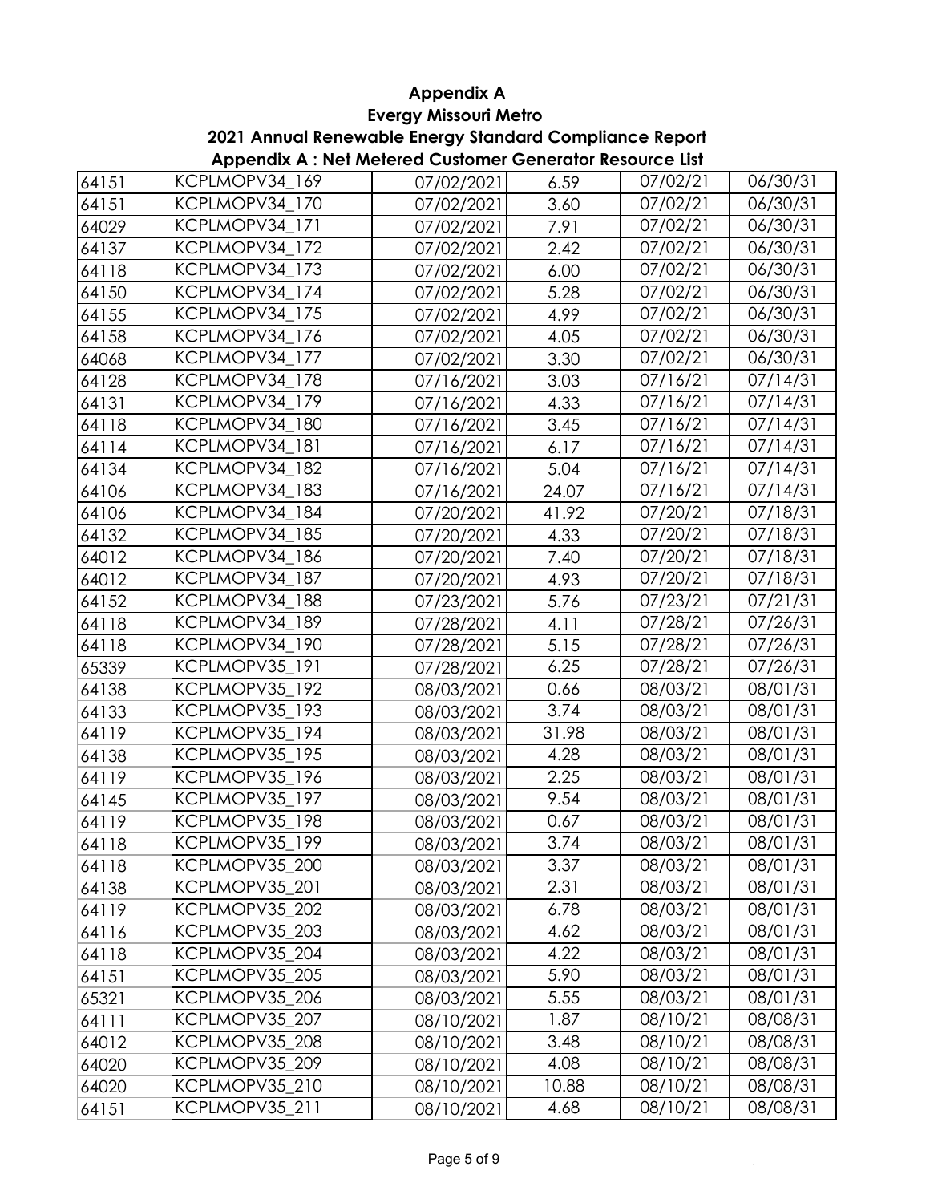**Appendix A**
**Evergy Missouri Metro**
**2021 Annual Renewable Energy Standard Compliance Report**
**Appendix A : Net Metered Customer Generator Resource List**

| | | | | | |
|---|---|---|---|---|---|
| 64151 | KCPLMOPV34_169 | 07/02/2021 | 6.59 | 07/02/21 | 06/30/31 |
| 64151 | KCPLMOPV34_170 | 07/02/2021 | 3.60 | 07/02/21 | 06/30/31 |
| 64029 | KCPLMOPV34_171 | 07/02/2021 | 7.91 | 07/02/21 | 06/30/31 |
| 64137 | KCPLMOPV34_172 | 07/02/2021 | 2.42 | 07/02/21 | 06/30/31 |
| 64118 | KCPLMOPV34_173 | 07/02/2021 | 6.00 | 07/02/21 | 06/30/31 |
| 64150 | KCPLMOPV34_174 | 07/02/2021 | 5.28 | 07/02/21 | 06/30/31 |
| 64155 | KCPLMOPV34_175 | 07/02/2021 | 4.99 | 07/02/21 | 06/30/31 |
| 64158 | KCPLMOPV34_176 | 07/02/2021 | 4.05 | 07/02/21 | 06/30/31 |
| 64068 | KCPLMOPV34_177 | 07/02/2021 | 3.30 | 07/02/21 | 06/30/31 |
| 64128 | KCPLMOPV34_178 | 07/16/2021 | 3.03 | 07/16/21 | 07/14/31 |
| 64131 | KCPLMOPV34_179 | 07/16/2021 | 4.33 | 07/16/21 | 07/14/31 |
| 64118 | KCPLMOPV34_180 | 07/16/2021 | 3.45 | 07/16/21 | 07/14/31 |
| 64114 | KCPLMOPV34_181 | 07/16/2021 | 6.17 | 07/16/21 | 07/14/31 |
| 64134 | KCPLMOPV34_182 | 07/16/2021 | 5.04 | 07/16/21 | 07/14/31 |
| 64106 | KCPLMOPV34_183 | 07/16/2021 | 24.07 | 07/16/21 | 07/14/31 |
| 64106 | KCPLMOPV34_184 | 07/20/2021 | 41.92 | 07/20/21 | 07/18/31 |
| 64132 | KCPLMOPV34_185 | 07/20/2021 | 4.33 | 07/20/21 | 07/18/31 |
| 64012 | KCPLMOPV34_186 | 07/20/2021 | 7.40 | 07/20/21 | 07/18/31 |
| 64012 | KCPLMOPV34_187 | 07/20/2021 | 4.93 | 07/20/21 | 07/18/31 |
| 64152 | KCPLMOPV34_188 | 07/23/2021 | 5.76 | 07/23/21 | 07/21/31 |
| 64118 | KCPLMOPV34_189 | 07/28/2021 | 4.11 | 07/28/21 | 07/26/31 |
| 64118 | KCPLMOPV34_190 | 07/28/2021 | 5.15 | 07/28/21 | 07/26/31 |
| 65339 | KCPLMOPV35_191 | 07/28/2021 | 6.25 | 07/28/21 | 07/26/31 |
| 64138 | KCPLMOPV35_192 | 08/03/2021 | 0.66 | 08/03/21 | 08/01/31 |
| 64133 | KCPLMOPV35_193 | 08/03/2021 | 3.74 | 08/03/21 | 08/01/31 |
| 64119 | KCPLMOPV35_194 | 08/03/2021 | 31.98 | 08/03/21 | 08/01/31 |
| 64138 | KCPLMOPV35_195 | 08/03/2021 | 4.28 | 08/03/21 | 08/01/31 |
| 64119 | KCPLMOPV35_196 | 08/03/2021 | 2.25 | 08/03/21 | 08/01/31 |
| 64145 | KCPLMOPV35_197 | 08/03/2021 | 9.54 | 08/03/21 | 08/01/31 |
| 64119 | KCPLMOPV35_198 | 08/03/2021 | 0.67 | 08/03/21 | 08/01/31 |
| 64118 | KCPLMOPV35_199 | 08/03/2021 | 3.74 | 08/03/21 | 08/01/31 |
| 64118 | KCPLMOPV35_200 | 08/03/2021 | 3.37 | 08/03/21 | 08/01/31 |
| 64138 | KCPLMOPV35_201 | 08/03/2021 | 2.31 | 08/03/21 | 08/01/31 |
| 64119 | KCPLMOPV35_202 | 08/03/2021 | 6.78 | 08/03/21 | 08/01/31 |
| 64116 | KCPLMOPV35_203 | 08/03/2021 | 4.62 | 08/03/21 | 08/01/31 |
| 64118 | KCPLMOPV35_204 | 08/03/2021 | 4.22 | 08/03/21 | 08/01/31 |
| 64151 | KCPLMOPV35_205 | 08/03/2021 | 5.90 | 08/03/21 | 08/01/31 |
| 65321 | KCPLMOPV35_206 | 08/03/2021 | 5.55 | 08/03/21 | 08/01/31 |
| 64111 | KCPLMOPV35_207 | 08/10/2021 | 1.87 | 08/10/21 | 08/08/31 |
| 64012 | KCPLMOPV35_208 | 08/10/2021 | 3.48 | 08/10/21 | 08/08/31 |
| 64020 | KCPLMOPV35_209 | 08/10/2021 | 4.08 | 08/10/21 | 08/08/31 |
| 64020 | KCPLMOPV35_210 | 08/10/2021 | 10.88 | 08/10/21 | 08/08/31 |
| 64151 | KCPLMOPV35_211 | 08/10/2021 | 4.68 | 08/10/21 | 08/08/31 |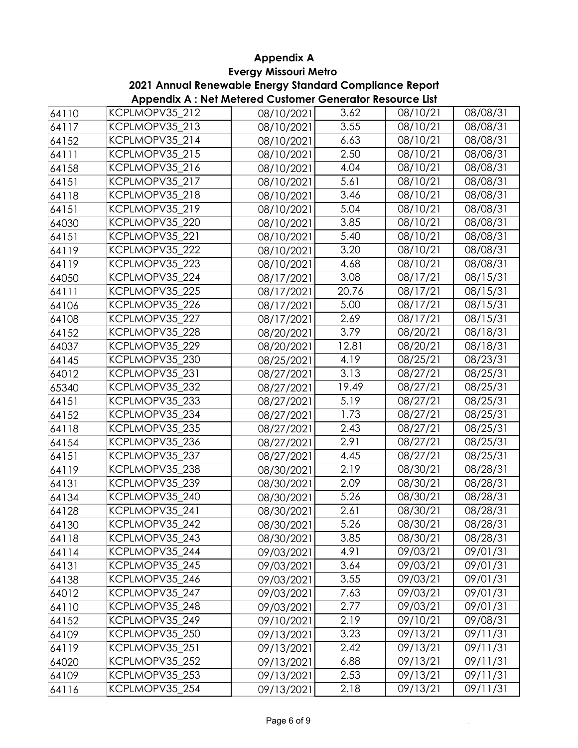# Appendix A

## Evergy Missouri Metro

## 2021 Annual Renewable Energy Standard Compliance Report

## Appendix A : Net Metered Customer Generator Resource List

| | | | | | |
|---|---|---|---|---|---|
| 64110 | KCPLMOPV35_212 | 08/10/2021 | 3.62 | 08/10/21 | 08/08/31 |
| 64117 | KCPLMOPV35_213 | 08/10/2021 | 3.55 | 08/10/21 | 08/08/31 |
| 64152 | KCPLMOPV35_214 | 08/10/2021 | 6.63 | 08/10/21 | 08/08/31 |
| 64111 | KCPLMOPV35_215 | 08/10/2021 | 2.50 | 08/10/21 | 08/08/31 |
| 64158 | KCPLMOPV35_216 | 08/10/2021 | 4.04 | 08/10/21 | 08/08/31 |
| 64151 | KCPLMOPV35_217 | 08/10/2021 | 5.61 | 08/10/21 | 08/08/31 |
| 64118 | KCPLMOPV35_218 | 08/10/2021 | 3.46 | 08/10/21 | 08/08/31 |
| 64151 | KCPLMOPV35_219 | 08/10/2021 | 5.04 | 08/10/21 | 08/08/31 |
| 64030 | KCPLMOPV35_220 | 08/10/2021 | 3.85 | 08/10/21 | 08/08/31 |
| 64151 | KCPLMOPV35_221 | 08/10/2021 | 5.40 | 08/10/21 | 08/08/31 |
| 64119 | KCPLMOPV35_222 | 08/10/2021 | 3.20 | 08/10/21 | 08/08/31 |
| 64119 | KCPLMOPV35_223 | 08/10/2021 | 4.68 | 08/10/21 | 08/08/31 |
| 64050 | KCPLMOPV35_224 | 08/17/2021 | 3.08 | 08/17/21 | 08/15/31 |
| 64111 | KCPLMOPV35_225 | 08/17/2021 | 20.76 | 08/17/21 | 08/15/31 |
| 64106 | KCPLMOPV35_226 | 08/17/2021 | 5.00 | 08/17/21 | 08/15/31 |
| 64108 | KCPLMOPV35_227 | 08/17/2021 | 2.69 | 08/17/21 | 08/15/31 |
| 64152 | KCPLMOPV35_228 | 08/20/2021 | 3.79 | 08/20/21 | 08/18/31 |
| 64037 | KCPLMOPV35_229 | 08/20/2021 | 12.81 | 08/20/21 | 08/18/31 |
| 64145 | KCPLMOPV35_230 | 08/25/2021 | 4.19 | 08/25/21 | 08/23/31 |
| 64012 | KCPLMOPV35_231 | 08/27/2021 | 3.13 | 08/27/21 | 08/25/31 |
| 65340 | KCPLMOPV35_232 | 08/27/2021 | 19.49 | 08/27/21 | 08/25/31 |
| 64151 | KCPLMOPV35_233 | 08/27/2021 | 5.19 | 08/27/21 | 08/25/31 |
| 64152 | KCPLMOPV35_234 | 08/27/2021 | 1.73 | 08/27/21 | 08/25/31 |
| 64118 | KCPLMOPV35_235 | 08/27/2021 | 2.43 | 08/27/21 | 08/25/31 |
| 64154 | KCPLMOPV35_236 | 08/27/2021 | 2.91 | 08/27/21 | 08/25/31 |
| 64151 | KCPLMOPV35_237 | 08/27/2021 | 4.45 | 08/27/21 | 08/25/31 |
| 64119 | KCPLMOPV35_238 | 08/30/2021 | 2.19 | 08/30/21 | 08/28/31 |
| 64131 | KCPLMOPV35_239 | 08/30/2021 | 2.09 | 08/30/21 | 08/28/31 |
| 64134 | KCPLMOPV35_240 | 08/30/2021 | 5.26 | 08/30/21 | 08/28/31 |
| 64128 | KCPLMOPV35_241 | 08/30/2021 | 2.61 | 08/30/21 | 08/28/31 |
| 64130 | KCPLMOPV35_242 | 08/30/2021 | 5.26 | 08/30/21 | 08/28/31 |
| 64118 | KCPLMOPV35_243 | 08/30/2021 | 3.85 | 08/30/21 | 08/28/31 |
| 64114 | KCPLMOPV35_244 | 09/03/2021 | 4.91 | 09/03/21 | 09/01/31 |
| 64131 | KCPLMOPV35_245 | 09/03/2021 | 3.64 | 09/03/21 | 09/01/31 |
| 64138 | KCPLMOPV35_246 | 09/03/2021 | 3.55 | 09/03/21 | 09/01/31 |
| 64012 | KCPLMOPV35_247 | 09/03/2021 | 7.63 | 09/03/21 | 09/01/31 |
| 64110 | KCPLMOPV35_248 | 09/03/2021 | 2.77 | 09/03/21 | 09/01/31 |
| 64152 | KCPLMOPV35_249 | 09/10/2021 | 2.19 | 09/10/21 | 09/08/31 |
| 64109 | KCPLMOPV35_250 | 09/13/2021 | 3.23 | 09/13/21 | 09/11/31 |
| 64119 | KCPLMOPV35_251 | 09/13/2021 | 2.42 | 09/13/21 | 09/11/31 |
| 64020 | KCPLMOPV35_252 | 09/13/2021 | 6.88 | 09/13/21 | 09/11/31 |
| 64109 | KCPLMOPV35_253 | 09/13/2021 | 2.53 | 09/13/21 | 09/11/31 |
| 64116 | KCPLMOPV35_254 | 09/13/2021 | 2.18 | 09/13/21 | 09/11/31 |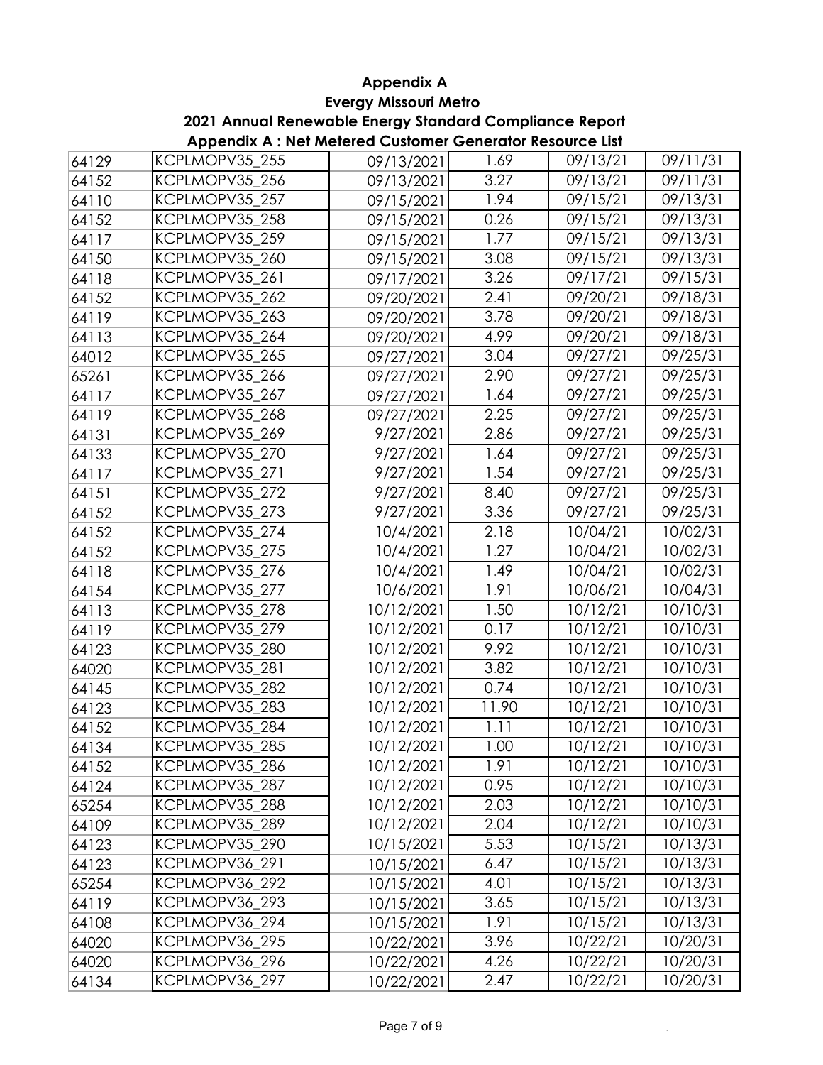# Appendix A

## Evergy Missouri Metro

## 2021 Annual Renewable Energy Standard Compliance Report

## Appendix A : Net Metered Customer Generator Resource List

| | | | | | |
|---|---|---|---|---|---|
| 64129 | KCPLMOPV35_255 | 09/13/2021 | 1.69 | 09/13/21 | 09/11/31 |
| 64152 | KCPLMOPV35_256 | 09/13/2021 | 3.27 | 09/13/21 | 09/11/31 |
| 64110 | KCPLMOPV35_257 | 09/15/2021 | 1.94 | 09/15/21 | 09/13/31 |
| 64152 | KCPLMOPV35_258 | 09/15/2021 | 0.26 | 09/15/21 | 09/13/31 |
| 64117 | KCPLMOPV35_259 | 09/15/2021 | 1.77 | 09/15/21 | 09/13/31 |
| 64150 | KCPLMOPV35_260 | 09/15/2021 | 3.08 | 09/15/21 | 09/13/31 |
| 64118 | KCPLMOPV35_261 | 09/17/2021 | 3.26 | 09/17/21 | 09/15/31 |
| 64152 | KCPLMOPV35_262 | 09/20/2021 | 2.41 | 09/20/21 | 09/18/31 |
| 64119 | KCPLMOPV35_263 | 09/20/2021 | 3.78 | 09/20/21 | 09/18/31 |
| 64113 | KCPLMOPV35_264 | 09/20/2021 | 4.99 | 09/20/21 | 09/18/31 |
| 64012 | KCPLMOPV35_265 | 09/27/2021 | 3.04 | 09/27/21 | 09/25/31 |
| 65261 | KCPLMOPV35_266 | 09/27/2021 | 2.90 | 09/27/21 | 09/25/31 |
| 64117 | KCPLMOPV35_267 | 09/27/2021 | 1.64 | 09/27/21 | 09/25/31 |
| 64119 | KCPLMOPV35_268 | 09/27/2021 | 2.25 | 09/27/21 | 09/25/31 |
| 64131 | KCPLMOPV35_269 | 9/27/2021 | 2.86 | 09/27/21 | 09/25/31 |
| 64133 | KCPLMOPV35_270 | 9/27/2021 | 1.64 | 09/27/21 | 09/25/31 |
| 64117 | KCPLMOPV35_271 | 9/27/2021 | 1.54 | 09/27/21 | 09/25/31 |
| 64151 | KCPLMOPV35_272 | 9/27/2021 | 8.40 | 09/27/21 | 09/25/31 |
| 64152 | KCPLMOPV35_273 | 9/27/2021 | 3.36 | 09/27/21 | 09/25/31 |
| 64152 | KCPLMOPV35_274 | 10/4/2021 | 2.18 | 10/04/21 | 10/02/31 |
| 64152 | KCPLMOPV35_275 | 10/4/2021 | 1.27 | 10/04/21 | 10/02/31 |
| 64118 | KCPLMOPV35_276 | 10/4/2021 | 1.49 | 10/04/21 | 10/02/31 |
| 64154 | KCPLMOPV35_277 | 10/6/2021 | 1.91 | 10/06/21 | 10/04/31 |
| 64113 | KCPLMOPV35_278 | 10/12/2021 | 1.50 | 10/12/21 | 10/10/31 |
| 64119 | KCPLMOPV35_279 | 10/12/2021 | 0.17 | 10/12/21 | 10/10/31 |
| 64123 | KCPLMOPV35_280 | 10/12/2021 | 9.92 | 10/12/21 | 10/10/31 |
| 64020 | KCPLMOPV35_281 | 10/12/2021 | 3.82 | 10/12/21 | 10/10/31 |
| 64145 | KCPLMOPV35_282 | 10/12/2021 | 0.74 | 10/12/21 | 10/10/31 |
| 64123 | KCPLMOPV35_283 | 10/12/2021 | 11.90 | 10/12/21 | 10/10/31 |
| 64152 | KCPLMOPV35_284 | 10/12/2021 | 1.11 | 10/12/21 | 10/10/31 |
| 64134 | KCPLMOPV35_285 | 10/12/2021 | 1.00 | 10/12/21 | 10/10/31 |
| 64152 | KCPLMOPV35_286 | 10/12/2021 | 1.91 | 10/12/21 | 10/10/31 |
| 64124 | KCPLMOPV35_287 | 10/12/2021 | 0.95 | 10/12/21 | 10/10/31 |
| 65254 | KCPLMOPV35_288 | 10/12/2021 | 2.03 | 10/12/21 | 10/10/31 |
| 64109 | KCPLMOPV35_289 | 10/12/2021 | 2.04 | 10/12/21 | 10/10/31 |
| 64123 | KCPLMOPV35_290 | 10/15/2021 | 5.53 | 10/15/21 | 10/13/31 |
| 64123 | KCPLMOPV36_291 | 10/15/2021 | 6.47 | 10/15/21 | 10/13/31 |
| 65254 | KCPLMOPV36_292 | 10/15/2021 | 4.01 | 10/15/21 | 10/13/31 |
| 64119 | KCPLMOPV36_293 | 10/15/2021 | 3.65 | 10/15/21 | 10/13/31 |
| 64108 | KCPLMOPV36_294 | 10/15/2021 | 1.91 | 10/15/21 | 10/13/31 |
| 64020 | KCPLMOPV36_295 | 10/22/2021 | 3.96 | 10/22/21 | 10/20/31 |
| 64020 | KCPLMOPV36_296 | 10/22/2021 | 4.26 | 10/22/21 | 10/20/31 |
| 64134 | KCPLMOPV36_297 | 10/22/2021 | 2.47 | 10/22/21 | 10/20/31 |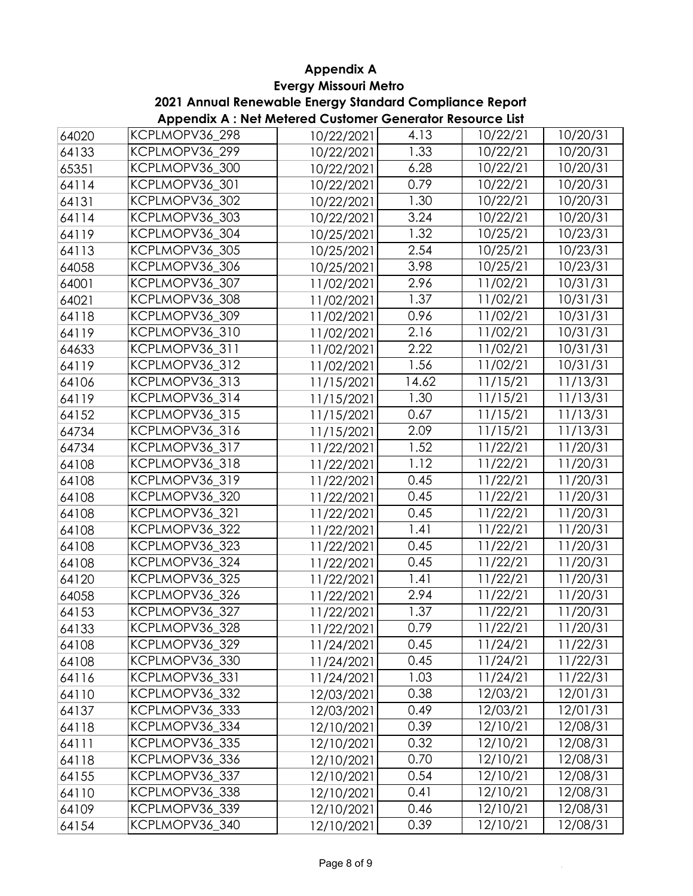**Appendix A**
**Evergy Missouri Metro**
**2021 Annual Renewable Energy Standard Compliance Report**
**Appendix A : Net Metered Customer Generator Resource List**

| | | | | | |
|---|---|---|---|---|---|
| 64020 | KCPLMOPV36_298 | 10/22/2021 | 4.13 | 10/22/21 | 10/20/31 |
| 64133 | KCPLMOPV36_299 | 10/22/2021 | 1.33 | 10/22/21 | 10/20/31 |
| 65351 | KCPLMOPV36_300 | 10/22/2021 | 6.28 | 10/22/21 | 10/20/31 |
| 64114 | KCPLMOPV36_301 | 10/22/2021 | 0.79 | 10/22/21 | 10/20/31 |
| 64131 | KCPLMOPV36_302 | 10/22/2021 | 1.30 | 10/22/21 | 10/20/31 |
| 64114 | KCPLMOPV36_303 | 10/22/2021 | 3.24 | 10/22/21 | 10/20/31 |
| 64119 | KCPLMOPV36_304 | 10/25/2021 | 1.32 | 10/25/21 | 10/23/31 |
| 64113 | KCPLMOPV36_305 | 10/25/2021 | 2.54 | 10/25/21 | 10/23/31 |
| 64058 | KCPLMOPV36_306 | 10/25/2021 | 3.98 | 10/25/21 | 10/23/31 |
| 64001 | KCPLMOPV36_307 | 11/02/2021 | 2.96 | 11/02/21 | 10/31/31 |
| 64021 | KCPLMOPV36_308 | 11/02/2021 | 1.37 | 11/02/21 | 10/31/31 |
| 64118 | KCPLMOPV36_309 | 11/02/2021 | 0.96 | 11/02/21 | 10/31/31 |
| 64119 | KCPLMOPV36_310 | 11/02/2021 | 2.16 | 11/02/21 | 10/31/31 |
| 64633 | KCPLMOPV36_311 | 11/02/2021 | 2.22 | 11/02/21 | 10/31/31 |
| 64119 | KCPLMOPV36_312 | 11/02/2021 | 1.56 | 11/02/21 | 10/31/31 |
| 64106 | KCPLMOPV36_313 | 11/15/2021 | 14.62 | 11/15/21 | 11/13/31 |
| 64119 | KCPLMOPV36_314 | 11/15/2021 | 1.30 | 11/15/21 | 11/13/31 |
| 64152 | KCPLMOPV36_315 | 11/15/2021 | 0.67 | 11/15/21 | 11/13/31 |
| 64734 | KCPLMOPV36_316 | 11/15/2021 | 2.09 | 11/15/21 | 11/13/31 |
| 64734 | KCPLMOPV36_317 | 11/22/2021 | 1.52 | 11/22/21 | 11/20/31 |
| 64108 | KCPLMOPV36_318 | 11/22/2021 | 1.12 | 11/22/21 | 11/20/31 |
| 64108 | KCPLMOPV36_319 | 11/22/2021 | 0.45 | 11/22/21 | 11/20/31 |
| 64108 | KCPLMOPV36_320 | 11/22/2021 | 0.45 | 11/22/21 | 11/20/31 |
| 64108 | KCPLMOPV36_321 | 11/22/2021 | 0.45 | 11/22/21 | 11/20/31 |
| 64108 | KCPLMOPV36_322 | 11/22/2021 | 1.41 | 11/22/21 | 11/20/31 |
| 64108 | KCPLMOPV36_323 | 11/22/2021 | 0.45 | 11/22/21 | 11/20/31 |
| 64108 | KCPLMOPV36_324 | 11/22/2021 | 0.45 | 11/22/21 | 11/20/31 |
| 64120 | KCPLMOPV36_325 | 11/22/2021 | 1.41 | 11/22/21 | 11/20/31 |
| 64058 | KCPLMOPV36_326 | 11/22/2021 | 2.94 | 11/22/21 | 11/20/31 |
| 64153 | KCPLMOPV36_327 | 11/22/2021 | 1.37 | 11/22/21 | 11/20/31 |
| 64133 | KCPLMOPV36_328 | 11/22/2021 | 0.79 | 11/22/21 | 11/20/31 |
| 64108 | KCPLMOPV36_329 | 11/24/2021 | 0.45 | 11/24/21 | 11/22/31 |
| 64108 | KCPLMOPV36_330 | 11/24/2021 | 0.45 | 11/24/21 | 11/22/31 |
| 64116 | KCPLMOPV36_331 | 11/24/2021 | 1.03 | 11/24/21 | 11/22/31 |
| 64110 | KCPLMOPV36_332 | 12/03/2021 | 0.38 | 12/03/21 | 12/01/31 |
| 64137 | KCPLMOPV36_333 | 12/03/2021 | 0.49 | 12/03/21 | 12/01/31 |
| 64118 | KCPLMOPV36_334 | 12/10/2021 | 0.39 | 12/10/21 | 12/08/31 |
| 64111 | KCPLMOPV36_335 | 12/10/2021 | 0.32 | 12/10/21 | 12/08/31 |
| 64118 | KCPLMOPV36_336 | 12/10/2021 | 0.70 | 12/10/21 | 12/08/31 |
| 64155 | KCPLMOPV36_337 | 12/10/2021 | 0.54 | 12/10/21 | 12/08/31 |
| 64110 | KCPLMOPV36_338 | 12/10/2021 | 0.41 | 12/10/21 | 12/08/31 |
| 64109 | KCPLMOPV36_339 | 12/10/2021 | 0.46 | 12/10/21 | 12/08/31 |
| 64154 | KCPLMOPV36_340 | 12/10/2021 | 0.39 | 12/10/21 | 12/08/31 |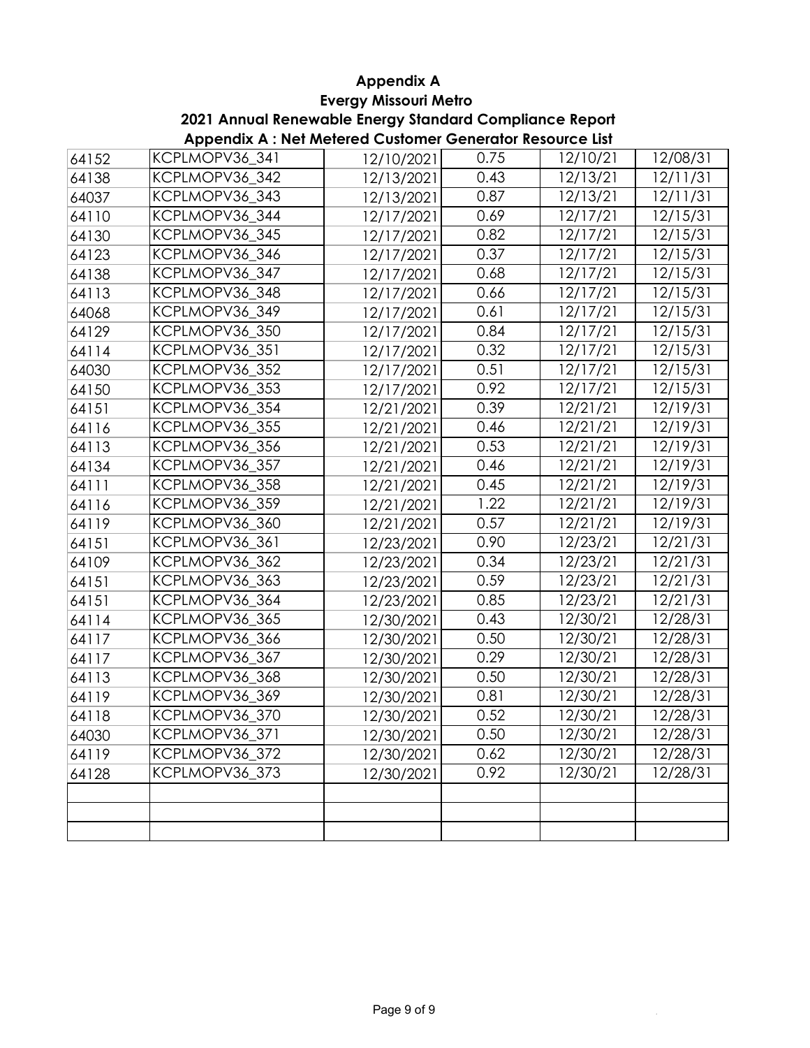# Appendix A

## Evergy Missouri Metro

## 2021 Annual Renewable Energy Standard Compliance Report

## Appendix A : Net Metered Customer Generator Resource List

| | | | | | |
|---|---|---|---|---|---|
| 64152 | KCPLMOPV36_341 | 12/10/2021 | 0.75 | 12/10/21 | 12/08/31 |
| 64138 | KCPLMOPV36_342 | 12/13/2021 | 0.43 | 12/13/21 | 12/11/31 |
| 64037 | KCPLMOPV36_343 | 12/13/2021 | 0.87 | 12/13/21 | 12/11/31 |
| 64110 | KCPLMOPV36_344 | 12/17/2021 | 0.69 | 12/17/21 | 12/15/31 |
| 64130 | KCPLMOPV36_345 | 12/17/2021 | 0.82 | 12/17/21 | 12/15/31 |
| 64123 | KCPLMOPV36_346 | 12/17/2021 | 0.37 | 12/17/21 | 12/15/31 |
| 64138 | KCPLMOPV36_347 | 12/17/2021 | 0.68 | 12/17/21 | 12/15/31 |
| 64113 | KCPLMOPV36_348 | 12/17/2021 | 0.66 | 12/17/21 | 12/15/31 |
| 64068 | KCPLMOPV36_349 | 12/17/2021 | 0.61 | 12/17/21 | 12/15/31 |
| 64129 | KCPLMOPV36_350 | 12/17/2021 | 0.84 | 12/17/21 | 12/15/31 |
| 64114 | KCPLMOPV36_351 | 12/17/2021 | 0.32 | 12/17/21 | 12/15/31 |
| 64030 | KCPLMOPV36_352 | 12/17/2021 | 0.51 | 12/17/21 | 12/15/31 |
| 64150 | KCPLMOPV36_353 | 12/17/2021 | 0.92 | 12/17/21 | 12/15/31 |
| 64151 | KCPLMOPV36_354 | 12/21/2021 | 0.39 | 12/21/21 | 12/19/31 |
| 64116 | KCPLMOPV36_355 | 12/21/2021 | 0.46 | 12/21/21 | 12/19/31 |
| 64113 | KCPLMOPV36_356 | 12/21/2021 | 0.53 | 12/21/21 | 12/19/31 |
| 64134 | KCPLMOPV36_357 | 12/21/2021 | 0.46 | 12/21/21 | 12/19/31 |
| 64111 | KCPLMOPV36_358 | 12/21/2021 | 0.45 | 12/21/21 | 12/19/31 |
| 64116 | KCPLMOPV36_359 | 12/21/2021 | 1.22 | 12/21/21 | 12/19/31 |
| 64119 | KCPLMOPV36_360 | 12/21/2021 | 0.57 | 12/21/21 | 12/19/31 |
| 64151 | KCPLMOPV36_361 | 12/23/2021 | 0.90 | 12/23/21 | 12/21/31 |
| 64109 | KCPLMOPV36_362 | 12/23/2021 | 0.34 | 12/23/21 | 12/21/31 |
| 64151 | KCPLMOPV36_363 | 12/23/2021 | 0.59 | 12/23/21 | 12/21/31 |
| 64151 | KCPLMOPV36_364 | 12/23/2021 | 0.85 | 12/23/21 | 12/21/31 |
| 64114 | KCPLMOPV36_365 | 12/30/2021 | 0.43 | 12/30/21 | 12/28/31 |
| 64117 | KCPLMOPV36_366 | 12/30/2021 | 0.50 | 12/30/21 | 12/28/31 |
| 64117 | KCPLMOPV36_367 | 12/30/2021 | 0.29 | 12/30/21 | 12/28/31 |
| 64113 | KCPLMOPV36_368 | 12/30/2021 | 0.50 | 12/30/21 | 12/28/31 |
| 64119 | KCPLMOPV36_369 | 12/30/2021 | 0.81 | 12/30/21 | 12/28/31 |
| 64118 | KCPLMOPV36_370 | 12/30/2021 | 0.52 | 12/30/21 | 12/28/31 |
| 64030 | KCPLMOPV36_371 | 12/30/2021 | 0.50 | 12/30/21 | 12/28/31 |
| 64119 | KCPLMOPV36_372 | 12/30/2021 | 0.62 | 12/30/21 | 12/28/31 |
| 64128 | KCPLMOPV36_373 | 12/30/2021 | 0.92 | 12/30/21 | 12/28/31 |
| | | | | | |
| | | | | | |
| | | | | | |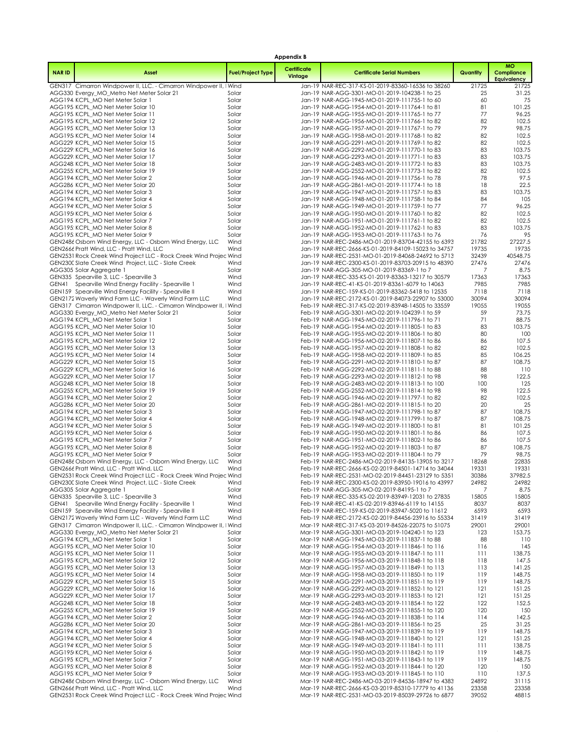**Appendix B**

| NAR ID | Asset | Fuel/Project Type | Certificate Vintage | Certificate Serial Numbers | Quantity | MO Compliance Equivalency |
|---|---|---|---|---|---|---|
| GEN317 | Cimarron Windpower II, LLC. - Cimarron Windpower II, I | Wind | Jan-19 | NAR-REC-317-KS-01-2019-83360-16536 to 38260 | 21725 | 21725 |
| AGG330 | Evergy_MO_Metro Net Meter Solar 21 | Solar | Jan-19 | NAR-AGG-3301-MO-01-2019-104238-1 to 25 | 25 | 31.25 |
| AGG194 | KCPL_MO Net Meter Solar 1 | Solar | Jan-19 | NAR-AGG-1945-MO-01-2019-111755-1 to 60 | 60 | 75 |
| AGG195 | KCPL_MO Net Meter Solar 10 | Solar | Jan-19 | NAR-AGG-1954-MO-01-2019-111764-1 to 81 | 81 | 101.25 |
| AGG195 | KCPL_MO Net Meter Solar 11 | Solar | Jan-19 | NAR-AGG-1955-MO-01-2019-111765-1 to 77 | 77 | 96.25 |
| AGG195 | KCPL_MO Net Meter Solar 12 | Solar | Jan-19 | NAR-AGG-1956-MO-01-2019-111766-1 to 82 | 82 | 102.5 |
| AGG195 | KCPL_MO Net Meter Solar 13 | Solar | Jan-19 | NAR-AGG-1957-MO-01-2019-111767-1 to 79 | 79 | 98.75 |
| AGG195 | KCPL_MO Net Meter Solar 14 | Solar | Jan-19 | NAR-AGG-1958-MO-01-2019-111768-1 to 82 | 82 | 102.5 |
| AGG229 | KCPL_MO Net Meter Solar 15 | Solar | Jan-19 | NAR-AGG-2291-MO-01-2019-111769-1 to 82 | 82 | 102.5 |
| AGG229 | KCPL_MO Net Meter Solar 16 | Solar | Jan-19 | NAR-AGG-2292-MO-01-2019-111770-1 to 83 | 83 | 103.75 |
| AGG229 | KCPL_MO Net Meter Solar 17 | Solar | Jan-19 | NAR-AGG-2293-MO-01-2019-111771-1 to 83 | 83 | 103.75 |
| AGG248 | KCPL_MO Net Meter Solar 18 | Solar | Jan-19 | NAR-AGG-2483-MO-01-2019-111772-1 to 83 | 83 | 103.75 |
| AGG255 | KCPL_MO Net Meter Solar 19 | Solar | Jan-19 | NAR-AGG-2552-MO-01-2019-111773-1 to 82 | 82 | 102.5 |
| AGG194 | KCPL_MO Net Meter Solar 2 | Solar | Jan-19 | NAR-AGG-1946-MO-01-2019-111756-1 to 78 | 78 | 97.5 |
| AGG286 | KCPL_MO Net Meter Solar 20 | Solar | Jan-19 | NAR-AGG-2861-MO-01-2019-111774-1 to 18 | 18 | 22.5 |
| AGG194 | KCPL_MO Net Meter Solar 3 | Solar | Jan-19 | NAR-AGG-1947-MO-01-2019-111757-1 to 83 | 83 | 103.75 |
| AGG194 | KCPL_MO Net Meter Solar 4 | Solar | Jan-19 | NAR-AGG-1948-MO-01-2019-111758-1 to 84 | 84 | 105 |
| AGG194 | KCPL_MO Net Meter Solar 5 | Solar | Jan-19 | NAR-AGG-1949-MO-01-2019-111759-1 to 77 | 77 | 96.25 |
| AGG195 | KCPL_MO Net Meter Solar 6 | Solar | Jan-19 | NAR-AGG-1950-MO-01-2019-111760-1 to 82 | 82 | 102.5 |
| AGG195 | KCPL_MO Net Meter Solar 7 | Solar | Jan-19 | NAR-AGG-1951-MO-01-2019-111761-1 to 82 | 82 | 102.5 |
| AGG195 | KCPL_MO Net Meter Solar 8 | Solar | Jan-19 | NAR-AGG-1952-MO-01-2019-111762-1 to 83 | 83 | 103.75 |
| AGG195 | KCPL_MO Net Meter Solar 9 | Solar | Jan-19 | NAR-AGG-1953-MO-01-2019-111763-1 to 76 | 76 | 95 |
| GEN2486 | Osborn Wind Energy, LLC - Osborn Wind Energy, LLC | Wind | Jan-19 | NAR-REC-2486-MO-01-2019-83704-42155 to 6393 | 21782 | 27227.5 |
| GEN2666 | Pratt Wind, LLC - Pratt Wind, LLC | Wind | Jan-19 | NAR-REC-2666-KS-01-2019-84109-15023 to 34757 | 19735 | 19735 |
| GEN2531 | Rock Creek Wind Project LLC - Rock Creek Wind Projec | Wind | Jan-19 | NAR-REC-2531-MO-01-2019-84068-24692 to 5713 | 32439 | 40548.75 |
| GEN2300 | Slate Creek Wind Project, LLC - Slate Creek | Wind | Jan-19 | NAR-REC-2300-KS-01-2019-83703-20915 to 48390 | 27476 | 27476 |
| AGG305 | Solar Aggregate 1 | Solar | Jan-19 | NAR-AGG-305-MO-01-2019-83369-1 to 7 | 7 | 8.75 |
| GEN335 | Spearville 3, LLC - Spearville 3 | Wind | Jan-19 | NAR-REC-335-KS-01-2019-83363-13217 to 30579 | 17363 | 17363 |
| GEN41 | Spearville Wind Energy Facility - Spearville 1 | Wind | Jan-19 | NAR-REC-41-KS-01-2019-83361-6079 to 14063 | 7985 | 7985 |
| GEN159 | Spearville Wind Energy Facility - Spearville II | Wind | Jan-19 | NAR-REC-159-KS-01-2019-83362-5418 to 12535 | 7118 | 7118 |
| GEN2172 | Waverly Wind Farm LLC - Waverly Wind Farm LLC | Wind | Jan-19 | NAR-REC-2172-KS-01-2019-84073-22907 to 53000 | 30094 | 30094 |
| GEN317 | Cimarron Windpower II, LLC. - Cimarron Windpower II, I | Wind | Feb-19 | NAR-REC-317-KS-02-2019-83948-14505 to 33559 | 19055 | 19055 |
| AGG330 | Evergy_MO_Metro Net Meter Solar 21 | Solar | Feb-19 | NAR-AGG-3301-MO-02-2019-104239-1 to 59 | 59 | 73.75 |
| AGG194 | KCPL_MO Net Meter Solar 1 | Solar | Feb-19 | NAR-AGG-1945-MO-02-2019-111796-1 to 71 | 71 | 88.75 |
| AGG195 | KCPL_MO Net Meter Solar 10 | Solar | Feb-19 | NAR-AGG-1954-MO-02-2019-111805-1 to 83 | 83 | 103.75 |
| AGG195 | KCPL_MO Net Meter Solar 11 | Solar | Feb-19 | NAR-AGG-1955-MO-02-2019-111806-1 to 80 | 80 | 100 |
| AGG195 | KCPL_MO Net Meter Solar 12 | Solar | Feb-19 | NAR-AGG-1956-MO-02-2019-111807-1 to 86 | 86 | 107.5 |
| AGG195 | KCPL_MO Net Meter Solar 13 | Solar | Feb-19 | NAR-AGG-1957-MO-02-2019-111808-1 to 82 | 82 | 102.5 |
| AGG195 | KCPL_MO Net Meter Solar 14 | Solar | Feb-19 | NAR-AGG-1958-MO-02-2019-111809-1 to 85 | 85 | 106.25 |
| AGG229 | KCPL_MO Net Meter Solar 15 | Solar | Feb-19 | NAR-AGG-2291-MO-02-2019-111810-1 to 87 | 87 | 108.75 |
| AGG229 | KCPL_MO Net Meter Solar 16 | Solar | Feb-19 | NAR-AGG-2292-MO-02-2019-111811-1 to 88 | 88 | 110 |
| AGG229 | KCPL_MO Net Meter Solar 17 | Solar | Feb-19 | NAR-AGG-2293-MO-02-2019-111812-1 to 98 | 98 | 122.5 |
| AGG248 | KCPL_MO Net Meter Solar 18 | Solar | Feb-19 | NAR-AGG-2483-MO-02-2019-111813-1 to 100 | 100 | 125 |
| AGG255 | KCPL_MO Net Meter Solar 19 | Solar | Feb-19 | NAR-AGG-2552-MO-02-2019-111814-1 to 98 | 98 | 122.5 |
| AGG194 | KCPL_MO Net Meter Solar 2 | Solar | Feb-19 | NAR-AGG-1946-MO-02-2019-111797-1 to 82 | 82 | 102.5 |
| AGG286 | KCPL_MO Net Meter Solar 20 | Solar | Feb-19 | NAR-AGG-2861-MO-02-2019-111815-1 to 20 | 20 | 25 |
| AGG194 | KCPL_MO Net Meter Solar 3 | Solar | Feb-19 | NAR-AGG-1947-MO-02-2019-111798-1 to 87 | 87 | 108.75 |
| AGG194 | KCPL_MO Net Meter Solar 4 | Solar | Feb-19 | NAR-AGG-1948-MO-02-2019-111799-1 to 87 | 87 | 108.75 |
| AGG194 | KCPL_MO Net Meter Solar 5 | Solar | Feb-19 | NAR-AGG-1949-MO-02-2019-111800-1 to 81 | 81 | 101.25 |
| AGG195 | KCPL_MO Net Meter Solar 6 | Solar | Feb-19 | NAR-AGG-1950-MO-02-2019-111801-1 to 86 | 86 | 107.5 |
| AGG195 | KCPL_MO Net Meter Solar 7 | Solar | Feb-19 | NAR-AGG-1951-MO-02-2019-111802-1 to 86 | 86 | 107.5 |
| AGG195 | KCPL_MO Net Meter Solar 8 | Solar | Feb-19 | NAR-AGG-1952-MO-02-2019-111803-1 to 87 | 87 | 108.75 |
| AGG195 | KCPL_MO Net Meter Solar 9 | Solar | Feb-19 | NAR-AGG-1953-MO-02-2019-111804-1 to 79 | 79 | 98.75 |
| GEN2486 | Osborn Wind Energy, LLC - Osborn Wind Energy, LLC | Wind | Feb-19 | NAR-REC-2486-MO-02-2019-84135-13905 to 3217 | 18268 | 22835 |
| GEN2666 | Pratt Wind, LLC - Pratt Wind, LLC | Wind | Feb-19 | NAR-REC-2666-KS-02-2019-84501-14714 to 34044 | 19331 | 19331 |
| GEN2531 | Rock Creek Wind Project LLC - Rock Creek Wind Projec | Wind | Feb-19 | NAR-REC-2531-MO-02-2019-84451-23129 to 5351 | 30386 | 37982.5 |
| GEN2300 | Slate Creek Wind Project, LLC - Slate Creek | Wind | Feb-19 | NAR-REC-2300-KS-02-2019-83950-19016 to 43997 | 24982 | 24982 |
| AGG305 | Solar Aggregate 1 | Solar | Feb-19 | NAR-AGG-305-MO-02-2019-84195-1 to 7 | 7 | 8.75 |
| GEN335 | Spearville 3, LLC - Spearville 3 | Wind | Feb-19 | NAR-REC-335-KS-02-2019-83949-12031 to 27835 | 15805 | 15805 |
| GEN41 | Spearville Wind Energy Facility - Spearville 1 | Wind | Feb-19 | NAR-REC-41-KS-02-2019-83946-6119 to 14155 | 8037 | 8037 |
| GEN159 | Spearville Wind Energy Facility - Spearville II | Wind | Feb-19 | NAR-REC-159-KS-02-2019-83947-5020 to 11612 | 6593 | 6593 |
| GEN2172 | Waverly Wind Farm LLC - Waverly Wind Farm LLC | Wind | Feb-19 | NAR-REC-2172-KS-02-2019-84456-23916 to 55334 | 31419 | 31419 |
| GEN317 | Cimarron Windpower II, LLC. - Cimarron Windpower II, I | Wind | Mar-19 | NAR-REC-317-KS-03-2019-84526-22075 to 51075 | 29001 | 29001 |
| AGG330 | Evergy_MO_Metro Net Meter Solar 21 | Solar | Mar-19 | NAR-AGG-3301-MO-03-2019-104240-1 to 123 | 123 | 153.75 |
| AGG194 | KCPL_MO Net Meter Solar 1 | Solar | Mar-19 | NAR-AGG-1945-MO-03-2019-111837-1 to 88 | 88 | 110 |
| AGG195 | KCPL_MO Net Meter Solar 10 | Solar | Mar-19 | NAR-AGG-1954-MO-03-2019-111846-1 to 116 | 116 | 145 |
| AGG195 | KCPL_MO Net Meter Solar 11 | Solar | Mar-19 | NAR-AGG-1955-MO-03-2019-111847-1 to 111 | 111 | 138.75 |
| AGG195 | KCPL_MO Net Meter Solar 12 | Solar | Mar-19 | NAR-AGG-1956-MO-03-2019-111848-1 to 118 | 118 | 147.5 |
| AGG195 | KCPL_MO Net Meter Solar 13 | Solar | Mar-19 | NAR-AGG-1957-MO-03-2019-111849-1 to 113 | 113 | 141.25 |
| AGG195 | KCPL_MO Net Meter Solar 14 | Solar | Mar-19 | NAR-AGG-1958-MO-03-2019-111850-1 to 119 | 119 | 148.75 |
| AGG229 | KCPL_MO Net Meter Solar 15 | Solar | Mar-19 | NAR-AGG-2291-MO-03-2019-111851-1 to 119 | 119 | 148.75 |
| AGG229 | KCPL_MO Net Meter Solar 16 | Solar | Mar-19 | NAR-AGG-2292-MO-03-2019-111852-1 to 121 | 121 | 151.25 |
| AGG229 | KCPL_MO Net Meter Solar 17 | Solar | Mar-19 | NAR-AGG-2293-MO-03-2019-111853-1 to 121 | 121 | 151.25 |
| AGG248 | KCPL_MO Net Meter Solar 18 | Solar | Mar-19 | NAR-AGG-2483-MO-03-2019-111854-1 to 122 | 122 | 152.5 |
| AGG255 | KCPL_MO Net Meter Solar 19 | Solar | Mar-19 | NAR-AGG-2552-MO-03-2019-111855-1 to 120 | 120 | 150 |
| AGG194 | KCPL_MO Net Meter Solar 2 | Solar | Mar-19 | NAR-AGG-1946-MO-03-2019-111838-1 to 114 | 114 | 142.5 |
| AGG286 | KCPL_MO Net Meter Solar 20 | Solar | Mar-19 | NAR-AGG-2861-MO-03-2019-111856-1 to 25 | 25 | 31.25 |
| AGG194 | KCPL_MO Net Meter Solar 3 | Solar | Mar-19 | NAR-AGG-1947-MO-03-2019-111839-1 to 119 | 119 | 148.75 |
| AGG194 | KCPL_MO Net Meter Solar 4 | Solar | Mar-19 | NAR-AGG-1948-MO-03-2019-111840-1 to 121 | 121 | 151.25 |
| AGG194 | KCPL_MO Net Meter Solar 5 | Solar | Mar-19 | NAR-AGG-1949-MO-03-2019-111841-1 to 111 | 111 | 138.75 |
| AGG195 | KCPL_MO Net Meter Solar 6 | Solar | Mar-19 | NAR-AGG-1950-MO-03-2019-111842-1 to 119 | 119 | 148.75 |
| AGG195 | KCPL_MO Net Meter Solar 7 | Solar | Mar-19 | NAR-AGG-1951-MO-03-2019-111843-1 to 119 | 119 | 148.75 |
| AGG195 | KCPL_MO Net Meter Solar 8 | Solar | Mar-19 | NAR-AGG-1952-MO-03-2019-111844-1 to 120 | 120 | 150 |
| AGG195 | KCPL_MO Net Meter Solar 9 | Solar | Mar-19 | NAR-AGG-1953-MO-03-2019-111845-1 to 110 | 110 | 137.5 |
| GEN2486 | Osborn Wind Energy, LLC - Osborn Wind Energy, LLC | Wind | Mar-19 | NAR-REC-2486-MO-03-2019-84536-18947 to 4383 | 24892 | 31115 |
| GEN2666 | Pratt Wind, LLC - Pratt Wind, LLC | Wind | Mar-19 | NAR-REC-2666-KS-03-2019-85310-17779 to 41136 | 23358 | 23358 |
| GEN2531 | Rock Creek Wind Project LLC - Rock Creek Wind Projec | Wind | Mar-19 | NAR-REC-2531-MO-03-2019-85039-29726 to 6877 | 39052 | 48815 |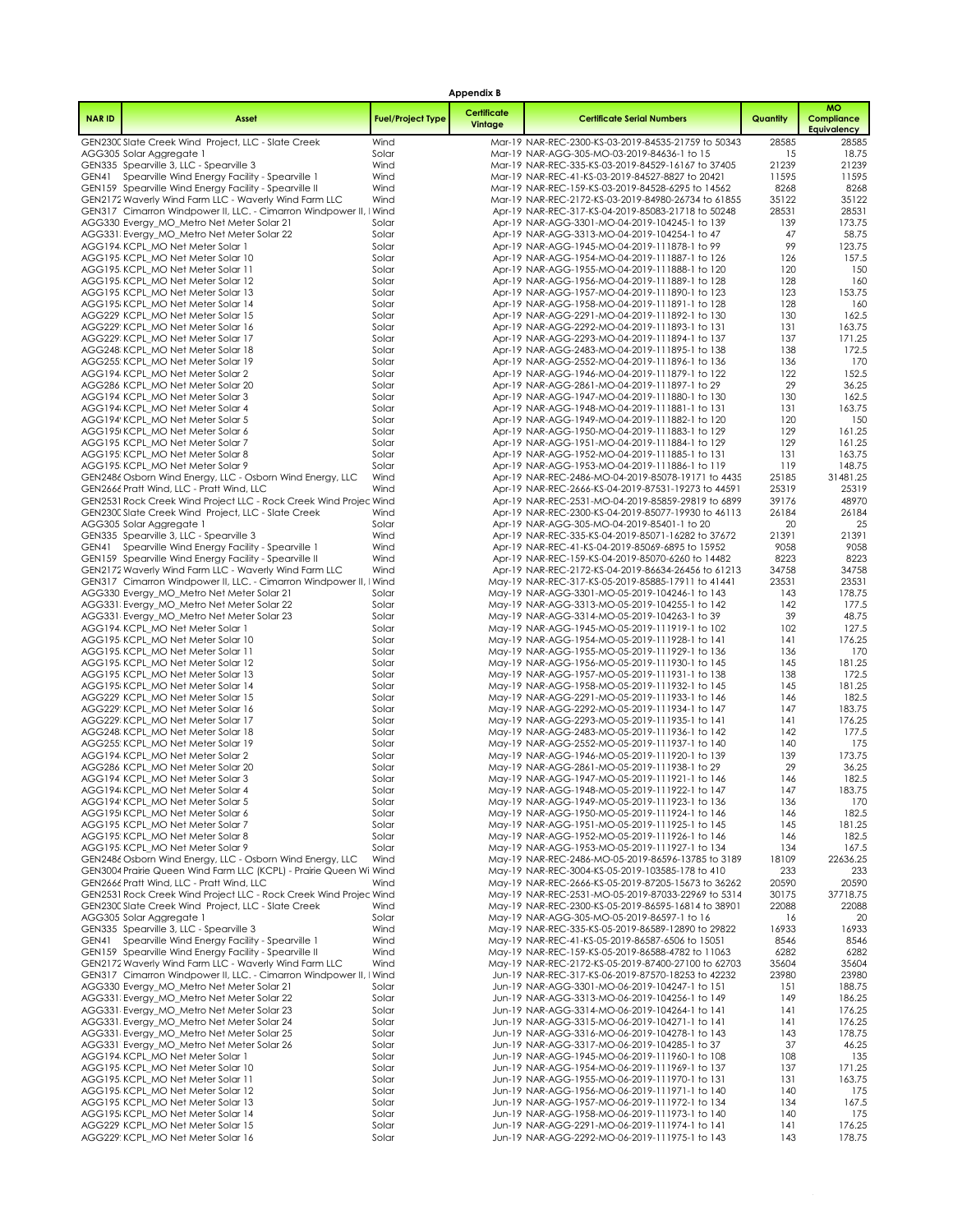**Appendix B**

| NAR ID | Asset | Fuel/Project Type | Certificate Vintage | Certificate Serial Numbers | Quantity | MO Compliance Equivalency |
|---|---|---|---|---|---|---|
| GEN2300 | Slate Creek Wind Project, LLC - Slate Creek | Wind | Mar-19 | NAR-REC-2300-KS-03-2019-84535-21759 to 50343 | 28585 | 28585 |
| AGG305 | Solar Aggregate 1 | Solar | Mar-19 | NAR-AGG-305-MO-03-2019-84636-1 to 15 | 15 | 18.75 |
| GEN335 | Spearville 3, LLC - Spearville 3 | Wind | Mar-19 | NAR-REC-335-KS-03-2019-84529-16167 to 37405 | 21239 | 21239 |
| GEN41 | Spearville Wind Energy Facility - Spearville 1 | Wind | Mar-19 | NAR-REC-41-KS-03-2019-84527-8827 to 20421 | 11595 | 11595 |
| GEN159 | Spearville Wind Energy Facility - Spearville II | Wind | Mar-19 | NAR-REC-159-KS-03-2019-84528-6295 to 14562 | 8268 | 8268 |
| GEN2172 | Waverly Wind Farm LLC - Waverly Wind Farm LLC | Wind | Mar-19 | NAR-REC-2172-KS-03-2019-84980-26734 to 61855 | 35122 | 35122 |
| GEN317 | Cimarron Windpower II, LLC. - Cimarron Windpower II, I | Wind | Apr-19 | NAR-REC-317-KS-04-2019-85083-21718 to 50248 | 28531 | 28531 |
| AGG330 | Evergy_MO_Metro Net Meter Solar 21 | Solar | Apr-19 | NAR-AGG-3301-MO-04-2019-104245-1 to 139 | 139 | 173.75 |
| AGG331 | Evergy_MO_Metro Net Meter Solar 22 | Solar | Apr-19 | NAR-AGG-3313-MO-04-2019-104254-1 to 47 | 47 | 58.75 |
| AGG194 | KCPL_MO Net Meter Solar 1 | Solar | Apr-19 | NAR-AGG-1945-MO-04-2019-111878-1 to 99 | 99 | 123.75 |
| AGG195 | KCPL_MO Net Meter Solar 10 | Solar | Apr-19 | NAR-AGG-1954-MO-04-2019-111887-1 to 126 | 126 | 157.5 |
| AGG195 | KCPL_MO Net Meter Solar 11 | Solar | Apr-19 | NAR-AGG-1955-MO-04-2019-111888-1 to 120 | 120 | 150 |
| AGG195 | KCPL_MO Net Meter Solar 12 | Solar | Apr-19 | NAR-AGG-1956-MO-04-2019-111889-1 to 128 | 128 | 160 |
| AGG195 | KCPL_MO Net Meter Solar 13 | Solar | Apr-19 | NAR-AGG-1957-MO-04-2019-111890-1 to 123 | 123 | 153.75 |
| AGG195 | KCPL_MO Net Meter Solar 14 | Solar | Apr-19 | NAR-AGG-1958-MO-04-2019-111891-1 to 128 | 128 | 160 |
| AGG229 | KCPL_MO Net Meter Solar 15 | Solar | Apr-19 | NAR-AGG-2291-MO-04-2019-111892-1 to 130 | 130 | 162.5 |
| AGG229 | KCPL_MO Net Meter Solar 16 | Solar | Apr-19 | NAR-AGG-2292-MO-04-2019-111893-1 to 131 | 131 | 163.75 |
| AGG229 | KCPL_MO Net Meter Solar 17 | Solar | Apr-19 | NAR-AGG-2293-MO-04-2019-111894-1 to 137 | 137 | 171.25 |
| AGG248 | KCPL_MO Net Meter Solar 18 | Solar | Apr-19 | NAR-AGG-2483-MO-04-2019-111895-1 to 138 | 138 | 172.5 |
| AGG255 | KCPL_MO Net Meter Solar 19 | Solar | Apr-19 | NAR-AGG-2552-MO-04-2019-111896-1 to 136 | 136 | 170 |
| AGG194 | KCPL_MO Net Meter Solar 2 | Solar | Apr-19 | NAR-AGG-1946-MO-04-2019-111879-1 to 122 | 122 | 152.5 |
| AGG286 | KCPL_MO Net Meter Solar 20 | Solar | Apr-19 | NAR-AGG-2861-MO-04-2019-111897-1 to 29 | 29 | 36.25 |
| AGG194 | KCPL_MO Net Meter Solar 3 | Solar | Apr-19 | NAR-AGG-1947-MO-04-2019-111880-1 to 130 | 130 | 162.5 |
| AGG194 | KCPL_MO Net Meter Solar 4 | Solar | Apr-19 | NAR-AGG-1948-MO-04-2019-111881-1 to 131 | 131 | 163.75 |
| AGG194 | KCPL_MO Net Meter Solar 5 | Solar | Apr-19 | NAR-AGG-1949-MO-04-2019-111882-1 to 120 | 120 | 150 |
| AGG195 | KCPL_MO Net Meter Solar 6 | Solar | Apr-19 | NAR-AGG-1950-MO-04-2019-111883-1 to 129 | 129 | 161.25 |
| AGG195 | KCPL_MO Net Meter Solar 7 | Solar | Apr-19 | NAR-AGG-1951-MO-04-2019-111884-1 to 129 | 129 | 161.25 |
| AGG195 | KCPL_MO Net Meter Solar 8 | Solar | Apr-19 | NAR-AGG-1952-MO-04-2019-111885-1 to 131 | 131 | 163.75 |
| AGG195 | KCPL_MO Net Meter Solar 9 | Solar | Apr-19 | NAR-AGG-1953-MO-04-2019-111886-1 to 119 | 119 | 148.75 |
| GEN2486 | Osborn Wind Energy, LLC - Osborn Wind Energy, LLC | Wind | Apr-19 | NAR-REC-2486-MO-04-2019-85078-19171 to 4435 | 25185 | 31481.25 |
| GEN2666 | Pratt Wind, LLC - Pratt Wind, LLC | Wind | Apr-19 | NAR-REC-2666-KS-04-2019-87531-19273 to 44591 | 25319 | 25319 |
| GEN2531 | Rock Creek Wind Project LLC - Rock Creek Wind Projec | Wind | Apr-19 | NAR-REC-2531-MO-04-2019-85859-29819 to 6899 | 39176 | 48970 |
| GEN2300 | Slate Creek Wind Project, LLC - Slate Creek | Wind | Apr-19 | NAR-REC-2300-KS-04-2019-85077-19930 to 46113 | 26184 | 26184 |
| AGG305 | Solar Aggregate 1 | Solar | Apr-19 | NAR-AGG-305-MO-04-2019-85401-1 to 20 | 20 | 25 |
| GEN335 | Spearville 3, LLC - Spearville 3 | Wind | Apr-19 | NAR-REC-335-KS-04-2019-85071-16282 to 37672 | 21391 | 21391 |
| GEN41 | Spearville Wind Energy Facility - Spearville 1 | Wind | Apr-19 | NAR-REC-41-KS-04-2019-85069-6895 to 15952 | 9058 | 9058 |
| GEN159 | Spearville Wind Energy Facility - Spearville II | Wind | Apr-19 | NAR-REC-159-KS-04-2019-85070-6260 to 14482 | 8223 | 8223 |
| GEN2172 | Waverly Wind Farm LLC - Waverly Wind Farm LLC | Wind | Apr-19 | NAR-REC-2172-KS-04-2019-86634-26456 to 61213 | 34758 | 34758 |
| GEN317 | Cimarron Windpower II, LLC. - Cimarron Windpower II, I | Wind | May-19 | NAR-REC-317-KS-05-2019-85885-17911 to 41441 | 23531 | 23531 |
| AGG330 | Evergy_MO_Metro Net Meter Solar 21 | Solar | May-19 | NAR-AGG-3301-MO-05-2019-104246-1 to 143 | 143 | 178.75 |
| AGG331 | Evergy_MO_Metro Net Meter Solar 22 | Solar | May-19 | NAR-AGG-3313-MO-05-2019-104255-1 to 142 | 142 | 177.5 |
| AGG331 | Evergy_MO_Metro Net Meter Solar 23 | Solar | May-19 | NAR-AGG-3314-MO-05-2019-104263-1 to 39 | 39 | 48.75 |
| AGG194 | KCPL_MO Net Meter Solar 1 | Solar | May-19 | NAR-AGG-1945-MO-05-2019-111919-1 to 102 | 102 | 127.5 |
| AGG195 | KCPL_MO Net Meter Solar 10 | Solar | May-19 | NAR-AGG-1954-MO-05-2019-111928-1 to 141 | 141 | 176.25 |
| AGG195 | KCPL_MO Net Meter Solar 11 | Solar | May-19 | NAR-AGG-1955-MO-05-2019-111929-1 to 136 | 136 | 170 |
| AGG195 | KCPL_MO Net Meter Solar 12 | Solar | May-19 | NAR-AGG-1956-MO-05-2019-111930-1 to 145 | 145 | 181.25 |
| AGG195 | KCPL_MO Net Meter Solar 13 | Solar | May-19 | NAR-AGG-1957-MO-05-2019-111931-1 to 138 | 138 | 172.5 |
| AGG195 | KCPL_MO Net Meter Solar 14 | Solar | May-19 | NAR-AGG-1958-MO-05-2019-111932-1 to 145 | 145 | 181.25 |
| AGG229 | KCPL_MO Net Meter Solar 15 | Solar | May-19 | NAR-AGG-2291-MO-05-2019-111933-1 to 146 | 146 | 182.5 |
| AGG229 | KCPL_MO Net Meter Solar 16 | Solar | May-19 | NAR-AGG-2292-MO-05-2019-111934-1 to 147 | 147 | 183.75 |
| AGG229 | KCPL_MO Net Meter Solar 17 | Solar | May-19 | NAR-AGG-2293-MO-05-2019-111935-1 to 141 | 141 | 176.25 |
| AGG248 | KCPL_MO Net Meter Solar 18 | Solar | May-19 | NAR-AGG-2483-MO-05-2019-111936-1 to 142 | 142 | 177.5 |
| AGG255 | KCPL_MO Net Meter Solar 19 | Solar | May-19 | NAR-AGG-2552-MO-05-2019-111937-1 to 140 | 140 | 175 |
| AGG194 | KCPL_MO Net Meter Solar 2 | Solar | May-19 | NAR-AGG-1946-MO-05-2019-111920-1 to 139 | 139 | 173.75 |
| AGG286 | KCPL_MO Net Meter Solar 20 | Solar | May-19 | NAR-AGG-2861-MO-05-2019-111938-1 to 29 | 29 | 36.25 |
| AGG194 | KCPL_MO Net Meter Solar 3 | Solar | May-19 | NAR-AGG-1947-MO-05-2019-111921-1 to 146 | 146 | 182.5 |
| AGG194 | KCPL_MO Net Meter Solar 4 | Solar | May-19 | NAR-AGG-1948-MO-05-2019-111922-1 to 147 | 147 | 183.75 |
| AGG194 | KCPL_MO Net Meter Solar 5 | Solar | May-19 | NAR-AGG-1949-MO-05-2019-111923-1 to 136 | 136 | 170 |
| AGG195 | KCPL_MO Net Meter Solar 6 | Solar | May-19 | NAR-AGG-1950-MO-05-2019-111924-1 to 146 | 146 | 182.5 |
| AGG195 | KCPL_MO Net Meter Solar 7 | Solar | May-19 | NAR-AGG-1951-MO-05-2019-111925-1 to 145 | 145 | 181.25 |
| AGG195 | KCPL_MO Net Meter Solar 8 | Solar | May-19 | NAR-AGG-1952-MO-05-2019-111926-1 to 146 | 146 | 182.5 |
| AGG195 | KCPL_MO Net Meter Solar 9 | Solar | May-19 | NAR-AGG-1953-MO-05-2019-111927-1 to 134 | 134 | 167.5 |
| GEN2486 | Osborn Wind Energy, LLC - Osborn Wind Energy, LLC | Wind | May-19 | NAR-REC-2486-MO-05-2019-86596-13785 to 3189 | 18109 | 22636.25 |
| GEN3004 | Prairie Queen Wind Farm LLC (KCPL) - Prairie Queen Wi | Wind | May-19 | NAR-REC-3004-KS-05-2019-103585-178 to 410 | 233 | 233 |
| GEN2666 | Pratt Wind, LLC - Pratt Wind, LLC | Wind | May-19 | NAR-REC-2666-KS-05-2019-87205-15673 to 36262 | 20590 | 20590 |
| GEN2531 | Rock Creek Wind Project LLC - Rock Creek Wind Projec | Wind | May-19 | NAR-REC-2531-MO-05-2019-87033-22969 to 5314 | 30175 | 37718.75 |
| GEN2300 | Slate Creek Wind Project, LLC - Slate Creek | Wind | May-19 | NAR-REC-2300-KS-05-2019-86595-16814 to 38901 | 22088 | 22088 |
| AGG305 | Solar Aggregate 1 | Solar | May-19 | NAR-AGG-305-MO-05-2019-86597-1 to 16 | 16 | 20 |
| GEN335 | Spearville 3, LLC - Spearville 3 | Wind | May-19 | NAR-REC-335-KS-05-2019-86589-12890 to 29822 | 16933 | 16933 |
| GEN41 | Spearville Wind Energy Facility - Spearville 1 | Wind | May-19 | NAR-REC-41-KS-05-2019-86587-6506 to 15051 | 8546 | 8546 |
| GEN159 | Spearville Wind Energy Facility - Spearville II | Wind | May-19 | NAR-REC-159-KS-05-2019-86588-4782 to 11063 | 6282 | 6282 |
| GEN2172 | Waverly Wind Farm LLC - Waverly Wind Farm LLC | Wind | May-19 | NAR-REC-2172-KS-05-2019-87400-27100 to 62703 | 35604 | 35604 |
| GEN317 | Cimarron Windpower II, LLC. - Cimarron Windpower II, I | Wind | Jun-19 | NAR-REC-317-KS-06-2019-87570-18253 to 42232 | 23980 | 23980 |
| AGG330 | Evergy_MO_Metro Net Meter Solar 21 | Solar | Jun-19 | NAR-AGG-3301-MO-06-2019-104247-1 to 151 | 151 | 188.75 |
| AGG331 | Evergy_MO_Metro Net Meter Solar 22 | Solar | Jun-19 | NAR-AGG-3313-MO-06-2019-104256-1 to 149 | 149 | 186.25 |
| AGG331 | Evergy_MO_Metro Net Meter Solar 23 | Solar | Jun-19 | NAR-AGG-3314-MO-06-2019-104264-1 to 141 | 141 | 176.25 |
| AGG331 | Evergy_MO_Metro Net Meter Solar 24 | Solar | Jun-19 | NAR-AGG-3315-MO-06-2019-104271-1 to 141 | 141 | 176.25 |
| AGG331 | Evergy_MO_Metro Net Meter Solar 25 | Solar | Jun-19 | NAR-AGG-3316-MO-06-2019-104278-1 to 143 | 143 | 178.75 |
| AGG331 | Evergy_MO_Metro Net Meter Solar 26 | Solar | Jun-19 | NAR-AGG-3317-MO-06-2019-104285-1 to 37 | 37 | 46.25 |
| AGG194 | KCPL_MO Net Meter Solar 1 | Solar | Jun-19 | NAR-AGG-1945-MO-06-2019-111960-1 to 108 | 108 | 135 |
| AGG195 | KCPL_MO Net Meter Solar 10 | Solar | Jun-19 | NAR-AGG-1954-MO-06-2019-111969-1 to 137 | 137 | 171.25 |
| AGG195 | KCPL_MO Net Meter Solar 11 | Solar | Jun-19 | NAR-AGG-1955-MO-06-2019-111970-1 to 131 | 131 | 163.75 |
| AGG195 | KCPL_MO Net Meter Solar 12 | Solar | Jun-19 | NAR-AGG-1956-MO-06-2019-111971-1 to 140 | 140 | 175 |
| AGG195 | KCPL_MO Net Meter Solar 13 | Solar | Jun-19 | NAR-AGG-1957-MO-06-2019-111972-1 to 134 | 134 | 167.5 |
| AGG195 | KCPL_MO Net Meter Solar 14 | Solar | Jun-19 | NAR-AGG-1958-MO-06-2019-111973-1 to 140 | 140 | 175 |
| AGG229 | KCPL_MO Net Meter Solar 15 | Solar | Jun-19 | NAR-AGG-2291-MO-06-2019-111974-1 to 141 | 141 | 176.25 |
| AGG229 | KCPL_MO Net Meter Solar 16 | Solar | Jun-19 | NAR-AGG-2292-MO-06-2019-111975-1 to 143 | 143 | 178.75 |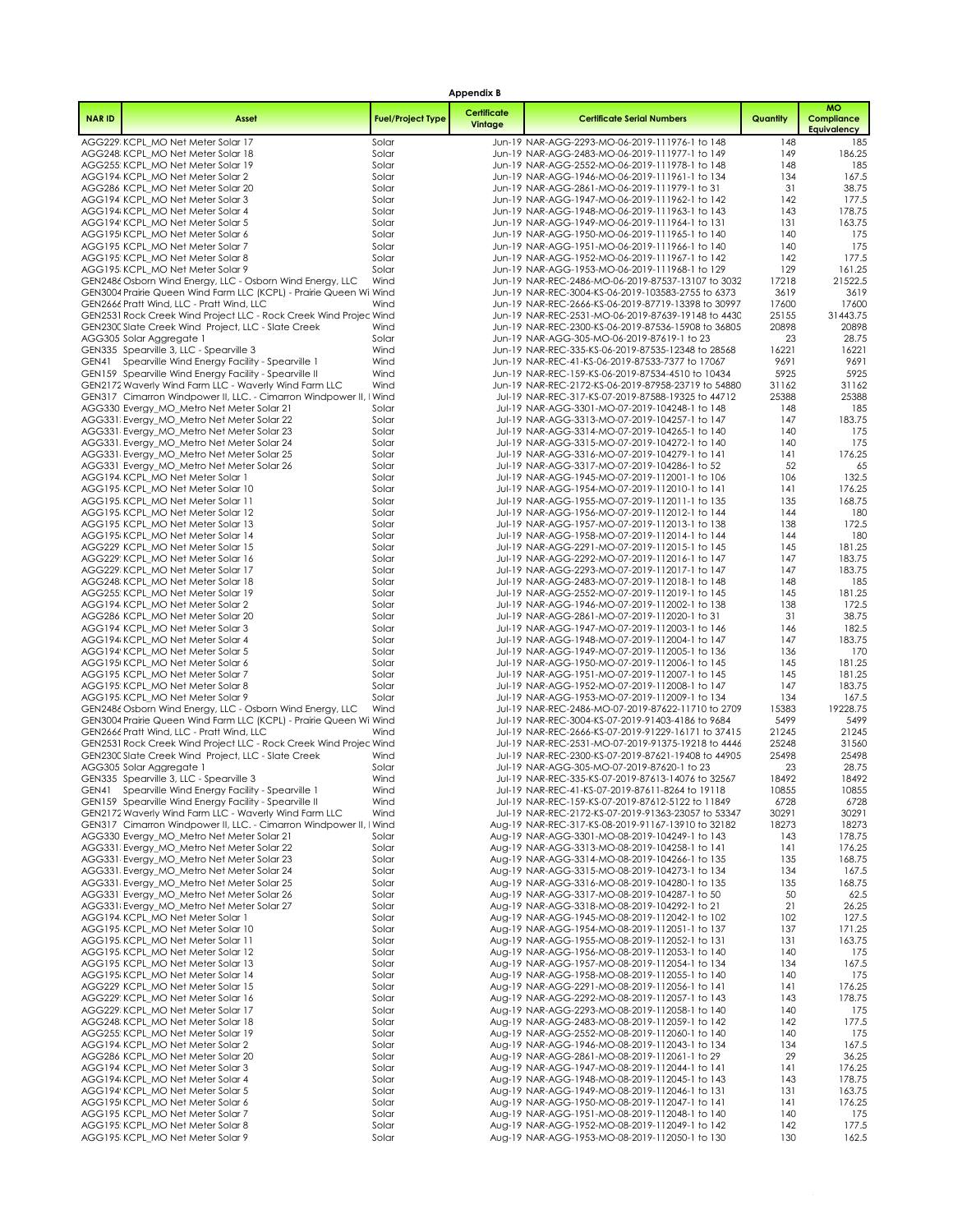**Appendix B**

| NAR ID | Asset | Fuel/Project Type | Certificate Vintage | Certificate Serial Numbers | Quantity | MO Compliance Equivalency |
|---|---|---|---|---|---|---|
| AGG229 | KCPL_MO Net Meter Solar 17 | Solar | Jun-19 | NAR-AGG-2293-MO-06-2019-111976-1 to 148 | 148 | 185 |
| AGG248 | KCPL_MO Net Meter Solar 18 | Solar | Jun-19 | NAR-AGG-2483-MO-06-2019-111977-1 to 149 | 149 | 186.25 |
| AGG255 | KCPL_MO Net Meter Solar 19 | Solar | Jun-19 | NAR-AGG-2552-MO-06-2019-111978-1 to 148 | 148 | 185 |
| AGG194 | KCPL_MO Net Meter Solar 2 | Solar | Jun-19 | NAR-AGG-1946-MO-06-2019-111961-1 to 134 | 134 | 167.5 |
| AGG286 | KCPL_MO Net Meter Solar 20 | Solar | Jun-19 | NAR-AGG-2861-MO-06-2019-111979-1 to 31 | 31 | 38.75 |
| AGG194 | KCPL_MO Net Meter Solar 3 | Solar | Jun-19 | NAR-AGG-1947-MO-06-2019-111962-1 to 142 | 142 | 177.5 |
| AGG194 | KCPL_MO Net Meter Solar 4 | Solar | Jun-19 | NAR-AGG-1948-MO-06-2019-111963-1 to 143 | 143 | 178.75 |
| AGG194 | KCPL_MO Net Meter Solar 5 | Solar | Jun-19 | NAR-AGG-1949-MO-06-2019-111964-1 to 131 | 131 | 163.75 |
| AGG195 | KCPL_MO Net Meter Solar 6 | Solar | Jun-19 | NAR-AGG-1950-MO-06-2019-111965-1 to 140 | 140 | 175 |
| AGG195 | KCPL_MO Net Meter Solar 7 | Solar | Jun-19 | NAR-AGG-1951-MO-06-2019-111966-1 to 140 | 140 | 175 |
| AGG195 | KCPL_MO Net Meter Solar 8 | Solar | Jun-19 | NAR-AGG-1952-MO-06-2019-111967-1 to 142 | 142 | 177.5 |
| AGG195 | KCPL_MO Net Meter Solar 9 | Solar | Jun-19 | NAR-AGG-1953-MO-06-2019-111968-1 to 129 | 129 | 161.25 |
| GEN2486 | Osborn Wind Energy, LLC - Osborn Wind Energy, LLC | Wind | Jun-19 | NAR-REC-2486-MO-06-2019-87537-13107 to 3032 | 17218 | 21522.5 |
| GEN3004 | Prairie Queen Wind Farm LLC (KCPL) - Prairie Queen Wi | Wind | Jun-19 | NAR-REC-3004-KS-06-2019-103583-2755 to 6373 | 3619 | 3619 |
| GEN2666 | Pratt Wind, LLC - Pratt Wind, LLC | Wind | Jun-19 | NAR-REC-2666-KS-06-2019-87719-13398 to 30997 | 17600 | 17600 |
| GEN2531 | Rock Creek Wind Project LLC - Rock Creek Wind Projec | Wind | Jun-19 | NAR-REC-2531-MO-06-2019-87639-19148 to 4430 | 25155 | 31443.75 |
| GEN2300 | Slate Creek Wind Project, LLC - Slate Creek | Wind | Jun-19 | NAR-REC-2300-KS-06-2019-87536-15908 to 36805 | 20898 | 20898 |
| AGG305 | Solar Aggregate 1 | Solar | Jun-19 | NAR-AGG-305-MO-06-2019-87619-1 to 23 | 23 | 28.75 |
| GEN335 | Spearville 3, LLC - Spearville 3 | Wind | Jun-19 | NAR-REC-335-KS-06-2019-87535-12348 to 28568 | 16221 | 16221 |
| GEN41 | Spearville Wind Energy Facility - Spearville 1 | Wind | Jun-19 | NAR-REC-41-KS-06-2019-87533-7377 to 17067 | 9691 | 9691 |
| GEN159 | Spearville Wind Energy Facility - Spearville II | Wind | Jun-19 | NAR-REC-159-KS-06-2019-87534-4510 to 10434 | 5925 | 5925 |
| GEN2172 | Waverly Wind Farm LLC - Waverly Wind Farm LLC | Wind | Jun-19 | NAR-REC-2172-KS-06-2019-87958-23719 to 54880 | 31162 | 31162 |
| GEN317 | Cimarron Windpower II, LLC. - Cimarron Windpower II, I | Wind | Jul-19 | NAR-REC-317-KS-07-2019-87588-19325 to 44712 | 25388 | 25388 |
| AGG330 | Evergy_MO_Metro Net Meter Solar 21 | Solar | Jul-19 | NAR-AGG-3301-MO-07-2019-104248-1 to 148 | 148 | 185 |
| AGG331 | Evergy_MO_Metro Net Meter Solar 22 | Solar | Jul-19 | NAR-AGG-3313-MO-07-2019-104257-1 to 147 | 147 | 183.75 |
| AGG331 | Evergy_MO_Metro Net Meter Solar 23 | Solar | Jul-19 | NAR-AGG-3314-MO-07-2019-104265-1 to 140 | 140 | 175 |
| AGG331 | Evergy_MO_Metro Net Meter Solar 24 | Solar | Jul-19 | NAR-AGG-3315-MO-07-2019-104272-1 to 140 | 140 | 175 |
| AGG331 | Evergy_MO_Metro Net Meter Solar 25 | Solar | Jul-19 | NAR-AGG-3316-MO-07-2019-104279-1 to 141 | 141 | 176.25 |
| AGG331 | Evergy_MO_Metro Net Meter Solar 26 | Solar | Jul-19 | NAR-AGG-3317-MO-07-2019-104286-1 to 52 | 52 | 65 |
| AGG194 | KCPL_MO Net Meter Solar 1 | Solar | Jul-19 | NAR-AGG-1945-MO-07-2019-112001-1 to 106 | 106 | 132.5 |
| AGG195 | KCPL_MO Net Meter Solar 10 | Solar | Jul-19 | NAR-AGG-1954-MO-07-2019-112010-1 to 141 | 141 | 176.25 |
| AGG195 | KCPL_MO Net Meter Solar 11 | Solar | Jul-19 | NAR-AGG-1955-MO-07-2019-112011-1 to 135 | 135 | 168.75 |
| AGG195 | KCPL_MO Net Meter Solar 12 | Solar | Jul-19 | NAR-AGG-1956-MO-07-2019-112012-1 to 144 | 144 | 180 |
| AGG195 | KCPL_MO Net Meter Solar 13 | Solar | Jul-19 | NAR-AGG-1957-MO-07-2019-112013-1 to 138 | 138 | 172.5 |
| AGG195 | KCPL_MO Net Meter Solar 14 | Solar | Jul-19 | NAR-AGG-1958-MO-07-2019-112014-1 to 144 | 144 | 180 |
| AGG229 | KCPL_MO Net Meter Solar 15 | Solar | Jul-19 | NAR-AGG-2291-MO-07-2019-112015-1 to 145 | 145 | 181.25 |
| AGG229 | KCPL_MO Net Meter Solar 16 | Solar | Jul-19 | NAR-AGG-2292-MO-07-2019-112016-1 to 147 | 147 | 183.75 |
| AGG229 | KCPL_MO Net Meter Solar 17 | Solar | Jul-19 | NAR-AGG-2293-MO-07-2019-112017-1 to 147 | 147 | 183.75 |
| AGG248 | KCPL_MO Net Meter Solar 18 | Solar | Jul-19 | NAR-AGG-2483-MO-07-2019-112018-1 to 148 | 148 | 185 |
| AGG255 | KCPL_MO Net Meter Solar 19 | Solar | Jul-19 | NAR-AGG-2552-MO-07-2019-112019-1 to 145 | 145 | 181.25 |
| AGG194 | KCPL_MO Net Meter Solar 2 | Solar | Jul-19 | NAR-AGG-1946-MO-07-2019-112002-1 to 138 | 138 | 172.5 |
| AGG286 | KCPL_MO Net Meter Solar 20 | Solar | Jul-19 | NAR-AGG-2861-MO-07-2019-112020-1 to 31 | 31 | 38.75 |
| AGG194 | KCPL_MO Net Meter Solar 3 | Solar | Jul-19 | NAR-AGG-1947-MO-07-2019-112003-1 to 146 | 146 | 182.5 |
| AGG194 | KCPL_MO Net Meter Solar 4 | Solar | Jul-19 | NAR-AGG-1948-MO-07-2019-112004-1 to 147 | 147 | 183.75 |
| AGG194 | KCPL_MO Net Meter Solar 5 | Solar | Jul-19 | NAR-AGG-1949-MO-07-2019-112005-1 to 136 | 136 | 170 |
| AGG195 | KCPL_MO Net Meter Solar 6 | Solar | Jul-19 | NAR-AGG-1950-MO-07-2019-112006-1 to 145 | 145 | 181.25 |
| AGG195 | KCPL_MO Net Meter Solar 7 | Solar | Jul-19 | NAR-AGG-1951-MO-07-2019-112007-1 to 145 | 145 | 181.25 |
| AGG195 | KCPL_MO Net Meter Solar 8 | Solar | Jul-19 | NAR-AGG-1952-MO-07-2019-112008-1 to 147 | 147 | 183.75 |
| AGG195 | KCPL_MO Net Meter Solar 9 | Solar | Jul-19 | NAR-AGG-1953-MO-07-2019-112009-1 to 134 | 134 | 167.5 |
| GEN2486 | Osborn Wind Energy, LLC - Osborn Wind Energy, LLC | Wind | Jul-19 | NAR-REC-2486-MO-07-2019-87622-11710 to 2709 | 15383 | 19228.75 |
| GEN3004 | Prairie Queen Wind Farm LLC (KCPL) - Prairie Queen Wi | Wind | Jul-19 | NAR-REC-3004-KS-07-2019-91403-4186 to 9684 | 5499 | 5499 |
| GEN2666 | Pratt Wind, LLC - Pratt Wind, LLC | Wind | Jul-19 | NAR-REC-2666-KS-07-2019-91229-16171 to 37415 | 21245 | 21245 |
| GEN2531 | Rock Creek Wind Project LLC - Rock Creek Wind Projec | Wind | Jul-19 | NAR-REC-2531-MO-07-2019-91375-19218 to 4446 | 25248 | 31560 |
| GEN2300 | Slate Creek Wind Project, LLC - Slate Creek | Wind | Jul-19 | NAR-REC-2300-KS-07-2019-87621-19408 to 44905 | 25498 | 25498 |
| AGG305 | Solar Aggregate 1 | Solar | Jul-19 | NAR-AGG-305-MO-07-2019-87620-1 to 23 | 23 | 28.75 |
| GEN335 | Spearville 3, LLC - Spearville 3 | Wind | Jul-19 | NAR-REC-335-KS-07-2019-87613-14076 to 32567 | 18492 | 18492 |
| GEN41 | Spearville Wind Energy Facility - Spearville 1 | Wind | Jul-19 | NAR-REC-41-KS-07-2019-87611-8264 to 19118 | 10855 | 10855 |
| GEN159 | Spearville Wind Energy Facility - Spearville II | Wind | Jul-19 | NAR-REC-159-KS-07-2019-87612-5122 to 11849 | 6728 | 6728 |
| GEN2172 | Waverly Wind Farm LLC - Waverly Wind Farm LLC | Wind | Jul-19 | NAR-REC-2172-KS-07-2019-91363-23057 to 53347 | 30291 | 30291 |
| GEN317 | Cimarron Windpower II, LLC. - Cimarron Windpower II, I | Wind | Aug-19 | NAR-REC-317-KS-08-2019-91167-13910 to 32182 | 18273 | 18273 |
| AGG330 | Evergy_MO_Metro Net Meter Solar 21 | Solar | Aug-19 | NAR-AGG-3301-MO-08-2019-104249-1 to 143 | 143 | 178.75 |
| AGG331 | Evergy_MO_Metro Net Meter Solar 22 | Solar | Aug-19 | NAR-AGG-3313-MO-08-2019-104258-1 to 141 | 141 | 176.25 |
| AGG331 | Evergy_MO_Metro Net Meter Solar 23 | Solar | Aug-19 | NAR-AGG-3314-MO-08-2019-104266-1 to 135 | 135 | 168.75 |
| AGG331 | Evergy_MO_Metro Net Meter Solar 24 | Solar | Aug-19 | NAR-AGG-3315-MO-08-2019-104273-1 to 134 | 134 | 167.5 |
| AGG331 | Evergy_MO_Metro Net Meter Solar 25 | Solar | Aug-19 | NAR-AGG-3316-MO-08-2019-104280-1 to 135 | 135 | 168.75 |
| AGG331 | Evergy_MO_Metro Net Meter Solar 26 | Solar | Aug-19 | NAR-AGG-3317-MO-08-2019-104287-1 to 50 | 50 | 62.5 |
| AGG331 | Evergy_MO_Metro Net Meter Solar 27 | Solar | Aug-19 | NAR-AGG-3318-MO-08-2019-104292-1 to 21 | 21 | 26.25 |
| AGG194 | KCPL_MO Net Meter Solar 1 | Solar | Aug-19 | NAR-AGG-1945-MO-08-2019-112042-1 to 102 | 102 | 127.5 |
| AGG195 | KCPL_MO Net Meter Solar 10 | Solar | Aug-19 | NAR-AGG-1954-MO-08-2019-112051-1 to 137 | 137 | 171.25 |
| AGG195 | KCPL_MO Net Meter Solar 11 | Solar | Aug-19 | NAR-AGG-1955-MO-08-2019-112052-1 to 131 | 131 | 163.75 |
| AGG195 | KCPL_MO Net Meter Solar 12 | Solar | Aug-19 | NAR-AGG-1956-MO-08-2019-112053-1 to 140 | 140 | 175 |
| AGG195 | KCPL_MO Net Meter Solar 13 | Solar | Aug-19 | NAR-AGG-1957-MO-08-2019-112054-1 to 134 | 134 | 167.5 |
| AGG195 | KCPL_MO Net Meter Solar 14 | Solar | Aug-19 | NAR-AGG-1958-MO-08-2019-112055-1 to 140 | 140 | 175 |
| AGG229 | KCPL_MO Net Meter Solar 15 | Solar | Aug-19 | NAR-AGG-2291-MO-08-2019-112056-1 to 141 | 141 | 176.25 |
| AGG229 | KCPL_MO Net Meter Solar 16 | Solar | Aug-19 | NAR-AGG-2292-MO-08-2019-112057-1 to 143 | 143 | 178.75 |
| AGG229 | KCPL_MO Net Meter Solar 17 | Solar | Aug-19 | NAR-AGG-2293-MO-08-2019-112058-1 to 140 | 140 | 175 |
| AGG248 | KCPL_MO Net Meter Solar 18 | Solar | Aug-19 | NAR-AGG-2483-MO-08-2019-112059-1 to 142 | 142 | 177.5 |
| AGG255 | KCPL_MO Net Meter Solar 19 | Solar | Aug-19 | NAR-AGG-2552-MO-08-2019-112060-1 to 140 | 140 | 175 |
| AGG194 | KCPL_MO Net Meter Solar 2 | Solar | Aug-19 | NAR-AGG-1946-MO-08-2019-112043-1 to 134 | 134 | 167.5 |
| AGG286 | KCPL_MO Net Meter Solar 20 | Solar | Aug-19 | NAR-AGG-2861-MO-08-2019-112061-1 to 29 | 29 | 36.25 |
| AGG194 | KCPL_MO Net Meter Solar 3 | Solar | Aug-19 | NAR-AGG-1947-MO-08-2019-112044-1 to 141 | 141 | 176.25 |
| AGG194 | KCPL_MO Net Meter Solar 4 | Solar | Aug-19 | NAR-AGG-1948-MO-08-2019-112045-1 to 143 | 143 | 178.75 |
| AGG194 | KCPL_MO Net Meter Solar 5 | Solar | Aug-19 | NAR-AGG-1949-MO-08-2019-112046-1 to 131 | 131 | 163.75 |
| AGG195 | KCPL_MO Net Meter Solar 6 | Solar | Aug-19 | NAR-AGG-1950-MO-08-2019-112047-1 to 141 | 141 | 176.25 |
| AGG195 | KCPL_MO Net Meter Solar 7 | Solar | Aug-19 | NAR-AGG-1951-MO-08-2019-112048-1 to 140 | 140 | 175 |
| AGG195 | KCPL_MO Net Meter Solar 8 | Solar | Aug-19 | NAR-AGG-1952-MO-08-2019-112049-1 to 142 | 142 | 177.5 |
| AGG195 | KCPL_MO Net Meter Solar 9 | Solar | Aug-19 | NAR-AGG-1953-MO-08-2019-112050-1 to 130 | 130 | 162.5 |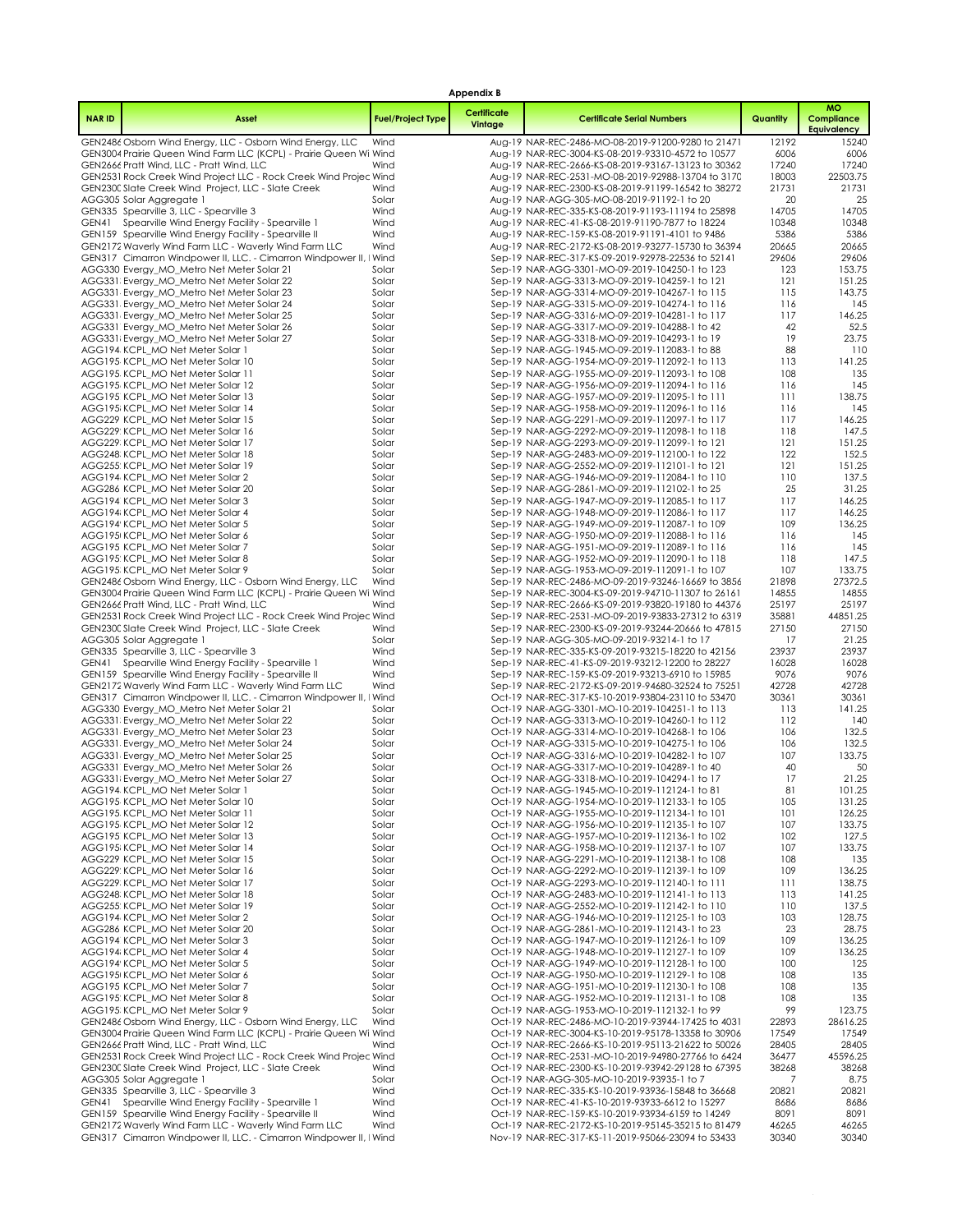**Appendix B**

| NAR ID | Asset | Fuel/Project Type | Certificate Vintage | Certificate Serial Numbers | Quantity | MO Compliance Equivalency |
|---|---|---|---|---|---|---|
| GEN2486 | Osborn Wind Energy, LLC - Osborn Wind Energy, LLC | Wind | Aug-19 | NAR-REC-2486-MO-08-2019-91200-9280 to 21471 | 12192 | 15240 |
| GEN3004 | Prairie Queen Wind Farm LLC (KCPL) - Prairie Queen Wi | Wind | Aug-19 | NAR-REC-3004-KS-08-2019-93310-4572 to 10577 | 6006 | 6006 |
| GEN2666 | Pratt Wind, LLC - Pratt Wind, LLC | Wind | Aug-19 | NAR-REC-2666-KS-08-2019-93167-13123 to 30362 | 17240 | 17240 |
| GEN2531 | Rock Creek Wind Project LLC - Rock Creek Wind Projec | Wind | Aug-19 | NAR-REC-2531-MO-08-2019-92988-13704 to 3170 | 18003 | 22503.75 |
| GEN2300 | Slate Creek Wind Project, LLC - Slate Creek | Wind | Aug-19 | NAR-REC-2300-KS-08-2019-91199-16542 to 38272 | 21731 | 21731 |
| AGG305 | Solar Aggregate 1 | Solar | Aug-19 | NAR-AGG-305-MO-08-2019-91192-1 to 20 | 20 | 25 |
| GEN335 | Spearville 3, LLC - Spearville 3 | Wind | Aug-19 | NAR-REC-335-KS-08-2019-91193-11194 to 25898 | 14705 | 14705 |
| GEN41 | Spearville Wind Energy Facility - Spearville 1 | Wind | Aug-19 | NAR-REC-41-KS-08-2019-91190-7877 to 18224 | 10348 | 10348 |
| GEN159 | Spearville Wind Energy Facility - Spearville II | Wind | Aug-19 | NAR-REC-159-KS-08-2019-91191-4101 to 9486 | 5386 | 5386 |
| GEN2172 | Waverly Wind Farm LLC - Waverly Wind Farm LLC | Wind | Aug-19 | NAR-REC-2172-KS-08-2019-93277-15730 to 36394 | 20665 | 20665 |
| GEN317 | Cimarron Windpower II, LLC. - Cimarron Windpower II, I | Wind | Sep-19 | NAR-REC-317-KS-09-2019-92978-22536 to 52141 | 29606 | 29606 |
| AGG330 | Evergy_MO_Metro Net Meter Solar 21 | Solar | Sep-19 | NAR-AGG-3301-MO-09-2019-104250-1 to 123 | 123 | 153.75 |
| AGG331 | Evergy_MO_Metro Net Meter Solar 22 | Solar | Sep-19 | NAR-AGG-3313-MO-09-2019-104259-1 to 121 | 121 | 151.25 |
| AGG331 | Evergy_MO_Metro Net Meter Solar 23 | Solar | Sep-19 | NAR-AGG-3314-MO-09-2019-104267-1 to 115 | 115 | 143.75 |
| AGG331 | Evergy_MO_Metro Net Meter Solar 24 | Solar | Sep-19 | NAR-AGG-3315-MO-09-2019-104274-1 to 116 | 116 | 145 |
| AGG331 | Evergy_MO_Metro Net Meter Solar 25 | Solar | Sep-19 | NAR-AGG-3316-MO-09-2019-104281-1 to 117 | 117 | 146.25 |
| AGG331 | Evergy_MO_Metro Net Meter Solar 26 | Solar | Sep-19 | NAR-AGG-3317-MO-09-2019-104288-1 to 42 | 42 | 52.5 |
| AGG331 | Evergy_MO_Metro Net Meter Solar 27 | Solar | Sep-19 | NAR-AGG-3318-MO-09-2019-104293-1 to 19 | 19 | 23.75 |
| AGG194 | KCPL_MO Net Meter Solar 1 | Solar | Sep-19 | NAR-AGG-1945-MO-09-2019-112083-1 to 88 | 88 | 110 |
| AGG195 | KCPL_MO Net Meter Solar 10 | Solar | Sep-19 | NAR-AGG-1954-MO-09-2019-112092-1 to 113 | 113 | 141.25 |
| AGG195 | KCPL_MO Net Meter Solar 11 | Solar | Sep-19 | NAR-AGG-1955-MO-09-2019-112093-1 to 108 | 108 | 135 |
| AGG195 | KCPL_MO Net Meter Solar 12 | Solar | Sep-19 | NAR-AGG-1956-MO-09-2019-112094-1 to 116 | 116 | 145 |
| AGG195 | KCPL_MO Net Meter Solar 13 | Solar | Sep-19 | NAR-AGG-1957-MO-09-2019-112095-1 to 111 | 111 | 138.75 |
| AGG195 | KCPL_MO Net Meter Solar 14 | Solar | Sep-19 | NAR-AGG-1958-MO-09-2019-112096-1 to 116 | 116 | 145 |
| AGG229 | KCPL_MO Net Meter Solar 15 | Solar | Sep-19 | NAR-AGG-2291-MO-09-2019-112097-1 to 117 | 117 | 146.25 |
| AGG229 | KCPL_MO Net Meter Solar 16 | Solar | Sep-19 | NAR-AGG-2292-MO-09-2019-112098-1 to 118 | 118 | 147.5 |
| AGG229 | KCPL_MO Net Meter Solar 17 | Solar | Sep-19 | NAR-AGG-2293-MO-09-2019-112099-1 to 121 | 121 | 151.25 |
| AGG248 | KCPL_MO Net Meter Solar 18 | Solar | Sep-19 | NAR-AGG-2483-MO-09-2019-112100-1 to 122 | 122 | 152.5 |
| AGG255 | KCPL_MO Net Meter Solar 19 | Solar | Sep-19 | NAR-AGG-2552-MO-09-2019-112101-1 to 121 | 121 | 151.25 |
| AGG194 | KCPL_MO Net Meter Solar 2 | Solar | Sep-19 | NAR-AGG-1946-MO-09-2019-112084-1 to 110 | 110 | 137.5 |
| AGG286 | KCPL_MO Net Meter Solar 20 | Solar | Sep-19 | NAR-AGG-2861-MO-09-2019-112102-1 to 25 | 25 | 31.25 |
| AGG194 | KCPL_MO Net Meter Solar 3 | Solar | Sep-19 | NAR-AGG-1947-MO-09-2019-112085-1 to 117 | 117 | 146.25 |
| AGG194 | KCPL_MO Net Meter Solar 4 | Solar | Sep-19 | NAR-AGG-1948-MO-09-2019-112086-1 to 117 | 117 | 146.25 |
| AGG194 | KCPL_MO Net Meter Solar 5 | Solar | Sep-19 | NAR-AGG-1949-MO-09-2019-112087-1 to 109 | 109 | 136.25 |
| AGG195 | KCPL_MO Net Meter Solar 6 | Solar | Sep-19 | NAR-AGG-1950-MO-09-2019-112088-1 to 116 | 116 | 145 |
| AGG195 | KCPL_MO Net Meter Solar 7 | Solar | Sep-19 | NAR-AGG-1951-MO-09-2019-112089-1 to 116 | 116 | 145 |
| AGG195 | KCPL_MO Net Meter Solar 8 | Solar | Sep-19 | NAR-AGG-1952-MO-09-2019-112090-1 to 118 | 118 | 147.5 |
| AGG195 | KCPL_MO Net Meter Solar 9 | Solar | Sep-19 | NAR-AGG-1953-MO-09-2019-112091-1 to 107 | 107 | 133.75 |
| GEN2486 | Osborn Wind Energy, LLC - Osborn Wind Energy, LLC | Wind | Sep-19 | NAR-REC-2486-MO-09-2019-93246-16669 to 3856 | 21898 | 27372.5 |
| GEN3004 | Prairie Queen Wind Farm LLC (KCPL) - Prairie Queen Wi | Wind | Sep-19 | NAR-REC-3004-KS-09-2019-94710-11307 to 26161 | 14855 | 14855 |
| GEN2666 | Pratt Wind, LLC - Pratt Wind, LLC | Wind | Sep-19 | NAR-REC-2666-KS-09-2019-93820-19180 to 44376 | 25197 | 25197 |
| GEN2531 | Rock Creek Wind Project LLC - Rock Creek Wind Projec | Wind | Sep-19 | NAR-REC-2531-MO-09-2019-93833-27312 to 6319 | 35881 | 44851.25 |
| GEN2300 | Slate Creek Wind Project, LLC - Slate Creek | Wind | Sep-19 | NAR-REC-2300-KS-09-2019-93244-20666 to 47815 | 27150 | 27150 |
| AGG305 | Solar Aggregate 1 | Solar | Sep-19 | NAR-AGG-305-MO-09-2019-93214-1 to 17 | 17 | 21.25 |
| GEN335 | Spearville 3, LLC - Spearville 3 | Wind | Sep-19 | NAR-REC-335-KS-09-2019-93215-18220 to 42156 | 23937 | 23937 |
| GEN41 | Spearville Wind Energy Facility - Spearville 1 | Wind | Sep-19 | NAR-REC-41-KS-09-2019-93212-12200 to 28227 | 16028 | 16028 |
| GEN159 | Spearville Wind Energy Facility - Spearville II | Wind | Sep-19 | NAR-REC-159-KS-09-2019-93213-6910 to 15985 | 9076 | 9076 |
| GEN2172 | Waverly Wind Farm LLC - Waverly Wind Farm LLC | Wind | Sep-19 | NAR-REC-2172-KS-09-2019-94680-32524 to 75251 | 42728 | 42728 |
| GEN317 | Cimarron Windpower II, LLC. - Cimarron Windpower II, I | Wind | Oct-19 | NAR-REC-317-KS-10-2019-93804-23110 to 53470 | 30361 | 30361 |
| AGG330 | Evergy_MO_Metro Net Meter Solar 21 | Solar | Oct-19 | NAR-AGG-3301-MO-10-2019-104251-1 to 113 | 113 | 141.25 |
| AGG331 | Evergy_MO_Metro Net Meter Solar 22 | Solar | Oct-19 | NAR-AGG-3313-MO-10-2019-104260-1 to 112 | 112 | 140 |
| AGG331 | Evergy_MO_Metro Net Meter Solar 23 | Solar | Oct-19 | NAR-AGG-3314-MO-10-2019-104268-1 to 106 | 106 | 132.5 |
| AGG331 | Evergy_MO_Metro Net Meter Solar 24 | Solar | Oct-19 | NAR-AGG-3315-MO-10-2019-104275-1 to 106 | 106 | 132.5 |
| AGG331 | Evergy_MO_Metro Net Meter Solar 25 | Solar | Oct-19 | NAR-AGG-3316-MO-10-2019-104282-1 to 107 | 107 | 133.75 |
| AGG331 | Evergy_MO_Metro Net Meter Solar 26 | Solar | Oct-19 | NAR-AGG-3317-MO-10-2019-104289-1 to 40 | 40 | 50 |
| AGG331 | Evergy_MO_Metro Net Meter Solar 27 | Solar | Oct-19 | NAR-AGG-3318-MO-10-2019-104294-1 to 17 | 17 | 21.25 |
| AGG194 | KCPL_MO Net Meter Solar 1 | Solar | Oct-19 | NAR-AGG-1945-MO-10-2019-112124-1 to 81 | 81 | 101.25 |
| AGG195 | KCPL_MO Net Meter Solar 10 | Solar | Oct-19 | NAR-AGG-1954-MO-10-2019-112133-1 to 105 | 105 | 131.25 |
| AGG195 | KCPL_MO Net Meter Solar 11 | Solar | Oct-19 | NAR-AGG-1955-MO-10-2019-112134-1 to 101 | 101 | 126.25 |
| AGG195 | KCPL_MO Net Meter Solar 12 | Solar | Oct-19 | NAR-AGG-1956-MO-10-2019-112135-1 to 107 | 107 | 133.75 |
| AGG195 | KCPL_MO Net Meter Solar 13 | Solar | Oct-19 | NAR-AGG-1957-MO-10-2019-112136-1 to 102 | 102 | 127.5 |
| AGG195 | KCPL_MO Net Meter Solar 14 | Solar | Oct-19 | NAR-AGG-1958-MO-10-2019-112137-1 to 107 | 107 | 133.75 |
| AGG229 | KCPL_MO Net Meter Solar 15 | Solar | Oct-19 | NAR-AGG-2291-MO-10-2019-112138-1 to 108 | 108 | 135 |
| AGG229 | KCPL_MO Net Meter Solar 16 | Solar | Oct-19 | NAR-AGG-2292-MO-10-2019-112139-1 to 109 | 109 | 136.25 |
| AGG229 | KCPL_MO Net Meter Solar 17 | Solar | Oct-19 | NAR-AGG-2293-MO-10-2019-112140-1 to 111 | 111 | 138.75 |
| AGG248 | KCPL_MO Net Meter Solar 18 | Solar | Oct-19 | NAR-AGG-2483-MO-10-2019-112141-1 to 113 | 113 | 141.25 |
| AGG255 | KCPL_MO Net Meter Solar 19 | Solar | Oct-19 | NAR-AGG-2552-MO-10-2019-112142-1 to 110 | 110 | 137.5 |
| AGG194 | KCPL_MO Net Meter Solar 2 | Solar | Oct-19 | NAR-AGG-1946-MO-10-2019-112125-1 to 103 | 103 | 128.75 |
| AGG286 | KCPL_MO Net Meter Solar 20 | Solar | Oct-19 | NAR-AGG-2861-MO-10-2019-112143-1 to 23 | 23 | 28.75 |
| AGG194 | KCPL_MO Net Meter Solar 3 | Solar | Oct-19 | NAR-AGG-1947-MO-10-2019-112126-1 to 109 | 109 | 136.25 |
| AGG194 | KCPL_MO Net Meter Solar 4 | Solar | Oct-19 | NAR-AGG-1948-MO-10-2019-112127-1 to 109 | 109 | 136.25 |
| AGG194 | KCPL_MO Net Meter Solar 5 | Solar | Oct-19 | NAR-AGG-1949-MO-10-2019-112128-1 to 100 | 100 | 125 |
| AGG195 | KCPL_MO Net Meter Solar 6 | Solar | Oct-19 | NAR-AGG-1950-MO-10-2019-112129-1 to 108 | 108 | 135 |
| AGG195 | KCPL_MO Net Meter Solar 7 | Solar | Oct-19 | NAR-AGG-1951-MO-10-2019-112130-1 to 108 | 108 | 135 |
| AGG195 | KCPL_MO Net Meter Solar 8 | Solar | Oct-19 | NAR-AGG-1952-MO-10-2019-112131-1 to 108 | 108 | 135 |
| AGG195 | KCPL_MO Net Meter Solar 9 | Solar | Oct-19 | NAR-AGG-1953-MO-10-2019-112132-1 to 99 | 99 | 123.75 |
| GEN2486 | Osborn Wind Energy, LLC - Osborn Wind Energy, LLC | Wind | Oct-19 | NAR-REC-2486-MO-10-2019-93944-17425 to 4031 | 22893 | 28616.25 |
| GEN3004 | Prairie Queen Wind Farm LLC (KCPL) - Prairie Queen Wi | Wind | Oct-19 | NAR-REC-3004-KS-10-2019-95178-13358 to 30906 | 17549 | 17549 |
| GEN2666 | Pratt Wind, LLC - Pratt Wind, LLC | Wind | Oct-19 | NAR-REC-2666-KS-10-2019-95113-21622 to 50026 | 28405 | 28405 |
| GEN2531 | Rock Creek Wind Project LLC - Rock Creek Wind Projec | Wind | Oct-19 | NAR-REC-2531-MO-10-2019-94980-27766 to 6424 | 36477 | 45596.25 |
| GEN2300 | Slate Creek Wind Project, LLC - Slate Creek | Wind | Oct-19 | NAR-REC-2300-KS-10-2019-93942-29128 to 67395 | 38268 | 38268 |
| AGG305 | Solar Aggregate 1 | Solar | Oct-19 | NAR-AGG-305-MO-10-2019-93935-1 to 7 | 7 | 8.75 |
| GEN335 | Spearville 3, LLC - Spearville 3 | Wind | Oct-19 | NAR-REC-335-KS-10-2019-93936-15848 to 36668 | 20821 | 20821 |
| GEN41 | Spearville Wind Energy Facility - Spearville 1 | Wind | Oct-19 | NAR-REC-41-KS-10-2019-93933-6612 to 15297 | 8686 | 8686 |
| GEN159 | Spearville Wind Energy Facility - Spearville II | Wind | Oct-19 | NAR-REC-159-KS-10-2019-93934-6159 to 14249 | 8091 | 8091 |
| GEN2172 | Waverly Wind Farm LLC - Waverly Wind Farm LLC | Wind | Oct-19 | NAR-REC-2172-KS-10-2019-95145-35215 to 81479 | 46265 | 46265 |
| GEN317 | Cimarron Windpower II, LLC. - Cimarron Windpower II, I | Wind | Nov-19 | NAR-REC-317-KS-11-2019-95066-23094 to 53433 | 30340 | 30340 |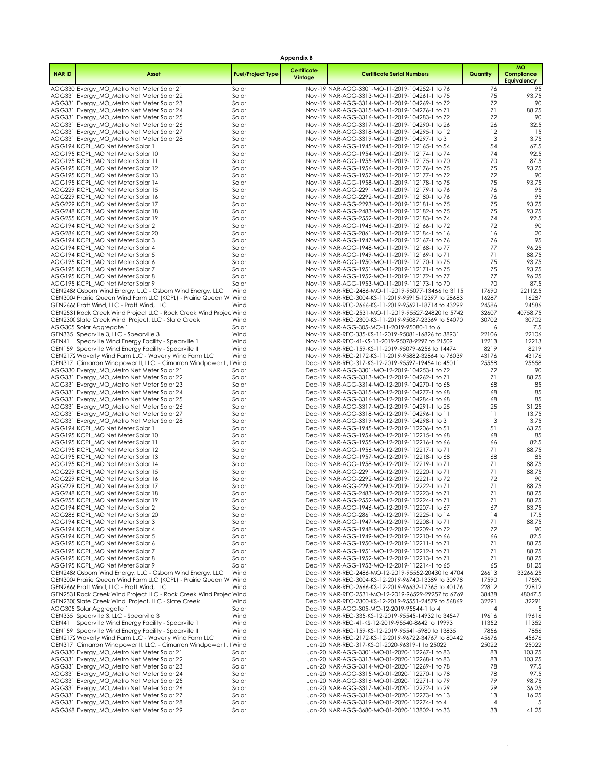**Appendix B**

| NAR ID | Asset | Fuel/Project Type | Certificate Vintage | Certificate Serial Numbers | Quantity | MO Compliance Equivalency |
|---|---|---|---|---|---|---|
| AGG330 | Evergy_MO_Metro Net Meter Solar 21 | Solar | | Nov-19 NAR-AGG-3301-MO-11-2019-104252-1 to 76 | 76 | 95 |
| AGG331 | Evergy_MO_Metro Net Meter Solar 22 | Solar | | Nov-19 NAR-AGG-3313-MO-11-2019-104261-1 to 75 | 75 | 93.75 |
| AGG331 | Evergy_MO_Metro Net Meter Solar 23 | Solar | | Nov-19 NAR-AGG-3314-MO-11-2019-104269-1 to 72 | 72 | 90 |
| AGG331 | Evergy_MO_Metro Net Meter Solar 24 | Solar | | Nov-19 NAR-AGG-3315-MO-11-2019-104276-1 to 71 | 71 | 88.75 |
| AGG331 | Evergy_MO_Metro Net Meter Solar 25 | Solar | | Nov-19 NAR-AGG-3316-MO-11-2019-104283-1 to 72 | 72 | 90 |
| AGG331 | Evergy_MO_Metro Net Meter Solar 26 | Solar | | Nov-19 NAR-AGG-3317-MO-11-2019-104290-1 to 26 | 26 | 32.5 |
| AGG331 | Evergy_MO_Metro Net Meter Solar 27 | Solar | | Nov-19 NAR-AGG-3318-MO-11-2019-104295-1 to 12 | 12 | 15 |
| AGG331 | Evergy_MO_Metro Net Meter Solar 28 | Solar | | Nov-19 NAR-AGG-3319-MO-11-2019-104297-1 to 3 | 3 | 3.75 |
| AGG194 | KCPL_MO Net Meter Solar 1 | Solar | | Nov-19 NAR-AGG-1945-MO-11-2019-112165-1 to 54 | 54 | 67.5 |
| AGG195 | KCPL_MO Net Meter Solar 10 | Solar | | Nov-19 NAR-AGG-1954-MO-11-2019-112174-1 to 74 | 74 | 92.5 |
| AGG195 | KCPL_MO Net Meter Solar 11 | Solar | | Nov-19 NAR-AGG-1955-MO-11-2019-112175-1 to 70 | 70 | 87.5 |
| AGG195 | KCPL_MO Net Meter Solar 12 | Solar | | Nov-19 NAR-AGG-1956-MO-11-2019-112176-1 to 75 | 75 | 93.75 |
| AGG195 | KCPL_MO Net Meter Solar 13 | Solar | | Nov-19 NAR-AGG-1957-MO-11-2019-112177-1 to 72 | 72 | 90 |
| AGG195 | KCPL_MO Net Meter Solar 14 | Solar | | Nov-19 NAR-AGG-1958-MO-11-2019-112178-1 to 75 | 75 | 93.75 |
| AGG229 | KCPL_MO Net Meter Solar 15 | Solar | | Nov-19 NAR-AGG-2291-MO-11-2019-112179-1 to 76 | 76 | 95 |
| AGG229 | KCPL_MO Net Meter Solar 16 | Solar | | Nov-19 NAR-AGG-2292-MO-11-2019-112180-1 to 76 | 76 | 95 |
| AGG229 | KCPL_MO Net Meter Solar 17 | Solar | | Nov-19 NAR-AGG-2293-MO-11-2019-112181-1 to 75 | 75 | 93.75 |
| AGG248 | KCPL_MO Net Meter Solar 18 | Solar | | Nov-19 NAR-AGG-2483-MO-11-2019-112182-1 to 75 | 75 | 93.75 |
| AGG255 | KCPL_MO Net Meter Solar 19 | Solar | | Nov-19 NAR-AGG-2552-MO-11-2019-112183-1 to 74 | 74 | 92.5 |
| AGG194 | KCPL_MO Net Meter Solar 2 | Solar | | Nov-19 NAR-AGG-1946-MO-11-2019-112166-1 to 72 | 72 | 90 |
| AGG286 | KCPL_MO Net Meter Solar 20 | Solar | | Nov-19 NAR-AGG-2861-MO-11-2019-112184-1 to 16 | 16 | 20 |
| AGG194 | KCPL_MO Net Meter Solar 3 | Solar | | Nov-19 NAR-AGG-1947-MO-11-2019-112167-1 to 76 | 76 | 95 |
| AGG194 | KCPL_MO Net Meter Solar 4 | Solar | | Nov-19 NAR-AGG-1948-MO-11-2019-112168-1 to 77 | 77 | 96.25 |
| AGG194 | KCPL_MO Net Meter Solar 5 | Solar | | Nov-19 NAR-AGG-1949-MO-11-2019-112169-1 to 71 | 71 | 88.75 |
| AGG195 | KCPL_MO Net Meter Solar 6 | Solar | | Nov-19 NAR-AGG-1950-MO-11-2019-112170-1 to 75 | 75 | 93.75 |
| AGG195 | KCPL_MO Net Meter Solar 7 | Solar | | Nov-19 NAR-AGG-1951-MO-11-2019-112171-1 to 75 | 75 | 93.75 |
| AGG195 | KCPL_MO Net Meter Solar 8 | Solar | | Nov-19 NAR-AGG-1952-MO-11-2019-112172-1 to 77 | 77 | 96.25 |
| AGG195 | KCPL_MO Net Meter Solar 9 | Solar | | Nov-19 NAR-AGG-1953-MO-11-2019-112173-1 to 70 | 70 | 87.5 |
| GEN2486 | Osborn Wind Energy, LLC - Osborn Wind Energy, LLC | Wind | | Nov-19 NAR-REC-2486-MO-11-2019-95077-13466 to 3115 | 17690 | 22112.5 |
| GEN3004 | Prairie Queen Wind Farm LLC (KCPL) - Prairie Queen Wi | Wind | | Nov-19 NAR-REC-3004-KS-11-2019-95915-12397 to 28683 | 16287 | 16287 |
| GEN2666 | Pratt Wind, LLC - Pratt Wind, LLC | Wind | | Nov-19 NAR-REC-2666-KS-11-2019-95621-18714 to 43299 | 24586 | 24586 |
| GEN2531 | Rock Creek Wind Project LLC - Rock Creek Wind Projec | Wind | | Nov-19 NAR-REC-2531-MO-11-2019-95527-24820 to 5742 | 32607 | 40758.75 |
| GEN2300 | Slate Creek Wind Project, LLC - Slate Creek | Wind | | Nov-19 NAR-REC-2300-KS-11-2019-95087-23369 to 54070 | 30702 | 30702 |
| AGG305 | Solar Aggregate 1 | Solar | | Nov-19 NAR-AGG-305-MO-11-2019-95080-1 to 6 | 6 | 7.5 |
| GEN335 | Spearville 3, LLC - Spearville 3 | Wind | | Nov-19 NAR-REC-335-KS-11-2019-95081-16826 to 38931 | 22106 | 22106 |
| GEN41 | Spearville Wind Energy Facility - Spearville 1 | Wind | | Nov-19 NAR-REC-41-KS-11-2019-95078-9297 to 21509 | 12213 | 12213 |
| GEN159 | Spearville Wind Energy Facility - Spearville II | Wind | | Nov-19 NAR-REC-159-KS-11-2019-95079-6256 to 14474 | 8219 | 8219 |
| GEN2172 | Waverly Wind Farm LLC - Waverly Wind Farm LLC | Wind | | Nov-19 NAR-REC-2172-KS-11-2019-95882-32864 to 76039 | 43176 | 43176 |
| GEN317 | Cimarron Windpower II, LLC. - Cimarron Windpower II, I | Wind | | Dec-19 NAR-REC-317-KS-12-2019-95597-19454 to 45011 | 25558 | 25558 |
| AGG330 | Evergy_MO_Metro Net Meter Solar 21 | Solar | | Dec-19 NAR-AGG-3301-MO-12-2019-104253-1 to 72 | 72 | 90 |
| AGG331 | Evergy_MO_Metro Net Meter Solar 22 | Solar | | Dec-19 NAR-AGG-3313-MO-12-2019-104262-1 to 71 | 71 | 88.75 |
| AGG331 | Evergy_MO_Metro Net Meter Solar 23 | Solar | | Dec-19 NAR-AGG-3314-MO-12-2019-104270-1 to 68 | 68 | 85 |
| AGG331 | Evergy_MO_Metro Net Meter Solar 24 | Solar | | Dec-19 NAR-AGG-3315-MO-12-2019-104277-1 to 68 | 68 | 85 |
| AGG331 | Evergy_MO_Metro Net Meter Solar 25 | Solar | | Dec-19 NAR-AGG-3316-MO-12-2019-104284-1 to 68 | 68 | 85 |
| AGG331 | Evergy_MO_Metro Net Meter Solar 26 | Solar | | Dec-19 NAR-AGG-3317-MO-12-2019-104291-1 to 25 | 25 | 31.25 |
| AGG331 | Evergy_MO_Metro Net Meter Solar 27 | Solar | | Dec-19 NAR-AGG-3318-MO-12-2019-104296-1 to 11 | 11 | 13.75 |
| AGG331 | Evergy_MO_Metro Net Meter Solar 28 | Solar | | Dec-19 NAR-AGG-3319-MO-12-2019-104298-1 to 3 | 3 | 3.75 |
| AGG194 | KCPL_MO Net Meter Solar 1 | Solar | | Dec-19 NAR-AGG-1945-MO-12-2019-112206-1 to 51 | 51 | 63.75 |
| AGG195 | KCPL_MO Net Meter Solar 10 | Solar | | Dec-19 NAR-AGG-1954-MO-12-2019-112215-1 to 68 | 68 | 85 |
| AGG195 | KCPL_MO Net Meter Solar 11 | Solar | | Dec-19 NAR-AGG-1955-MO-12-2019-112216-1 to 66 | 66 | 82.5 |
| AGG195 | KCPL_MO Net Meter Solar 12 | Solar | | Dec-19 NAR-AGG-1956-MO-12-2019-112217-1 to 71 | 71 | 88.75 |
| AGG195 | KCPL_MO Net Meter Solar 13 | Solar | | Dec-19 NAR-AGG-1957-MO-12-2019-112218-1 to 68 | 68 | 85 |
| AGG195 | KCPL_MO Net Meter Solar 14 | Solar | | Dec-19 NAR-AGG-1958-MO-12-2019-112219-1 to 71 | 71 | 88.75 |
| AGG229 | KCPL_MO Net Meter Solar 15 | Solar | | Dec-19 NAR-AGG-2291-MO-12-2019-112220-1 to 71 | 71 | 88.75 |
| AGG229 | KCPL_MO Net Meter Solar 16 | Solar | | Dec-19 NAR-AGG-2292-MO-12-2019-112221-1 to 72 | 72 | 90 |
| AGG229 | KCPL_MO Net Meter Solar 17 | Solar | | Dec-19 NAR-AGG-2293-MO-12-2019-112222-1 to 71 | 71 | 88.75 |
| AGG248 | KCPL_MO Net Meter Solar 18 | Solar | | Dec-19 NAR-AGG-2483-MO-12-2019-112223-1 to 71 | 71 | 88.75 |
| AGG255 | KCPL_MO Net Meter Solar 19 | Solar | | Dec-19 NAR-AGG-2552-MO-12-2019-112224-1 to 71 | 71 | 88.75 |
| AGG194 | KCPL_MO Net Meter Solar 2 | Solar | | Dec-19 NAR-AGG-1946-MO-12-2019-112207-1 to 67 | 67 | 83.75 |
| AGG286 | KCPL_MO Net Meter Solar 20 | Solar | | Dec-19 NAR-AGG-2861-MO-12-2019-112225-1 to 14 | 14 | 17.5 |
| AGG194 | KCPL_MO Net Meter Solar 3 | Solar | | Dec-19 NAR-AGG-1947-MO-12-2019-112208-1 to 71 | 71 | 88.75 |
| AGG194 | KCPL_MO Net Meter Solar 4 | Solar | | Dec-19 NAR-AGG-1948-MO-12-2019-112209-1 to 72 | 72 | 90 |
| AGG194 | KCPL_MO Net Meter Solar 5 | Solar | | Dec-19 NAR-AGG-1949-MO-12-2019-112210-1 to 66 | 66 | 82.5 |
| AGG195 | KCPL_MO Net Meter Solar 6 | Solar | | Dec-19 NAR-AGG-1950-MO-12-2019-112211-1 to 71 | 71 | 88.75 |
| AGG195 | KCPL_MO Net Meter Solar 7 | Solar | | Dec-19 NAR-AGG-1951-MO-12-2019-112212-1 to 71 | 71 | 88.75 |
| AGG195 | KCPL_MO Net Meter Solar 8 | Solar | | Dec-19 NAR-AGG-1952-MO-12-2019-112213-1 to 71 | 71 | 88.75 |
| AGG195 | KCPL_MO Net Meter Solar 9 | Solar | | Dec-19 NAR-AGG-1953-MO-12-2019-112214-1 to 65 | 65 | 81.25 |
| GEN2486 | Osborn Wind Energy, LLC - Osborn Wind Energy, LLC | Wind | | Dec-19 NAR-REC-2486-MO-12-2019-95552-20430 to 4704 | 26613 | 33266.25 |
| GEN3004 | Prairie Queen Wind Farm LLC (KCPL) - Prairie Queen Wi | Wind | | Dec-19 NAR-REC-3004-KS-12-2019-96740-13389 to 30978 | 17590 | 17590 |
| GEN2666 | Pratt Wind, LLC - Pratt Wind, LLC | Wind | | Dec-19 NAR-REC-2666-KS-12-2019-96632-17365 to 40176 | 22812 | 22812 |
| GEN2531 | Rock Creek Wind Project LLC - Rock Creek Wind Projec | Wind | | Dec-19 NAR-REC-2531-MO-12-2019-96529-29257 to 6769 | 38438 | 48047.5 |
| GEN2300 | Slate Creek Wind Project, LLC - Slate Creek | Wind | | Dec-19 NAR-REC-2300-KS-12-2019-95551-24579 to 56869 | 32291 | 32291 |
| AGG305 | Solar Aggregate 1 | Solar | | Dec-19 NAR-AGG-305-MO-12-2019-95544-1 to 4 | 4 | 5 |
| GEN335 | Spearville 3, LLC - Spearville 3 | Wind | | Dec-19 NAR-REC-335-KS-12-2019-95545-14932 to 34547 | 19616 | 19616 |
| GEN41 | Spearville Wind Energy Facility - Spearville 1 | Wind | | Dec-19 NAR-REC-41-KS-12-2019-95540-8642 to 19993 | 11352 | 11352 |
| GEN159 | Spearville Wind Energy Facility - Spearville II | Wind | | Dec-19 NAR-REC-159-KS-12-2019-95541-5980 to 13835 | 7856 | 7856 |
| GEN2172 | Waverly Wind Farm LLC - Waverly Wind Farm LLC | Wind | | Dec-19 NAR-REC-2172-KS-12-2019-96722-34767 to 80442 | 45676 | 45676 |
| GEN317 | Cimarron Windpower II, LLC. - Cimarron Windpower II, I | Wind | | Jan-20 NAR-REC-317-KS-01-2020-96319-1 to 25022 | 25022 | 25022 |
| AGG330 | Evergy_MO_Metro Net Meter Solar 21 | Solar | | Jan-20 NAR-AGG-3301-MO-01-2020-112267-1 to 83 | 83 | 103.75 |
| AGG331 | Evergy_MO_Metro Net Meter Solar 22 | Solar | | Jan-20 NAR-AGG-3313-MO-01-2020-112268-1 to 83 | 83 | 103.75 |
| AGG331 | Evergy_MO_Metro Net Meter Solar 23 | Solar | | Jan-20 NAR-AGG-3314-MO-01-2020-112269-1 to 78 | 78 | 97.5 |
| AGG331 | Evergy_MO_Metro Net Meter Solar 24 | Solar | | Jan-20 NAR-AGG-3315-MO-01-2020-112270-1 to 78 | 78 | 97.5 |
| AGG331 | Evergy_MO_Metro Net Meter Solar 25 | Solar | | Jan-20 NAR-AGG-3316-MO-01-2020-112271-1 to 79 | 79 | 98.75 |
| AGG331 | Evergy_MO_Metro Net Meter Solar 26 | Solar | | Jan-20 NAR-AGG-3317-MO-01-2020-112272-1 to 29 | 29 | 36.25 |
| AGG331 | Evergy_MO_Metro Net Meter Solar 27 | Solar | | Jan-20 NAR-AGG-3318-MO-01-2020-112273-1 to 13 | 13 | 16.25 |
| AGG331 | Evergy_MO_Metro Net Meter Solar 28 | Solar | | Jan-20 NAR-AGG-3319-MO-01-2020-112274-1 to 4 | 4 | 5 |
| AGG368 | Evergy_MO_Metro Net Meter Solar 29 | Solar | | Jan-20 NAR-AGG-3680-MO-01-2020-113802-1 to 33 | 33 | 41.25 |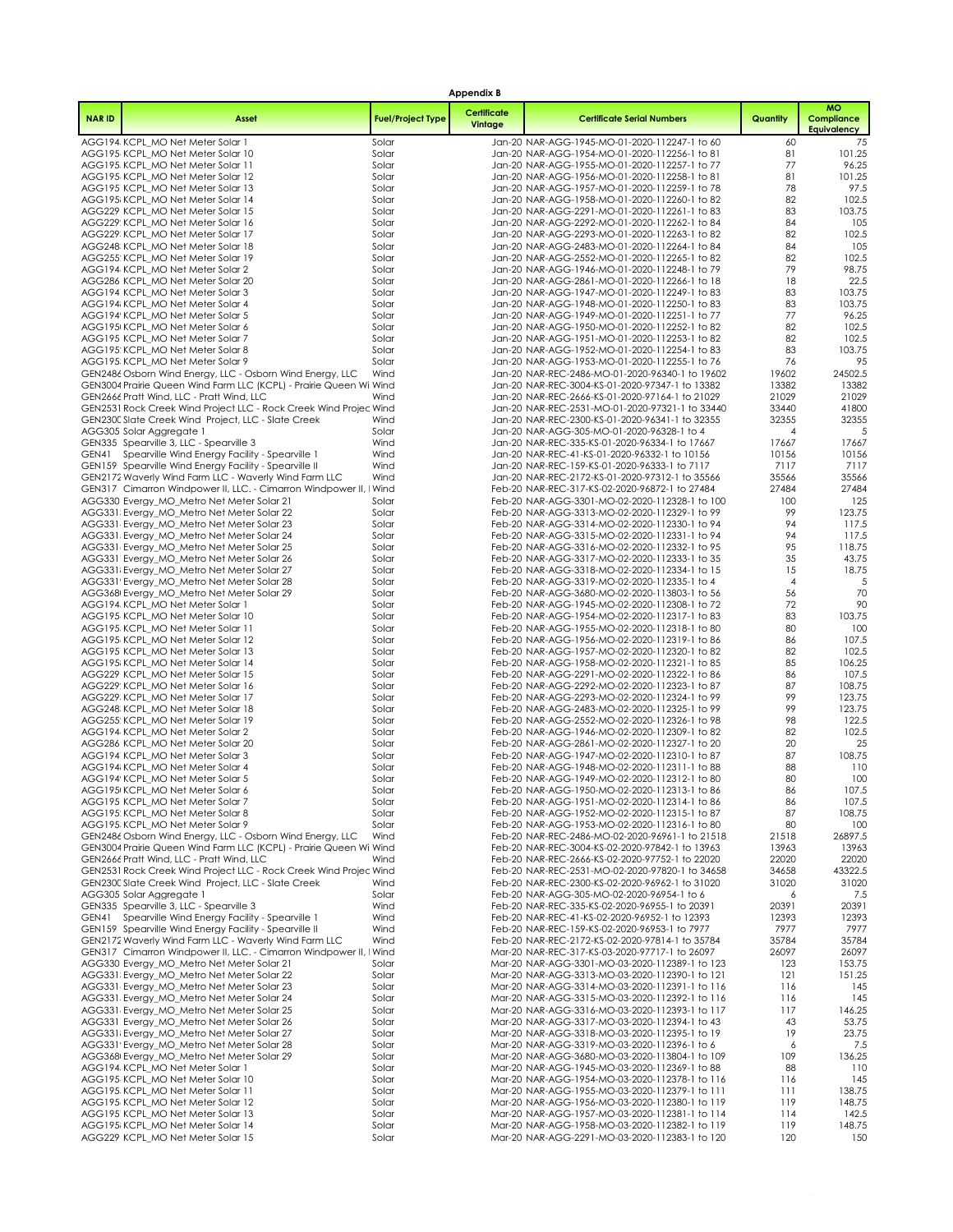**Appendix B**

| NAR ID | Asset | Fuel/Project Type | Certificate Vintage | Certificate Serial Numbers | Quantity | MO Compliance Equivalency |
|---|---|---|---|---|---|---|
| AGG194 | KCPL_MO Net Meter Solar 1 | Solar | Jan-20 | NAR-AGG-1945-MO-01-2020-112247-1 to 60 | 60 | 75 |
| AGG195 | KCPL_MO Net Meter Solar 10 | Solar | Jan-20 | NAR-AGG-1954-MO-01-2020-112256-1 to 81 | 81 | 101.25 |
| AGG195 | KCPL_MO Net Meter Solar 11 | Solar | Jan-20 | NAR-AGG-1955-MO-01-2020-112257-1 to 77 | 77 | 96.25 |
| AGG195 | KCPL_MO Net Meter Solar 12 | Solar | Jan-20 | NAR-AGG-1956-MO-01-2020-112258-1 to 81 | 81 | 101.25 |
| AGG195 | KCPL_MO Net Meter Solar 13 | Solar | Jan-20 | NAR-AGG-1957-MO-01-2020-112259-1 to 78 | 78 | 97.5 |
| AGG195 | KCPL_MO Net Meter Solar 14 | Solar | Jan-20 | NAR-AGG-1958-MO-01-2020-112260-1 to 82 | 82 | 102.5 |
| AGG229 | KCPL_MO Net Meter Solar 15 | Solar | Jan-20 | NAR-AGG-2291-MO-01-2020-112261-1 to 83 | 83 | 103.75 |
| AGG229 | KCPL_MO Net Meter Solar 16 | Solar | Jan-20 | NAR-AGG-2292-MO-01-2020-112262-1 to 84 | 84 | 105 |
| AGG229 | KCPL_MO Net Meter Solar 17 | Solar | Jan-20 | NAR-AGG-2293-MO-01-2020-112263-1 to 82 | 82 | 102.5 |
| AGG248 | KCPL_MO Net Meter Solar 18 | Solar | Jan-20 | NAR-AGG-2483-MO-01-2020-112264-1 to 84 | 84 | 105 |
| AGG255 | KCPL_MO Net Meter Solar 19 | Solar | Jan-20 | NAR-AGG-2552-MO-01-2020-112265-1 to 82 | 82 | 102.5 |
| AGG194 | KCPL_MO Net Meter Solar 2 | Solar | Jan-20 | NAR-AGG-1946-MO-01-2020-112248-1 to 79 | 79 | 98.75 |
| AGG286 | KCPL_MO Net Meter Solar 20 | Solar | Jan-20 | NAR-AGG-2861-MO-01-2020-112266-1 to 18 | 18 | 22.5 |
| AGG194 | KCPL_MO Net Meter Solar 3 | Solar | Jan-20 | NAR-AGG-1947-MO-01-2020-112249-1 to 83 | 83 | 103.75 |
| AGG194 | KCPL_MO Net Meter Solar 4 | Solar | Jan-20 | NAR-AGG-1948-MO-01-2020-112250-1 to 83 | 83 | 103.75 |
| AGG194 | KCPL_MO Net Meter Solar 5 | Solar | Jan-20 | NAR-AGG-1949-MO-01-2020-112251-1 to 77 | 77 | 96.25 |
| AGG195 | KCPL_MO Net Meter Solar 6 | Solar | Jan-20 | NAR-AGG-1950-MO-01-2020-112252-1 to 82 | 82 | 102.5 |
| AGG195 | KCPL_MO Net Meter Solar 7 | Solar | Jan-20 | NAR-AGG-1951-MO-01-2020-112253-1 to 82 | 82 | 102.5 |
| AGG195 | KCPL_MO Net Meter Solar 8 | Solar | Jan-20 | NAR-AGG-1952-MO-01-2020-112254-1 to 83 | 83 | 103.75 |
| AGG195 | KCPL_MO Net Meter Solar 9 | Solar | Jan-20 | NAR-AGG-1953-MO-01-2020-112255-1 to 76 | 76 | 95 |
| GEN2486 | Osborn Wind Energy, LLC - Osborn Wind Energy, LLC | Wind | Jan-20 | NAR-REC-2486-MO-01-2020-96340-1 to 19602 | 19602 | 24502.5 |
| GEN3004 | Prairie Queen Wind Farm LLC (KCPL) - Prairie Queen Wi | Wind | Jan-20 | NAR-REC-3004-KS-01-2020-97347-1 to 13382 | 13382 | 13382 |
| GEN2666 | Pratt Wind, LLC - Pratt Wind, LLC | Wind | Jan-20 | NAR-REC-2666-KS-01-2020-97164-1 to 21029 | 21029 | 21029 |
| GEN2531 | Rock Creek Wind Project LLC - Rock Creek Wind Projec | Wind | Jan-20 | NAR-REC-2531-MO-01-2020-97321-1 to 33440 | 33440 | 41800 |
| GEN2300 | Slate Creek Wind Project, LLC - Slate Creek | Wind | Jan-20 | NAR-REC-2300-KS-01-2020-96341-1 to 32355 | 32355 | 32355 |
| AGG305 | Solar Aggregate 1 | Solar | Jan-20 | NAR-AGG-305-MO-01-2020-96328-1 to 4 | 4 | 5 |
| GEN335 | Spearville 3, LLC - Spearville 3 | Wind | Jan-20 | NAR-REC-335-KS-01-2020-96334-1 to 17667 | 17667 | 17667 |
| GEN41 | Spearville Wind Energy Facility - Spearville 1 | Wind | Jan-20 | NAR-REC-41-KS-01-2020-96332-1 to 10156 | 10156 | 10156 |
| GEN159 | Spearville Wind Energy Facility - Spearville II | Wind | Jan-20 | NAR-REC-159-KS-01-2020-96333-1 to 7117 | 7117 | 7117 |
| GEN2172 | Waverly Wind Farm LLC - Waverly Wind Farm LLC | Wind | Jan-20 | NAR-REC-2172-KS-01-2020-97312-1 to 35566 | 35566 | 35566 |
| GEN317 | Cimarron Windpower II, LLC. - Cimarron Windpower II, I | Wind | Feb-20 | NAR-REC-317-KS-02-2020-96872-1 to 27484 | 27484 | 27484 |
| AGG330 | Evergy_MO_Metro Net Meter Solar 21 | Solar | Feb-20 | NAR-AGG-3301-MO-02-2020-112328-1 to 100 | 100 | 125 |
| AGG331 | Evergy_MO_Metro Net Meter Solar 22 | Solar | Feb-20 | NAR-AGG-3313-MO-02-2020-112329-1 to 99 | 99 | 123.75 |
| AGG331 | Evergy_MO_Metro Net Meter Solar 23 | Solar | Feb-20 | NAR-AGG-3314-MO-02-2020-112330-1 to 94 | 94 | 117.5 |
| AGG331 | Evergy_MO_Metro Net Meter Solar 24 | Solar | Feb-20 | NAR-AGG-3315-MO-02-2020-112331-1 to 94 | 94 | 117.5 |
| AGG331 | Evergy_MO_Metro Net Meter Solar 25 | Solar | Feb-20 | NAR-AGG-3316-MO-02-2020-112332-1 to 95 | 95 | 118.75 |
| AGG331 | Evergy_MO_Metro Net Meter Solar 26 | Solar | Feb-20 | NAR-AGG-3317-MO-02-2020-112333-1 to 35 | 35 | 43.75 |
| AGG331 | Evergy_MO_Metro Net Meter Solar 27 | Solar | Feb-20 | NAR-AGG-3318-MO-02-2020-112334-1 to 15 | 15 | 18.75 |
| AGG331 | Evergy_MO_Metro Net Meter Solar 28 | Solar | Feb-20 | NAR-AGG-3319-MO-02-2020-112335-1 to 4 | 4 | 5 |
| AGG368 | Evergy_MO_Metro Net Meter Solar 29 | Solar | Feb-20 | NAR-AGG-3680-MO-02-2020-113803-1 to 56 | 56 | 70 |
| AGG194 | KCPL_MO Net Meter Solar 1 | Solar | Feb-20 | NAR-AGG-1945-MO-02-2020-112308-1 to 72 | 72 | 90 |
| AGG195 | KCPL_MO Net Meter Solar 10 | Solar | Feb-20 | NAR-AGG-1954-MO-02-2020-112317-1 to 83 | 83 | 103.75 |
| AGG195 | KCPL_MO Net Meter Solar 11 | Solar | Feb-20 | NAR-AGG-1955-MO-02-2020-112318-1 to 80 | 80 | 100 |
| AGG195 | KCPL_MO Net Meter Solar 12 | Solar | Feb-20 | NAR-AGG-1956-MO-02-2020-112319-1 to 86 | 86 | 107.5 |
| AGG195 | KCPL_MO Net Meter Solar 13 | Solar | Feb-20 | NAR-AGG-1957-MO-02-2020-112320-1 to 82 | 82 | 102.5 |
| AGG195 | KCPL_MO Net Meter Solar 14 | Solar | Feb-20 | NAR-AGG-1958-MO-02-2020-112321-1 to 85 | 85 | 106.25 |
| AGG229 | KCPL_MO Net Meter Solar 15 | Solar | Feb-20 | NAR-AGG-2291-MO-02-2020-112322-1 to 86 | 86 | 107.5 |
| AGG229 | KCPL_MO Net Meter Solar 16 | Solar | Feb-20 | NAR-AGG-2292-MO-02-2020-112323-1 to 87 | 87 | 108.75 |
| AGG229 | KCPL_MO Net Meter Solar 17 | Solar | Feb-20 | NAR-AGG-2293-MO-02-2020-112324-1 to 99 | 99 | 123.75 |
| AGG248 | KCPL_MO Net Meter Solar 18 | Solar | Feb-20 | NAR-AGG-2483-MO-02-2020-112325-1 to 99 | 99 | 123.75 |
| AGG255 | KCPL_MO Net Meter Solar 19 | Solar | Feb-20 | NAR-AGG-2552-MO-02-2020-112326-1 to 98 | 98 | 122.5 |
| AGG194 | KCPL_MO Net Meter Solar 2 | Solar | Feb-20 | NAR-AGG-1946-MO-02-2020-112309-1 to 82 | 82 | 102.5 |
| AGG286 | KCPL_MO Net Meter Solar 20 | Solar | Feb-20 | NAR-AGG-2861-MO-02-2020-112327-1 to 20 | 20 | 25 |
| AGG194 | KCPL_MO Net Meter Solar 3 | Solar | Feb-20 | NAR-AGG-1947-MO-02-2020-112310-1 to 87 | 87 | 108.75 |
| AGG194 | KCPL_MO Net Meter Solar 4 | Solar | Feb-20 | NAR-AGG-1948-MO-02-2020-112311-1 to 88 | 88 | 110 |
| AGG194 | KCPL_MO Net Meter Solar 5 | Solar | Feb-20 | NAR-AGG-1949-MO-02-2020-112312-1 to 80 | 80 | 100 |
| AGG195 | KCPL_MO Net Meter Solar 6 | Solar | Feb-20 | NAR-AGG-1950-MO-02-2020-112313-1 to 86 | 86 | 107.5 |
| AGG195 | KCPL_MO Net Meter Solar 7 | Solar | Feb-20 | NAR-AGG-1951-MO-02-2020-112314-1 to 86 | 86 | 107.5 |
| AGG195 | KCPL_MO Net Meter Solar 8 | Solar | Feb-20 | NAR-AGG-1952-MO-02-2020-112315-1 to 87 | 87 | 108.75 |
| AGG195 | KCPL_MO Net Meter Solar 9 | Solar | Feb-20 | NAR-AGG-1953-MO-02-2020-112316-1 to 80 | 80 | 100 |
| GEN2486 | Osborn Wind Energy, LLC - Osborn Wind Energy, LLC | Wind | Feb-20 | NAR-REC-2486-MO-02-2020-96961-1 to 21518 | 21518 | 26897.5 |
| GEN3004 | Prairie Queen Wind Farm LLC (KCPL) - Prairie Queen Wi | Wind | Feb-20 | NAR-REC-3004-KS-02-2020-97842-1 to 13963 | 13963 | 13963 |
| GEN2666 | Pratt Wind, LLC - Pratt Wind, LLC | Wind | Feb-20 | NAR-REC-2666-KS-02-2020-97752-1 to 22020 | 22020 | 22020 |
| GEN2531 | Rock Creek Wind Project LLC - Rock Creek Wind Projec | Wind | Feb-20 | NAR-REC-2531-MO-02-2020-97820-1 to 34658 | 34658 | 43322.5 |
| GEN2300 | Slate Creek Wind Project, LLC - Slate Creek | Wind | Feb-20 | NAR-REC-2300-KS-02-2020-96962-1 to 31020 | 31020 | 31020 |
| AGG305 | Solar Aggregate 1 | Solar | Feb-20 | NAR-AGG-305-MO-02-2020-96954-1 to 6 | 6 | 7.5 |
| GEN335 | Spearville 3, LLC - Spearville 3 | Wind | Feb-20 | NAR-REC-335-KS-02-2020-96955-1 to 20391 | 20391 | 20391 |
| GEN41 | Spearville Wind Energy Facility - Spearville 1 | Wind | Feb-20 | NAR-REC-41-KS-02-2020-96952-1 to 12393 | 12393 | 12393 |
| GEN159 | Spearville Wind Energy Facility - Spearville II | Wind | Feb-20 | NAR-REC-159-KS-02-2020-96953-1 to 7977 | 7977 | 7977 |
| GEN2172 | Waverly Wind Farm LLC - Waverly Wind Farm LLC | Wind | Feb-20 | NAR-REC-2172-KS-02-2020-97814-1 to 35784 | 35784 | 35784 |
| GEN317 | Cimarron Windpower II, LLC. - Cimarron Windpower II, I | Wind | Mar-20 | NAR-REC-317-KS-03-2020-97717-1 to 26097 | 26097 | 26097 |
| AGG330 | Evergy_MO_Metro Net Meter Solar 21 | Solar | Mar-20 | NAR-AGG-3301-MO-03-2020-112389-1 to 123 | 123 | 153.75 |
| AGG331 | Evergy_MO_Metro Net Meter Solar 22 | Solar | Mar-20 | NAR-AGG-3313-MO-03-2020-112390-1 to 121 | 121 | 151.25 |
| AGG331 | Evergy_MO_Metro Net Meter Solar 23 | Solar | Mar-20 | NAR-AGG-3314-MO-03-2020-112391-1 to 116 | 116 | 145 |
| AGG331 | Evergy_MO_Metro Net Meter Solar 24 | Solar | Mar-20 | NAR-AGG-3315-MO-03-2020-112392-1 to 116 | 116 | 145 |
| AGG331 | Evergy_MO_Metro Net Meter Solar 25 | Solar | Mar-20 | NAR-AGG-3316-MO-03-2020-112393-1 to 117 | 117 | 146.25 |
| AGG331 | Evergy_MO_Metro Net Meter Solar 26 | Solar | Mar-20 | NAR-AGG-3317-MO-03-2020-112394-1 to 43 | 43 | 53.75 |
| AGG331 | Evergy_MO_Metro Net Meter Solar 27 | Solar | Mar-20 | NAR-AGG-3318-MO-03-2020-112395-1 to 19 | 19 | 23.75 |
| AGG331 | Evergy_MO_Metro Net Meter Solar 28 | Solar | Mar-20 | NAR-AGG-3319-MO-03-2020-112396-1 to 6 | 6 | 7.5 |
| AGG368 | Evergy_MO_Metro Net Meter Solar 29 | Solar | Mar-20 | NAR-AGG-3680-MO-03-2020-113804-1 to 109 | 109 | 136.25 |
| AGG194 | KCPL_MO Net Meter Solar 1 | Solar | Mar-20 | NAR-AGG-1945-MO-03-2020-112369-1 to 88 | 88 | 110 |
| AGG195 | KCPL_MO Net Meter Solar 10 | Solar | Mar-20 | NAR-AGG-1954-MO-03-2020-112378-1 to 116 | 116 | 145 |
| AGG195 | KCPL_MO Net Meter Solar 11 | Solar | Mar-20 | NAR-AGG-1955-MO-03-2020-112379-1 to 111 | 111 | 138.75 |
| AGG195 | KCPL_MO Net Meter Solar 12 | Solar | Mar-20 | NAR-AGG-1956-MO-03-2020-112380-1 to 119 | 119 | 148.75 |
| AGG195 | KCPL_MO Net Meter Solar 13 | Solar | Mar-20 | NAR-AGG-1957-MO-03-2020-112381-1 to 114 | 114 | 142.5 |
| AGG195 | KCPL_MO Net Meter Solar 14 | Solar | Mar-20 | NAR-AGG-1958-MO-03-2020-112382-1 to 119 | 119 | 148.75 |
| AGG229 | KCPL_MO Net Meter Solar 15 | Solar | Mar-20 | NAR-AGG-2291-MO-03-2020-112383-1 to 120 | 120 | 150 |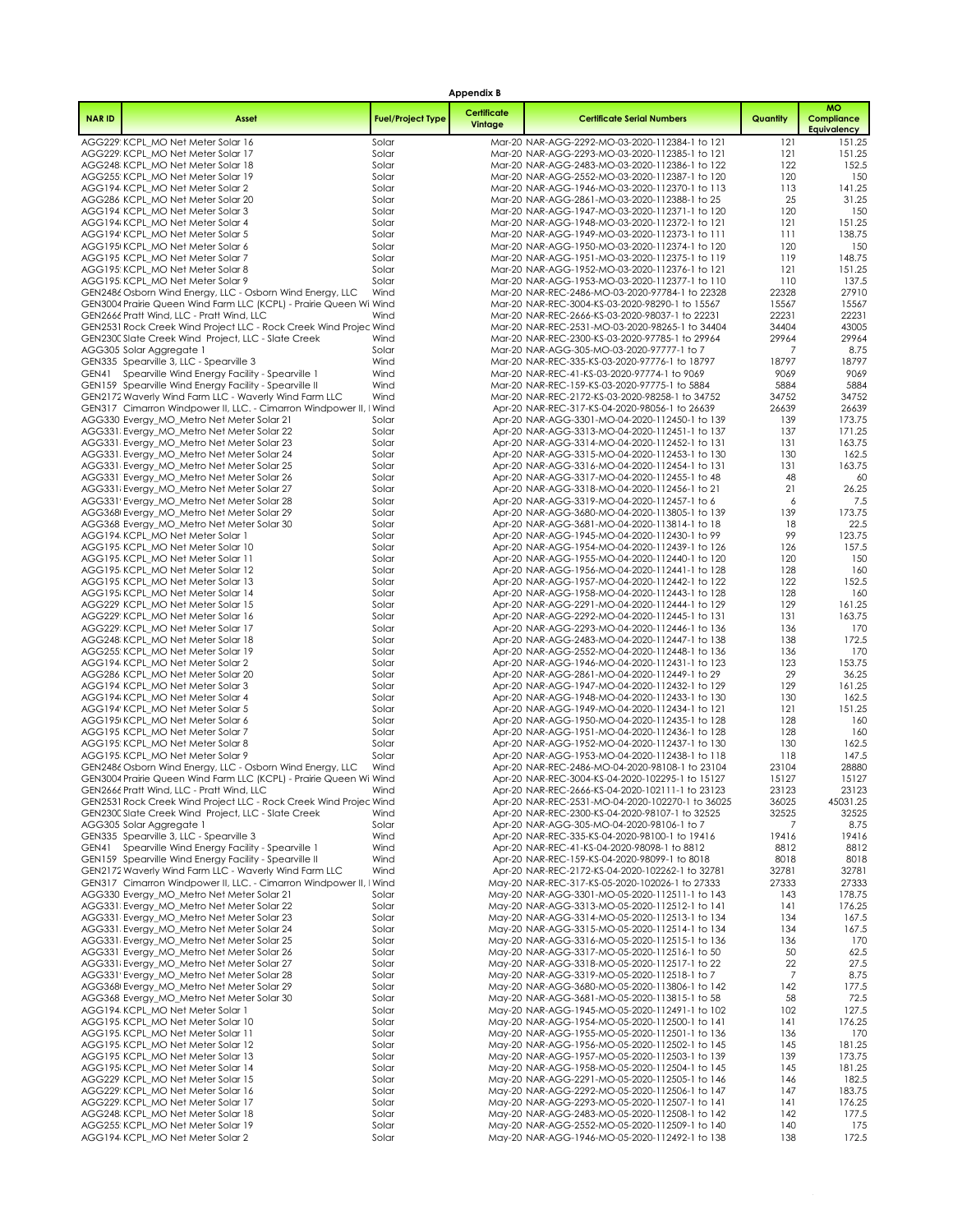**Appendix B**

| NAR ID | Asset | Fuel/Project Type | Certificate Vintage | Certificate Serial Numbers | Quantity | MO Compliance Equivalency |
|---|---|---|---|---|---|---|
| AGG229: | KCPL_MO Net Meter Solar 16 | Solar | Mar-20 | NAR-AGG-2292-MO-03-2020-112384-1 to 121 | 121 | 151.25 |
| AGG229: | KCPL_MO Net Meter Solar 17 | Solar | Mar-20 | NAR-AGG-2293-MO-03-2020-112385-1 to 121 | 121 | 151.25 |
| AGG248: | KCPL_MO Net Meter Solar 18 | Solar | Mar-20 | NAR-AGG-2483-MO-03-2020-112386-1 to 122 | 122 | 152.5 |
| AGG255: | KCPL_MO Net Meter Solar 19 | Solar | Mar-20 | NAR-AGG-2552-MO-03-2020-112387-1 to 120 | 120 | 150 |
| AGG194 | KCPL_MO Net Meter Solar 2 | Solar | Mar-20 | NAR-AGG-1946-MO-03-2020-112370-1 to 113 | 113 | 141.25 |
| AGG286 | KCPL_MO Net Meter Solar 20 | Solar | Mar-20 | NAR-AGG-2861-MO-03-2020-112388-1 to 25 | 25 | 31.25 |
| AGG194 | KCPL_MO Net Meter Solar 3 | Solar | Mar-20 | NAR-AGG-1947-MO-03-2020-112371-1 to 120 | 120 | 150 |
| AGG194 | KCPL_MO Net Meter Solar 4 | Solar | Mar-20 | NAR-AGG-1948-MO-03-2020-112372-1 to 121 | 121 | 151.25 |
| AGG194' | KCPL_MO Net Meter Solar 5 | Solar | Mar-20 | NAR-AGG-1949-MO-03-2020-112373-1 to 111 | 111 | 138.75 |
| AGG195 | KCPL_MO Net Meter Solar 6 | Solar | Mar-20 | NAR-AGG-1950-MO-03-2020-112374-1 to 120 | 120 | 150 |
| AGG195 | KCPL_MO Net Meter Solar 7 | Solar | Mar-20 | NAR-AGG-1951-MO-03-2020-112375-1 to 119 | 119 | 148.75 |
| AGG195: | KCPL_MO Net Meter Solar 8 | Solar | Mar-20 | NAR-AGG-1952-MO-03-2020-112376-1 to 121 | 121 | 151.25 |
| AGG195: | KCPL_MO Net Meter Solar 9 | Solar | Mar-20 | NAR-AGG-1953-MO-03-2020-112377-1 to 110 | 110 | 137.5 |
| GEN2486 | Osborn Wind Energy, LLC - Osborn Wind Energy, LLC | Wind | Mar-20 | NAR-REC-2486-MO-03-2020-97784-1 to 22328 | 22328 | 27910 |
| GEN3004 | Prairie Queen Wind Farm LLC (KCPL) - Prairie Queen Wi | Wind | Mar-20 | NAR-REC-3004-KS-03-2020-98290-1 to 15567 | 15567 | 15567 |
| GEN2666 | Pratt Wind, LLC - Pratt Wind, LLC | Wind | Mar-20 | NAR-REC-2666-KS-03-2020-98037-1 to 22231 | 22231 | 22231 |
| GEN2531 | Rock Creek Wind Project LLC - Rock Creek Wind Projec | Wind | Mar-20 | NAR-REC-2531-MO-03-2020-98265-1 to 34404 | 34404 | 43005 |
| GEN2300 | Slate Creek Wind Project, LLC - Slate Creek | Wind | Mar-20 | NAR-REC-2300-KS-03-2020-97785-1 to 29964 | 29964 | 29964 |
| AGG305 | Solar Aggregate 1 | Solar | Mar-20 | NAR-AGG-305-MO-03-2020-97777-1 to 7 | 7 | 8.75 |
| GEN335 | Spearville 3, LLC - Spearville 3 | Wind | Mar-20 | NAR-REC-335-KS-03-2020-97776-1 to 18797 | 18797 | 18797 |
| GEN41 | Spearville Wind Energy Facility - Spearville 1 | Wind | Mar-20 | NAR-REC-41-KS-03-2020-97774-1 to 9069 | 9069 | 9069 |
| GEN159 | Spearville Wind Energy Facility - Spearville II | Wind | Mar-20 | NAR-REC-159-KS-03-2020-97775-1 to 5884 | 5884 | 5884 |
| GEN2172 | Waverly Wind Farm LLC - Waverly Wind Farm LLC | Wind | Mar-20 | NAR-REC-2172-KS-03-2020-98258-1 to 34752 | 34752 | 34752 |
| GEN317 | Cimarron Windpower II, LLC. - Cimarron Windpower II, | Wind | Apr-20 | NAR-REC-317-KS-04-2020-98056-1 to 26639 | 26639 | 26639 |
| AGG330 | Evergy_MO_Metro Net Meter Solar 21 | Solar | Apr-20 | NAR-AGG-3301-MO-04-2020-112450-1 to 139 | 139 | 173.75 |
| AGG331 | Evergy_MO_Metro Net Meter Solar 22 | Solar | Apr-20 | NAR-AGG-3313-MO-04-2020-112451-1 to 137 | 137 | 171.25 |
| AGG331 | Evergy_MO_Metro Net Meter Solar 23 | Solar | Apr-20 | NAR-AGG-3314-MO-04-2020-112452-1 to 131 | 131 | 163.75 |
| AGG331 | Evergy_MO_Metro Net Meter Solar 24 | Solar | Apr-20 | NAR-AGG-3315-MO-04-2020-112453-1 to 130 | 130 | 162.5 |
| AGG331 | Evergy_MO_Metro Net Meter Solar 25 | Solar | Apr-20 | NAR-AGG-3316-MO-04-2020-112454-1 to 131 | 131 | 163.75 |
| AGG331 | Evergy_MO_Metro Net Meter Solar 26 | Solar | Apr-20 | NAR-AGG-3317-MO-04-2020-112455-1 to 48 | 48 | 60 |
| AGG331 | Evergy_MO_Metro Net Meter Solar 27 | Solar | Apr-20 | NAR-AGG-3318-MO-04-2020-112456-1 to 21 | 21 | 26.25 |
| AGG331' | Evergy_MO_Metro Net Meter Solar 28 | Solar | Apr-20 | NAR-AGG-3319-MO-04-2020-112457-1 to 6 | 6 | 7.5 |
| AGG368 | Evergy_MO_Metro Net Meter Solar 29 | Solar | Apr-20 | NAR-AGG-3680-MO-04-2020-113805-1 to 139 | 139 | 173.75 |
| AGG368 | Evergy_MO_Metro Net Meter Solar 30 | Solar | Apr-20 | NAR-AGG-3681-MO-04-2020-113814-1 to 18 | 18 | 22.5 |
| AGG194 | KCPL_MO Net Meter Solar 1 | Solar | Apr-20 | NAR-AGG-1945-MO-04-2020-112430-1 to 99 | 99 | 123.75 |
| AGG195 | KCPL_MO Net Meter Solar 10 | Solar | Apr-20 | NAR-AGG-1954-MO-04-2020-112439-1 to 126 | 126 | 157.5 |
| AGG195 | KCPL_MO Net Meter Solar 11 | Solar | Apr-20 | NAR-AGG-1955-MO-04-2020-112440-1 to 120 | 120 | 150 |
| AGG195 | KCPL_MO Net Meter Solar 12 | Solar | Apr-20 | NAR-AGG-1956-MO-04-2020-112441-1 to 128 | 128 | 160 |
| AGG195 | KCPL_MO Net Meter Solar 13 | Solar | Apr-20 | NAR-AGG-1957-MO-04-2020-112442-1 to 122 | 122 | 152.5 |
| AGG195 | KCPL_MO Net Meter Solar 14 | Solar | Apr-20 | NAR-AGG-1958-MO-04-2020-112443-1 to 128 | 128 | 160 |
| AGG229 | KCPL_MO Net Meter Solar 15 | Solar | Apr-20 | NAR-AGG-2291-MO-04-2020-112444-1 to 129 | 129 | 161.25 |
| AGG229: | KCPL_MO Net Meter Solar 16 | Solar | Apr-20 | NAR-AGG-2292-MO-04-2020-112445-1 to 131 | 131 | 163.75 |
| AGG229: | KCPL_MO Net Meter Solar 17 | Solar | Apr-20 | NAR-AGG-2293-MO-04-2020-112446-1 to 136 | 136 | 170 |
| AGG248: | KCPL_MO Net Meter Solar 18 | Solar | Apr-20 | NAR-AGG-2483-MO-04-2020-112447-1 to 138 | 138 | 172.5 |
| AGG255: | KCPL_MO Net Meter Solar 19 | Solar | Apr-20 | NAR-AGG-2552-MO-04-2020-112448-1 to 136 | 136 | 170 |
| AGG194 | KCPL_MO Net Meter Solar 2 | Solar | Apr-20 | NAR-AGG-1946-MO-04-2020-112431-1 to 123 | 123 | 153.75 |
| AGG286 | KCPL_MO Net Meter Solar 20 | Solar | Apr-20 | NAR-AGG-2861-MO-04-2020-112449-1 to 29 | 29 | 36.25 |
| AGG194 | KCPL_MO Net Meter Solar 3 | Solar | Apr-20 | NAR-AGG-1947-MO-04-2020-112432-1 to 129 | 129 | 161.25 |
| AGG194 | KCPL_MO Net Meter Solar 4 | Solar | Apr-20 | NAR-AGG-1948-MO-04-2020-112433-1 to 130 | 130 | 162.5 |
| AGG194' | KCPL_MO Net Meter Solar 5 | Solar | Apr-20 | NAR-AGG-1949-MO-04-2020-112434-1 to 121 | 121 | 151.25 |
| AGG195 | KCPL_MO Net Meter Solar 6 | Solar | Apr-20 | NAR-AGG-1950-MO-04-2020-112435-1 to 128 | 128 | 160 |
| AGG195 | KCPL_MO Net Meter Solar 7 | Solar | Apr-20 | NAR-AGG-1951-MO-04-2020-112436-1 to 128 | 128 | 160 |
| AGG195: | KCPL_MO Net Meter Solar 8 | Solar | Apr-20 | NAR-AGG-1952-MO-04-2020-112437-1 to 130 | 130 | 162.5 |
| AGG195: | KCPL_MO Net Meter Solar 9 | Solar | Apr-20 | NAR-AGG-1953-MO-04-2020-112438-1 to 118 | 118 | 147.5 |
| GEN2486 | Osborn Wind Energy, LLC - Osborn Wind Energy, LLC | Wind | Apr-20 | NAR-REC-2486-MO-04-2020-98108-1 to 23104 | 23104 | 28880 |
| GEN3004 | Prairie Queen Wind Farm LLC (KCPL) - Prairie Queen Wi | Wind | Apr-20 | NAR-REC-3004-KS-04-2020-102295-1 to 15127 | 15127 | 15127 |
| GEN2666 | Pratt Wind, LLC - Pratt Wind, LLC | Wind | Apr-20 | NAR-REC-2666-KS-04-2020-102111-1 to 23123 | 23123 | 23123 |
| GEN2531 | Rock Creek Wind Project LLC - Rock Creek Wind Projec | Wind | Apr-20 | NAR-REC-2531-MO-04-2020-102270-1 to 36025 | 36025 | 45031.25 |
| GEN2300 | Slate Creek Wind Project, LLC - Slate Creek | Wind | Apr-20 | NAR-REC-2300-KS-04-2020-98107-1 to 32525 | 32525 | 32525 |
| AGG305 | Solar Aggregate 1 | Solar | Apr-20 | NAR-AGG-305-MO-04-2020-98106-1 to 7 | 7 | 8.75 |
| GEN335 | Spearville 3, LLC - Spearville 3 | Wind | Apr-20 | NAR-REC-335-KS-04-2020-98100-1 to 19416 | 19416 | 19416 |
| GEN41 | Spearville Wind Energy Facility - Spearville 1 | Wind | Apr-20 | NAR-REC-41-KS-04-2020-98098-1 to 8812 | 8812 | 8812 |
| GEN159 | Spearville Wind Energy Facility - Spearville II | Wind | Apr-20 | NAR-REC-159-KS-04-2020-98099-1 to 8018 | 8018 | 8018 |
| GEN2172 | Waverly Wind Farm LLC - Waverly Wind Farm LLC | Wind | Apr-20 | NAR-REC-2172-KS-04-2020-102262-1 to 32781 | 32781 | 32781 |
| GEN317 | Cimarron Windpower II, LLC. - Cimarron Windpower II, | Wind | May-20 | NAR-REC-317-KS-05-2020-102026-1 to 27333 | 27333 | 27333 |
| AGG330 | Evergy_MO_Metro Net Meter Solar 21 | Solar | May-20 | NAR-AGG-3301-MO-05-2020-112511-1 to 143 | 143 | 178.75 |
| AGG331 | Evergy_MO_Metro Net Meter Solar 22 | Solar | May-20 | NAR-AGG-3313-MO-05-2020-112512-1 to 141 | 141 | 176.25 |
| AGG331 | Evergy_MO_Metro Net Meter Solar 23 | Solar | May-20 | NAR-AGG-3314-MO-05-2020-112513-1 to 134 | 134 | 167.5 |
| AGG331 | Evergy_MO_Metro Net Meter Solar 24 | Solar | May-20 | NAR-AGG-3315-MO-05-2020-112514-1 to 134 | 134 | 167.5 |
| AGG331 | Evergy_MO_Metro Net Meter Solar 25 | Solar | May-20 | NAR-AGG-3316-MO-05-2020-112515-1 to 136 | 136 | 170 |
| AGG331 | Evergy_MO_Metro Net Meter Solar 26 | Solar | May-20 | NAR-AGG-3317-MO-05-2020-112516-1 to 50 | 50 | 62.5 |
| AGG331 | Evergy_MO_Metro Net Meter Solar 27 | Solar | May-20 | NAR-AGG-3318-MO-05-2020-112517-1 to 22 | 22 | 27.5 |
| AGG331' | Evergy_MO_Metro Net Meter Solar 28 | Solar | May-20 | NAR-AGG-3319-MO-05-2020-112518-1 to 7 | 7 | 8.75 |
| AGG368 | Evergy_MO_Metro Net Meter Solar 29 | Solar | May-20 | NAR-AGG-3680-MO-05-2020-113806-1 to 142 | 142 | 177.5 |
| AGG368 | Evergy_MO_Metro Net Meter Solar 30 | Solar | May-20 | NAR-AGG-3681-MO-05-2020-113815-1 to 58 | 58 | 72.5 |
| AGG194 | KCPL_MO Net Meter Solar 1 | Solar | May-20 | NAR-AGG-1945-MO-05-2020-112491-1 to 102 | 102 | 127.5 |
| AGG195 | KCPL_MO Net Meter Solar 10 | Solar | May-20 | NAR-AGG-1954-MO-05-2020-112500-1 to 141 | 141 | 176.25 |
| AGG195 | KCPL_MO Net Meter Solar 11 | Solar | May-20 | NAR-AGG-1955-MO-05-2020-112501-1 to 136 | 136 | 170 |
| AGG195 | KCPL_MO Net Meter Solar 12 | Solar | May-20 | NAR-AGG-1956-MO-05-2020-112502-1 to 145 | 145 | 181.25 |
| AGG195 | KCPL_MO Net Meter Solar 13 | Solar | May-20 | NAR-AGG-1957-MO-05-2020-112503-1 to 139 | 139 | 173.75 |
| AGG195 | KCPL_MO Net Meter Solar 14 | Solar | May-20 | NAR-AGG-1958-MO-05-2020-112504-1 to 145 | 145 | 181.25 |
| AGG229 | KCPL_MO Net Meter Solar 15 | Solar | May-20 | NAR-AGG-2291-MO-05-2020-112505-1 to 146 | 146 | 182.5 |
| AGG229: | KCPL_MO Net Meter Solar 16 | Solar | May-20 | NAR-AGG-2292-MO-05-2020-112506-1 to 147 | 147 | 183.75 |
| AGG229: | KCPL_MO Net Meter Solar 17 | Solar | May-20 | NAR-AGG-2293-MO-05-2020-112507-1 to 141 | 141 | 176.25 |
| AGG248: | KCPL_MO Net Meter Solar 18 | Solar | May-20 | NAR-AGG-2483-MO-05-2020-112508-1 to 142 | 142 | 177.5 |
| AGG255: | KCPL_MO Net Meter Solar 19 | Solar | May-20 | NAR-AGG-2552-MO-05-2020-112509-1 to 140 | 140 | 175 |
| AGG194 | KCPL_MO Net Meter Solar 2 | Solar | May-20 | NAR-AGG-1946-MO-05-2020-112492-1 to 138 | 138 | 172.5 |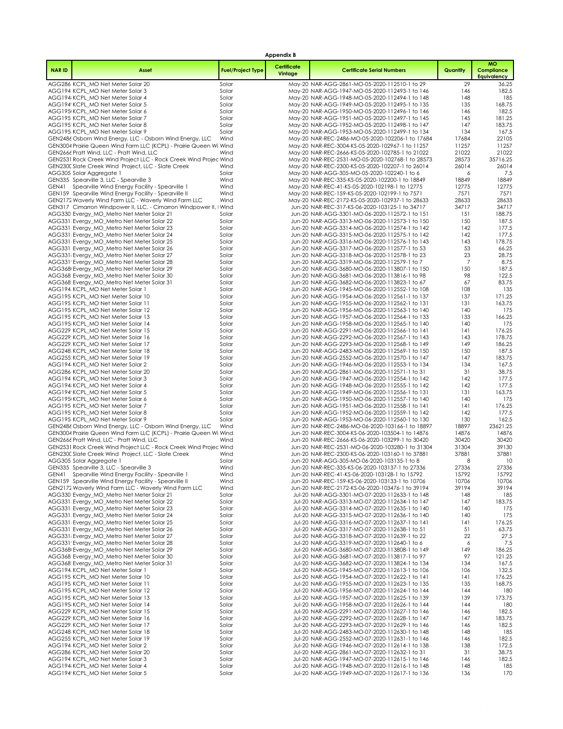**Appendix B**

| NAR ID | Asset | Fuel/Project Type | Certificate Vintage | Certificate Serial Numbers | Quantity | MO Compliance Equivalency |
|---|---|---|---|---|---|---|
| AGG286 | KCPL_MO Net Meter Solar 20 | Solar | May-20 | NAR-AGG-2861-MO-05-2020-112510-1 to 29 | 29 | 36.25 |
| AGG194 | KCPL_MO Net Meter Solar 3 | Solar | May-20 | NAR-AGG-1947-MO-05-2020-112493-1 to 146 | 146 | 182.5 |
| AGG194 | KCPL_MO Net Meter Solar 4 | Solar | May-20 | NAR-AGG-1948-MO-05-2020-112494-1 to 148 | 148 | 185 |
| AGG194 | KCPL_MO Net Meter Solar 5 | Solar | May-20 | NAR-AGG-1949-MO-05-2020-112495-1 to 135 | 135 | 168.75 |
| AGG195 | KCPL_MO Net Meter Solar 6 | Solar | May-20 | NAR-AGG-1950-MO-05-2020-112496-1 to 146 | 146 | 182.5 |
| AGG195 | KCPL_MO Net Meter Solar 7 | Solar | May-20 | NAR-AGG-1951-MO-05-2020-112497-1 to 145 | 145 | 181.25 |
| AGG195 | KCPL_MO Net Meter Solar 8 | Solar | May-20 | NAR-AGG-1952-MO-05-2020-112498-1 to 147 | 147 | 183.75 |
| AGG195 | KCPL_MO Net Meter Solar 9 | Solar | May-20 | NAR-AGG-1953-MO-05-2020-112499-1 to 134 | 134 | 167.5 |
| GEN2486 | Osborn Wind Energy, LLC - Osborn Wind Energy, LLC | Wind | May-20 | NAR-REC-2486-MO-05-2020-102206-1 to 17684 | 17684 | 22105 |
| GEN3004 | Prairie Queen Wind Farm LLC (KCPL) - Prairie Queen Wi | Wind | May-20 | NAR-REC-3004-KS-05-2020-102967-1 to 11257 | 11257 | 11257 |
| GEN2666 | Pratt Wind, LLC - Pratt Wind, LLC | Wind | May-20 | NAR-REC-2666-KS-05-2020-102785-1 to 21022 | 21022 | 21022 |
| GEN2531 | Rock Creek Wind Project LLC - Rock Creek Wind Projec | Wind | May-20 | NAR-REC-2531-MO-05-2020-102768-1 to 28573 | 28573 | 35716.25 |
| GEN2300 | Slate Creek Wind Project, LLC - Slate Creek | Wind | May-20 | NAR-REC-2300-KS-05-2020-102207-1 to 26014 | 26014 | 26014 |
| AGG305 | Solar Aggregate 1 | Solar | May-20 | NAR-AGG-305-MO-05-2020-102240-1 to 6 | 6 | 7.5 |
| GEN335 | Spearville 3, LLC - Spearville 3 | Wind | May-20 | NAR-REC-335-KS-05-2020-102200-1 to 18849 | 18849 | 18849 |
| GEN41 | Spearville Wind Energy Facility - Spearville 1 | Wind | May-20 | NAR-REC-41-KS-05-2020-102198-1 to 12775 | 12775 | 12775 |
| GEN159 | Spearville Wind Energy Facility - Spearville II | Wind | May-20 | NAR-REC-159-KS-05-2020-102199-1 to 7571 | 7571 | 7571 |
| GEN2172 | Waverly Wind Farm LLC - Waverly Wind Farm LLC | Wind | May-20 | NAR-REC-2172-KS-05-2020-102937-1 to 28633 | 28633 | 28633 |
| GEN317 | Cimarron Windpower II, LLC. - Cimarron Windpower II, I | Wind | Jun-20 | NAR-REC-317-KS-06-2020-103125-1 to 34717 | 34717 | 34717 |
| AGG330 | Evergy_MO_Metro Net Meter Solar 21 | Solar | Jun-20 | NAR-AGG-3301-MO-06-2020-112572-1 to 151 | 151 | 188.75 |
| AGG331 | Evergy_MO_Metro Net Meter Solar 22 | Solar | Jun-20 | NAR-AGG-3313-MO-06-2020-112573-1 to 150 | 150 | 187.5 |
| AGG331 | Evergy_MO_Metro Net Meter Solar 23 | Solar | Jun-20 | NAR-AGG-3314-MO-06-2020-112574-1 to 142 | 142 | 177.5 |
| AGG331 | Evergy_MO_Metro Net Meter Solar 24 | Solar | Jun-20 | NAR-AGG-3315-MO-06-2020-112575-1 to 142 | 142 | 177.5 |
| AGG331 | Evergy_MO_Metro Net Meter Solar 25 | Solar | Jun-20 | NAR-AGG-3316-MO-06-2020-112576-1 to 143 | 143 | 178.75 |
| AGG331 | Evergy_MO_Metro Net Meter Solar 26 | Solar | Jun-20 | NAR-AGG-3317-MO-06-2020-112577-1 to 53 | 53 | 66.25 |
| AGG331 | Evergy_MO_Metro Net Meter Solar 27 | Solar | Jun-20 | NAR-AGG-3318-MO-06-2020-112578-1 to 23 | 23 | 28.75 |
| AGG331 | Evergy_MO_Metro Net Meter Solar 28 | Solar | Jun-20 | NAR-AGG-3319-MO-06-2020-112579-1 to 7 | 7 | 8.75 |
| AGG368 | Evergy_MO_Metro Net Meter Solar 29 | Solar | Jun-20 | NAR-AGG-3680-MO-06-2020-113807-1 to 150 | 150 | 187.5 |
| AGG368 | Evergy_MO_Metro Net Meter Solar 30 | Solar | Jun-20 | NAR-AGG-3681-MO-06-2020-113816-1 to 98 | 98 | 122.5 |
| AGG368 | Evergy_MO_Metro Net Meter Solar 31 | Solar | Jun-20 | NAR-AGG-3682-MO-06-2020-113823-1 to 67 | 67 | 83.75 |
| AGG194 | KCPL_MO Net Meter Solar 1 | Solar | Jun-20 | NAR-AGG-1945-MO-06-2020-112552-1 to 108 | 108 | 135 |
| AGG195 | KCPL_MO Net Meter Solar 10 | Solar | Jun-20 | NAR-AGG-1954-MO-06-2020-112561-1 to 137 | 137 | 171.25 |
| AGG195 | KCPL_MO Net Meter Solar 11 | Solar | Jun-20 | NAR-AGG-1955-MO-06-2020-112562-1 to 131 | 131 | 163.75 |
| AGG195 | KCPL_MO Net Meter Solar 12 | Solar | Jun-20 | NAR-AGG-1956-MO-06-2020-112563-1 to 140 | 140 | 175 |
| AGG195 | KCPL_MO Net Meter Solar 13 | Solar | Jun-20 | NAR-AGG-1957-MO-06-2020-112564-1 to 133 | 133 | 166.25 |
| AGG195 | KCPL_MO Net Meter Solar 14 | Solar | Jun-20 | NAR-AGG-1958-MO-06-2020-112565-1 to 140 | 140 | 175 |
| AGG229 | KCPL_MO Net Meter Solar 15 | Solar | Jun-20 | NAR-AGG-2291-MO-06-2020-112566-1 to 141 | 141 | 176.25 |
| AGG229 | KCPL_MO Net Meter Solar 16 | Solar | Jun-20 | NAR-AGG-2292-MO-06-2020-112567-1 to 143 | 143 | 178.75 |
| AGG229 | KCPL_MO Net Meter Solar 17 | Solar | Jun-20 | NAR-AGG-2293-MO-06-2020-112568-1 to 149 | 149 | 186.25 |
| AGG248 | KCPL_MO Net Meter Solar 18 | Solar | Jun-20 | NAR-AGG-2483-MO-06-2020-112569-1 to 150 | 150 | 187.5 |
| AGG255 | KCPL_MO Net Meter Solar 19 | Solar | Jun-20 | NAR-AGG-2552-MO-06-2020-112570-1 to 147 | 147 | 183.75 |
| AGG194 | KCPL_MO Net Meter Solar 2 | Solar | Jun-20 | NAR-AGG-1946-MO-06-2020-112553-1 to 134 | 134 | 167.5 |
| AGG286 | KCPL_MO Net Meter Solar 20 | Solar | Jun-20 | NAR-AGG-2861-MO-06-2020-112571-1 to 31 | 31 | 38.75 |
| AGG194 | KCPL_MO Net Meter Solar 3 | Solar | Jun-20 | NAR-AGG-1947-MO-06-2020-112554-1 to 142 | 142 | 177.5 |
| AGG194 | KCPL_MO Net Meter Solar 4 | Solar | Jun-20 | NAR-AGG-1948-MO-06-2020-112555-1 to 142 | 142 | 177.5 |
| AGG194 | KCPL_MO Net Meter Solar 5 | Solar | Jun-20 | NAR-AGG-1949-MO-06-2020-112556-1 to 131 | 131 | 163.75 |
| AGG195 | KCPL_MO Net Meter Solar 6 | Solar | Jun-20 | NAR-AGG-1950-MO-06-2020-112557-1 to 140 | 140 | 175 |
| AGG195 | KCPL_MO Net Meter Solar 7 | Solar | Jun-20 | NAR-AGG-1951-MO-06-2020-112558-1 to 141 | 141 | 176.25 |
| AGG195 | KCPL_MO Net Meter Solar 8 | Solar | Jun-20 | NAR-AGG-1952-MO-06-2020-112559-1 to 142 | 142 | 177.5 |
| AGG195 | KCPL_MO Net Meter Solar 9 | Solar | Jun-20 | NAR-AGG-1953-MO-06-2020-112560-1 to 130 | 130 | 162.5 |
| GEN2486 | Osborn Wind Energy, LLC - Osborn Wind Energy, LLC | Wind | Jun-20 | NAR-REC-2486-MO-06-2020-103166-1 to 18897 | 18897 | 23621.25 |
| GEN3004 | Prairie Queen Wind Farm LLC (KCPL) - Prairie Queen Wi | Wind | Jun-20 | NAR-REC-3004-KS-06-2020-103504-1 to 14876 | 14876 | 14876 |
| GEN2666 | Pratt Wind, LLC - Pratt Wind, LLC | Wind | Jun-20 | NAR-REC-2666-KS-06-2020-103299-1 to 30420 | 30420 | 30420 |
| GEN2531 | Rock Creek Wind Project LLC - Rock Creek Wind Projec | Wind | Jun-20 | NAR-REC-2531-MO-06-2020-103280-1 to 31304 | 31304 | 39130 |
| GEN2300 | Slate Creek Wind Project, LLC - Slate Creek | Wind | Jun-20 | NAR-REC-2300-KS-06-2020-103160-1 to 37881 | 37881 | 37881 |
| AGG305 | Solar Aggregate 1 | Solar | Jun-20 | NAR-AGG-305-MO-06-2020-103135-1 to 8 | 8 | 10 |
| GEN335 | Spearville 3, LLC - Spearville 3 | Wind | Jun-20 | NAR-REC-335-KS-06-2020-103137-1 to 27336 | 27336 | 27336 |
| GEN41 | Spearville Wind Energy Facility - Spearville 1 | Wind | Jun-20 | NAR-REC-41-KS-06-2020-103128-1 to 15792 | 15792 | 15792 |
| GEN159 | Spearville Wind Energy Facility - Spearville II | Wind | Jun-20 | NAR-REC-159-KS-06-2020-103133-1 to 10706 | 10706 | 10706 |
| GEN2172 | Waverly Wind Farm LLC - Waverly Wind Farm LLC | Wind | Jun-20 | NAR-REC-2172-KS-06-2020-103476-1 to 39194 | 39194 | 39194 |
| AGG330 | Evergy_MO_Metro Net Meter Solar 21 | Solar | Jul-20 | NAR-AGG-3301-MO-07-2020-112633-1 to 148 | 148 | 185 |
| AGG331 | Evergy_MO_Metro Net Meter Solar 22 | Solar | Jul-20 | NAR-AGG-3313-MO-07-2020-112634-1 to 147 | 147 | 183.75 |
| AGG331 | Evergy_MO_Metro Net Meter Solar 23 | Solar | Jul-20 | NAR-AGG-3314-MO-07-2020-112635-1 to 140 | 140 | 175 |
| AGG331 | Evergy_MO_Metro Net Meter Solar 24 | Solar | Jul-20 | NAR-AGG-3315-MO-07-2020-112636-1 to 140 | 140 | 175 |
| AGG331 | Evergy_MO_Metro Net Meter Solar 25 | Solar | Jul-20 | NAR-AGG-3316-MO-07-2020-112637-1 to 141 | 141 | 176.25 |
| AGG331 | Evergy_MO_Metro Net Meter Solar 26 | Solar | Jul-20 | NAR-AGG-3317-MO-07-2020-112638-1 to 51 | 51 | 63.75 |
| AGG331 | Evergy_MO_Metro Net Meter Solar 27 | Solar | Jul-20 | NAR-AGG-3318-MO-07-2020-112639-1 to 22 | 22 | 27.5 |
| AGG331 | Evergy_MO_Metro Net Meter Solar 28 | Solar | Jul-20 | NAR-AGG-3319-MO-07-2020-112640-1 to 6 | 6 | 7.5 |
| AGG368 | Evergy_MO_Metro Net Meter Solar 29 | Solar | Jul-20 | NAR-AGG-3680-MO-07-2020-113808-1 to 149 | 149 | 186.25 |
| AGG368 | Evergy_MO_Metro Net Meter Solar 30 | Solar | Jul-20 | NAR-AGG-3681-MO-07-2020-113817-1 to 97 | 97 | 121.25 |
| AGG368 | Evergy_MO_Metro Net Meter Solar 31 | Solar | Jul-20 | NAR-AGG-3682-MO-07-2020-113824-1 to 134 | 134 | 167.5 |
| AGG194 | KCPL_MO Net Meter Solar 1 | Solar | Jul-20 | NAR-AGG-1945-MO-07-2020-112613-1 to 106 | 106 | 132.5 |
| AGG195 | KCPL_MO Net Meter Solar 10 | Solar | Jul-20 | NAR-AGG-1954-MO-07-2020-112622-1 to 141 | 141 | 176.25 |
| AGG195 | KCPL_MO Net Meter Solar 11 | Solar | Jul-20 | NAR-AGG-1955-MO-07-2020-112623-1 to 135 | 135 | 168.75 |
| AGG195 | KCPL_MO Net Meter Solar 12 | Solar | Jul-20 | NAR-AGG-1956-MO-07-2020-112624-1 to 144 | 144 | 180 |
| AGG195 | KCPL_MO Net Meter Solar 13 | Solar | Jul-20 | NAR-AGG-1957-MO-07-2020-112625-1 to 139 | 139 | 173.75 |
| AGG195 | KCPL_MO Net Meter Solar 14 | Solar | Jul-20 | NAR-AGG-1958-MO-07-2020-112626-1 to 144 | 144 | 180 |
| AGG229 | KCPL_MO Net Meter Solar 15 | Solar | Jul-20 | NAR-AGG-2291-MO-07-2020-112627-1 to 146 | 146 | 182.5 |
| AGG229 | KCPL_MO Net Meter Solar 16 | Solar | Jul-20 | NAR-AGG-2292-MO-07-2020-112628-1 to 147 | 147 | 183.75 |
| AGG229 | KCPL_MO Net Meter Solar 17 | Solar | Jul-20 | NAR-AGG-2293-MO-07-2020-112629-1 to 146 | 146 | 182.5 |
| AGG248 | KCPL_MO Net Meter Solar 18 | Solar | Jul-20 | NAR-AGG-2483-MO-07-2020-112630-1 to 148 | 148 | 185 |
| AGG255 | KCPL_MO Net Meter Solar 19 | Solar | Jul-20 | NAR-AGG-2552-MO-07-2020-112631-1 to 146 | 146 | 182.5 |
| AGG194 | KCPL_MO Net Meter Solar 2 | Solar | Jul-20 | NAR-AGG-1946-MO-07-2020-112614-1 to 138 | 138 | 172.5 |
| AGG286 | KCPL_MO Net Meter Solar 20 | Solar | Jul-20 | NAR-AGG-2861-MO-07-2020-112632-1 to 31 | 31 | 38.75 |
| AGG194 | KCPL_MO Net Meter Solar 3 | Solar | Jul-20 | NAR-AGG-1947-MO-07-2020-112615-1 to 146 | 146 | 182.5 |
| AGG194 | KCPL_MO Net Meter Solar 4 | Solar | Jul-20 | NAR-AGG-1948-MO-07-2020-112616-1 to 148 | 148 | 185 |
| AGG194 | KCPL_MO Net Meter Solar 5 | Solar | Jul-20 | NAR-AGG-1949-MO-07-2020-112617-1 to 136 | 136 | 170 |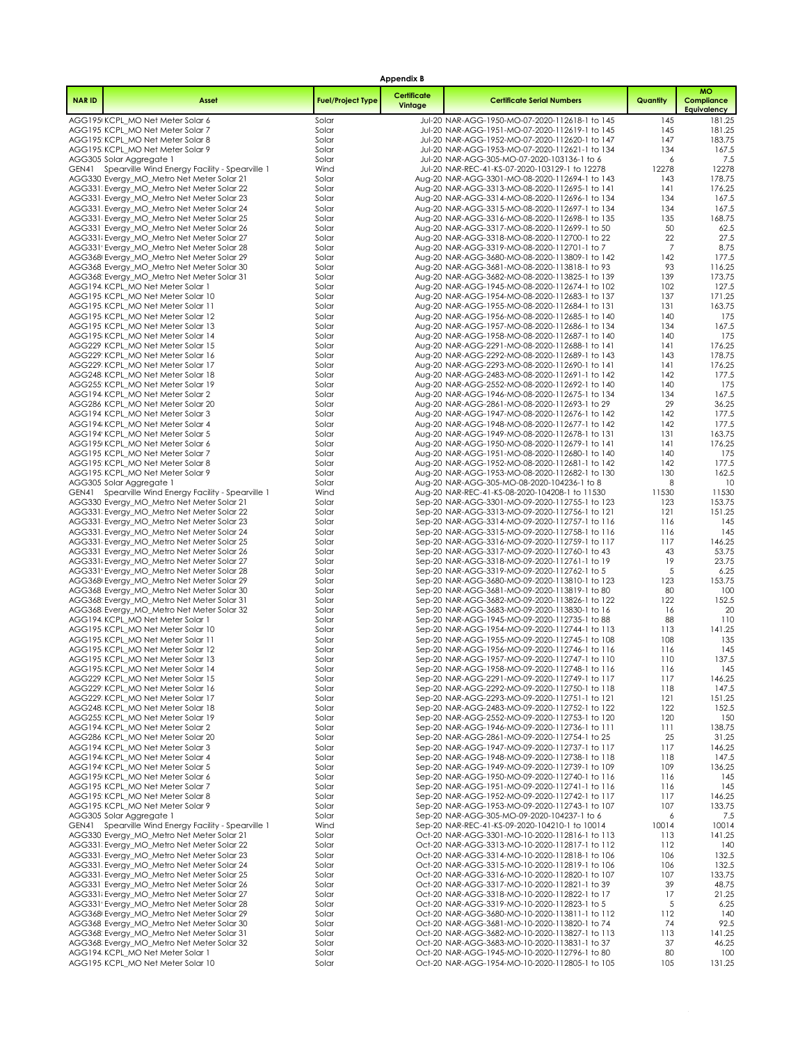**Appendix B**

| NAR ID | Asset | Fuel/Project Type | Certificate Vintage | Certificate Serial Numbers | Quantity | MO Compliance Equivalency |
|---|---|---|---|---|---|---|
| AGG195 | KCPL_MO Net Meter Solar 6 | Solar | Jul-20 | NAR-AGG-1950-MO-07-2020-112618-1 to 145 | 145 | 181.25 |
| AGG195 | KCPL_MO Net Meter Solar 7 | Solar | Jul-20 | NAR-AGG-1951-MO-07-2020-112619-1 to 145 | 145 | 181.25 |
| AGG195 | KCPL_MO Net Meter Solar 8 | Solar | Jul-20 | NAR-AGG-1952-MO-07-2020-112620-1 to 147 | 147 | 183.75 |
| AGG195 | KCPL_MO Net Meter Solar 9 | Solar | Jul-20 | NAR-AGG-1953-MO-07-2020-112621-1 to 134 | 134 | 167.5 |
| AGG305 | Solar Aggregate 1 | Solar | Jul-20 | NAR-AGG-305-MO-07-2020-103136-1 to 6 | 6 | 7.5 |
| GEN41 | Spearville Wind Energy Facility - Spearville 1 | Wind | Jul-20 | NAR-REC-41-KS-07-2020-103129-1 to 12278 | 12278 | 12278 |
| AGG330 | Evergy_MO_Metro Net Meter Solar 21 | Solar | Aug-20 | NAR-AGG-3301-MO-08-2020-112694-1 to 143 | 143 | 178.75 |
| AGG331 | Evergy_MO_Metro Net Meter Solar 22 | Solar | Aug-20 | NAR-AGG-3313-MO-08-2020-112695-1 to 141 | 141 | 176.25 |
| AGG331 | Evergy_MO_Metro Net Meter Solar 23 | Solar | Aug-20 | NAR-AGG-3314-MO-08-2020-112696-1 to 134 | 134 | 167.5 |
| AGG331 | Evergy_MO_Metro Net Meter Solar 24 | Solar | Aug-20 | NAR-AGG-3315-MO-08-2020-112697-1 to 134 | 134 | 167.5 |
| AGG331 | Evergy_MO_Metro Net Meter Solar 25 | Solar | Aug-20 | NAR-AGG-3316-MO-08-2020-112698-1 to 135 | 135 | 168.75 |
| AGG331 | Evergy_MO_Metro Net Meter Solar 26 | Solar | Aug-20 | NAR-AGG-3317-MO-08-2020-112699-1 to 50 | 50 | 62.5 |
| AGG331 | Evergy_MO_Metro Net Meter Solar 27 | Solar | Aug-20 | NAR-AGG-3318-MO-08-2020-112700-1 to 22 | 22 | 27.5 |
| AGG331 | Evergy_MO_Metro Net Meter Solar 28 | Solar | Aug-20 | NAR-AGG-3319-MO-08-2020-112701-1 to 7 | 7 | 8.75 |
| AGG368 | Evergy_MO_Metro Net Meter Solar 29 | Solar | Aug-20 | NAR-AGG-3680-MO-08-2020-113809-1 to 142 | 142 | 177.5 |
| AGG368 | Evergy_MO_Metro Net Meter Solar 30 | Solar | Aug-20 | NAR-AGG-3681-MO-08-2020-113818-1 to 93 | 93 | 116.25 |
| AGG368 | Evergy_MO_Metro Net Meter Solar 31 | Solar | Aug-20 | NAR-AGG-3682-MO-08-2020-113825-1 to 139 | 139 | 173.75 |
| AGG194 | KCPL_MO Net Meter Solar 1 | Solar | Aug-20 | NAR-AGG-1945-MO-08-2020-112674-1 to 102 | 102 | 127.5 |
| AGG195 | KCPL_MO Net Meter Solar 10 | Solar | Aug-20 | NAR-AGG-1954-MO-08-2020-112683-1 to 137 | 137 | 171.25 |
| AGG195 | KCPL_MO Net Meter Solar 11 | Solar | Aug-20 | NAR-AGG-1955-MO-08-2020-112684-1 to 131 | 131 | 163.75 |
| AGG195 | KCPL_MO Net Meter Solar 12 | Solar | Aug-20 | NAR-AGG-1956-MO-08-2020-112685-1 to 140 | 140 | 175 |
| AGG195 | KCPL_MO Net Meter Solar 13 | Solar | Aug-20 | NAR-AGG-1957-MO-08-2020-112686-1 to 134 | 134 | 167.5 |
| AGG195 | KCPL_MO Net Meter Solar 14 | Solar | Aug-20 | NAR-AGG-1958-MO-08-2020-112687-1 to 140 | 140 | 175 |
| AGG229 | KCPL_MO Net Meter Solar 15 | Solar | Aug-20 | NAR-AGG-2291-MO-08-2020-112688-1 to 141 | 141 | 176.25 |
| AGG229 | KCPL_MO Net Meter Solar 16 | Solar | Aug-20 | NAR-AGG-2292-MO-08-2020-112689-1 to 143 | 143 | 178.75 |
| AGG229 | KCPL_MO Net Meter Solar 17 | Solar | Aug-20 | NAR-AGG-2293-MO-08-2020-112690-1 to 141 | 141 | 176.25 |
| AGG248 | KCPL_MO Net Meter Solar 18 | Solar | Aug-20 | NAR-AGG-2483-MO-08-2020-112691-1 to 142 | 142 | 177.5 |
| AGG255 | KCPL_MO Net Meter Solar 19 | Solar | Aug-20 | NAR-AGG-2552-MO-08-2020-112692-1 to 140 | 140 | 175 |
| AGG194 | KCPL_MO Net Meter Solar 2 | Solar | Aug-20 | NAR-AGG-1946-MO-08-2020-112675-1 to 134 | 134 | 167.5 |
| AGG286 | KCPL_MO Net Meter Solar 20 | Solar | Aug-20 | NAR-AGG-2861-MO-08-2020-112693-1 to 29 | 29 | 36.25 |
| AGG194 | KCPL_MO Net Meter Solar 3 | Solar | Aug-20 | NAR-AGG-1947-MO-08-2020-112676-1 to 142 | 142 | 177.5 |
| AGG194 | KCPL_MO Net Meter Solar 4 | Solar | Aug-20 | NAR-AGG-1948-MO-08-2020-112677-1 to 142 | 142 | 177.5 |
| AGG194 | KCPL_MO Net Meter Solar 5 | Solar | Aug-20 | NAR-AGG-1949-MO-08-2020-112678-1 to 131 | 131 | 163.75 |
| AGG195 | KCPL_MO Net Meter Solar 6 | Solar | Aug-20 | NAR-AGG-1950-MO-08-2020-112679-1 to 141 | 141 | 176.25 |
| AGG195 | KCPL_MO Net Meter Solar 7 | Solar | Aug-20 | NAR-AGG-1951-MO-08-2020-112680-1 to 140 | 140 | 175 |
| AGG195 | KCPL_MO Net Meter Solar 8 | Solar | Aug-20 | NAR-AGG-1952-MO-08-2020-112681-1 to 142 | 142 | 177.5 |
| AGG195 | KCPL_MO Net Meter Solar 9 | Solar | Aug-20 | NAR-AGG-1953-MO-08-2020-112682-1 to 130 | 130 | 162.5 |
| AGG305 | Solar Aggregate 1 | Solar | Aug-20 | NAR-AGG-305-MO-08-2020-104236-1 to 8 | 8 | 10 |
| GEN41 | Spearville Wind Energy Facility - Spearville 1 | Wind | Aug-20 | NAR-REC-41-KS-08-2020-104208-1 to 11530 | 11530 | 11530 |
| AGG330 | Evergy_MO_Metro Net Meter Solar 21 | Solar | Sep-20 | NAR-AGG-3301-MO-09-2020-112755-1 to 123 | 123 | 153.75 |
| AGG331 | Evergy_MO_Metro Net Meter Solar 22 | Solar | Sep-20 | NAR-AGG-3313-MO-09-2020-112756-1 to 121 | 121 | 151.25 |
| AGG331 | Evergy_MO_Metro Net Meter Solar 23 | Solar | Sep-20 | NAR-AGG-3314-MO-09-2020-112757-1 to 116 | 116 | 145 |
| AGG331 | Evergy_MO_Metro Net Meter Solar 24 | Solar | Sep-20 | NAR-AGG-3315-MO-09-2020-112758-1 to 116 | 116 | 145 |
| AGG331 | Evergy_MO_Metro Net Meter Solar 25 | Solar | Sep-20 | NAR-AGG-3316-MO-09-2020-112759-1 to 117 | 117 | 146.25 |
| AGG331 | Evergy_MO_Metro Net Meter Solar 26 | Solar | Sep-20 | NAR-AGG-3317-MO-09-2020-112760-1 to 43 | 43 | 53.75 |
| AGG331 | Evergy_MO_Metro Net Meter Solar 27 | Solar | Sep-20 | NAR-AGG-3318-MO-09-2020-112761-1 to 19 | 19 | 23.75 |
| AGG331 | Evergy_MO_Metro Net Meter Solar 28 | Solar | Sep-20 | NAR-AGG-3319-MO-09-2020-112762-1 to 5 | 5 | 6.25 |
| AGG368 | Evergy_MO_Metro Net Meter Solar 29 | Solar | Sep-20 | NAR-AGG-3680-MO-09-2020-113810-1 to 123 | 123 | 153.75 |
| AGG368 | Evergy_MO_Metro Net Meter Solar 30 | Solar | Sep-20 | NAR-AGG-3681-MO-09-2020-113819-1 to 80 | 80 | 100 |
| AGG368 | Evergy_MO_Metro Net Meter Solar 31 | Solar | Sep-20 | NAR-AGG-3682-MO-09-2020-113826-1 to 122 | 122 | 152.5 |
| AGG368 | Evergy_MO_Metro Net Meter Solar 32 | Solar | Sep-20 | NAR-AGG-3683-MO-09-2020-113830-1 to 16 | 16 | 20 |
| AGG194 | KCPL_MO Net Meter Solar 1 | Solar | Sep-20 | NAR-AGG-1945-MO-09-2020-112735-1 to 88 | 88 | 110 |
| AGG195 | KCPL_MO Net Meter Solar 10 | Solar | Sep-20 | NAR-AGG-1954-MO-09-2020-112744-1 to 113 | 113 | 141.25 |
| AGG195 | KCPL_MO Net Meter Solar 11 | Solar | Sep-20 | NAR-AGG-1955-MO-09-2020-112745-1 to 108 | 108 | 135 |
| AGG195 | KCPL_MO Net Meter Solar 12 | Solar | Sep-20 | NAR-AGG-1956-MO-09-2020-112746-1 to 116 | 116 | 145 |
| AGG195 | KCPL_MO Net Meter Solar 13 | Solar | Sep-20 | NAR-AGG-1957-MO-09-2020-112747-1 to 110 | 110 | 137.5 |
| AGG195 | KCPL_MO Net Meter Solar 14 | Solar | Sep-20 | NAR-AGG-1958-MO-09-2020-112748-1 to 116 | 116 | 145 |
| AGG229 | KCPL_MO Net Meter Solar 15 | Solar | Sep-20 | NAR-AGG-2291-MO-09-2020-112749-1 to 117 | 117 | 146.25 |
| AGG229 | KCPL_MO Net Meter Solar 16 | Solar | Sep-20 | NAR-AGG-2292-MO-09-2020-112750-1 to 118 | 118 | 147.5 |
| AGG229 | KCPL_MO Net Meter Solar 17 | Solar | Sep-20 | NAR-AGG-2293-MO-09-2020-112751-1 to 121 | 121 | 151.25 |
| AGG248 | KCPL_MO Net Meter Solar 18 | Solar | Sep-20 | NAR-AGG-2483-MO-09-2020-112752-1 to 122 | 122 | 152.5 |
| AGG255 | KCPL_MO Net Meter Solar 19 | Solar | Sep-20 | NAR-AGG-2552-MO-09-2020-112753-1 to 120 | 120 | 150 |
| AGG194 | KCPL_MO Net Meter Solar 2 | Solar | Sep-20 | NAR-AGG-1946-MO-09-2020-112736-1 to 111 | 111 | 138.75 |
| AGG286 | KCPL_MO Net Meter Solar 20 | Solar | Sep-20 | NAR-AGG-2861-MO-09-2020-112754-1 to 25 | 25 | 31.25 |
| AGG194 | KCPL_MO Net Meter Solar 3 | Solar | Sep-20 | NAR-AGG-1947-MO-09-2020-112737-1 to 117 | 117 | 146.25 |
| AGG194 | KCPL_MO Net Meter Solar 4 | Solar | Sep-20 | NAR-AGG-1948-MO-09-2020-112738-1 to 118 | 118 | 147.5 |
| AGG194 | KCPL_MO Net Meter Solar 5 | Solar | Sep-20 | NAR-AGG-1949-MO-09-2020-112739-1 to 109 | 109 | 136.25 |
| AGG195 | KCPL_MO Net Meter Solar 6 | Solar | Sep-20 | NAR-AGG-1950-MO-09-2020-112740-1 to 116 | 116 | 145 |
| AGG195 | KCPL_MO Net Meter Solar 7 | Solar | Sep-20 | NAR-AGG-1951-MO-09-2020-112741-1 to 116 | 116 | 145 |
| AGG195 | KCPL_MO Net Meter Solar 8 | Solar | Sep-20 | NAR-AGG-1952-MO-09-2020-112742-1 to 117 | 117 | 146.25 |
| AGG195 | KCPL_MO Net Meter Solar 9 | Solar | Sep-20 | NAR-AGG-1953-MO-09-2020-112743-1 to 107 | 107 | 133.75 |
| AGG305 | Solar Aggregate 1 | Solar | Sep-20 | NAR-AGG-305-MO-09-2020-104237-1 to 6 | 6 | 7.5 |
| GEN41 | Spearville Wind Energy Facility - Spearville 1 | Wind | Sep-20 | NAR-REC-41-KS-09-2020-104210-1 to 10014 | 10014 | 10014 |
| AGG330 | Evergy_MO_Metro Net Meter Solar 21 | Solar | Oct-20 | NAR-AGG-3301-MO-10-2020-112816-1 to 113 | 113 | 141.25 |
| AGG331 | Evergy_MO_Metro Net Meter Solar 22 | Solar | Oct-20 | NAR-AGG-3313-MO-10-2020-112817-1 to 112 | 112 | 140 |
| AGG331 | Evergy_MO_Metro Net Meter Solar 23 | Solar | Oct-20 | NAR-AGG-3314-MO-10-2020-112818-1 to 106 | 106 | 132.5 |
| AGG331 | Evergy_MO_Metro Net Meter Solar 24 | Solar | Oct-20 | NAR-AGG-3315-MO-10-2020-112819-1 to 106 | 106 | 132.5 |
| AGG331 | Evergy_MO_Metro Net Meter Solar 25 | Solar | Oct-20 | NAR-AGG-3316-MO-10-2020-112820-1 to 107 | 107 | 133.75 |
| AGG331 | Evergy_MO_Metro Net Meter Solar 26 | Solar | Oct-20 | NAR-AGG-3317-MO-10-2020-112821-1 to 39 | 39 | 48.75 |
| AGG331 | Evergy_MO_Metro Net Meter Solar 27 | Solar | Oct-20 | NAR-AGG-3318-MO-10-2020-112822-1 to 17 | 17 | 21.25 |
| AGG331 | Evergy_MO_Metro Net Meter Solar 28 | Solar | Oct-20 | NAR-AGG-3319-MO-10-2020-112823-1 to 5 | 5 | 6.25 |
| AGG368 | Evergy_MO_Metro Net Meter Solar 29 | Solar | Oct-20 | NAR-AGG-3680-MO-10-2020-113811-1 to 112 | 112 | 140 |
| AGG368 | Evergy_MO_Metro Net Meter Solar 30 | Solar | Oct-20 | NAR-AGG-3681-MO-10-2020-113820-1 to 74 | 74 | 92.5 |
| AGG368 | Evergy_MO_Metro Net Meter Solar 31 | Solar | Oct-20 | NAR-AGG-3682-MO-10-2020-113827-1 to 113 | 113 | 141.25 |
| AGG368 | Evergy_MO_Metro Net Meter Solar 32 | Solar | Oct-20 | NAR-AGG-3683-MO-10-2020-113831-1 to 37 | 37 | 46.25 |
| AGG194 | KCPL_MO Net Meter Solar 1 | Solar | Oct-20 | NAR-AGG-1945-MO-10-2020-112796-1 to 80 | 80 | 100 |
| AGG195 | KCPL_MO Net Meter Solar 10 | Solar | Oct-20 | NAR-AGG-1954-MO-10-2020-112805-1 to 105 | 105 | 131.25 |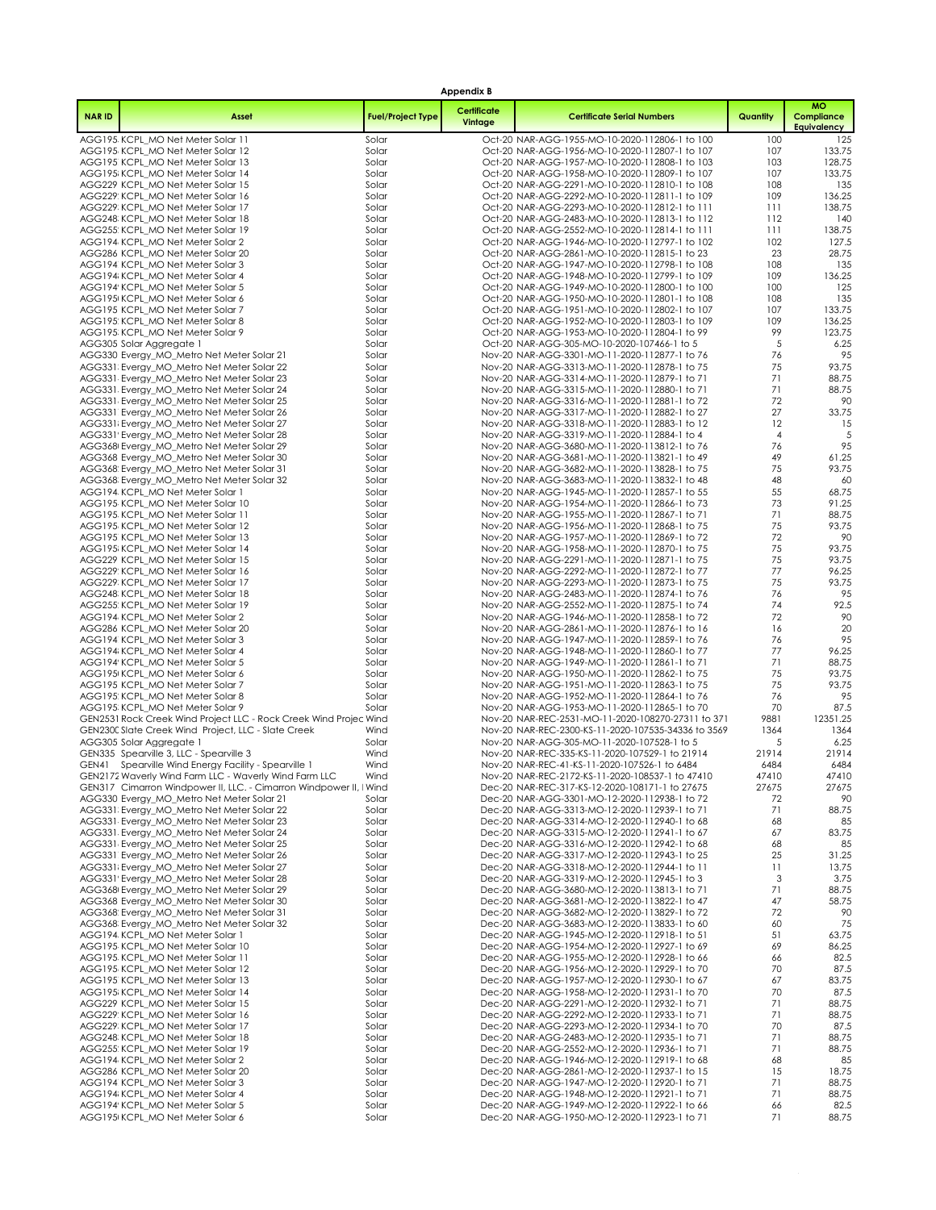**Appendix B**

| NAR ID | Asset | Fuel/Project Type | Certificate Vintage | Certificate Serial Numbers | Quantity | MO Compliance Equivalency |
|---|---|---|---|---|---|---|
| AGG195 | KCPL_MO Net Meter Solar 11 | Solar | Oct-20 | NAR-AGG-1955-MO-10-2020-112806-1 to 100 | 100 | 125 |
| AGG195 | KCPL_MO Net Meter Solar 12 | Solar | Oct-20 | NAR-AGG-1956-MO-10-2020-112807-1 to 107 | 107 | 133.75 |
| AGG195 | KCPL_MO Net Meter Solar 13 | Solar | Oct-20 | NAR-AGG-1957-MO-10-2020-112808-1 to 103 | 103 | 128.75 |
| AGG195 | KCPL_MO Net Meter Solar 14 | Solar | Oct-20 | NAR-AGG-1958-MO-10-2020-112809-1 to 107 | 107 | 133.75 |
| AGG229 | KCPL_MO Net Meter Solar 15 | Solar | Oct-20 | NAR-AGG-2291-MO-10-2020-112810-1 to 108 | 108 | 135 |
| AGG229 | KCPL_MO Net Meter Solar 16 | Solar | Oct-20 | NAR-AGG-2292-MO-10-2020-112811-1 to 109 | 109 | 136.25 |
| AGG229 | KCPL_MO Net Meter Solar 17 | Solar | Oct-20 | NAR-AGG-2293-MO-10-2020-112812-1 to 111 | 111 | 138.75 |
| AGG248 | KCPL_MO Net Meter Solar 18 | Solar | Oct-20 | NAR-AGG-2483-MO-10-2020-112813-1 to 112 | 112 | 140 |
| AGG255 | KCPL_MO Net Meter Solar 19 | Solar | Oct-20 | NAR-AGG-2552-MO-10-2020-112814-1 to 111 | 111 | 138.75 |
| AGG194 | KCPL_MO Net Meter Solar 2 | Solar | Oct-20 | NAR-AGG-1946-MO-10-2020-112797-1 to 102 | 102 | 127.5 |
| AGG286 | KCPL_MO Net Meter Solar 20 | Solar | Oct-20 | NAR-AGG-2861-MO-10-2020-112815-1 to 23 | 23 | 28.75 |
| AGG194 | KCPL_MO Net Meter Solar 3 | Solar | Oct-20 | NAR-AGG-1947-MO-10-2020-112798-1 to 108 | 108 | 135 |
| AGG194 | KCPL_MO Net Meter Solar 4 | Solar | Oct-20 | NAR-AGG-1948-MO-10-2020-112799-1 to 109 | 109 | 136.25 |
| AGG194 | KCPL_MO Net Meter Solar 5 | Solar | Oct-20 | NAR-AGG-1949-MO-10-2020-112800-1 to 100 | 100 | 125 |
| AGG195 | KCPL_MO Net Meter Solar 6 | Solar | Oct-20 | NAR-AGG-1950-MO-10-2020-112801-1 to 108 | 108 | 135 |
| AGG195 | KCPL_MO Net Meter Solar 7 | Solar | Oct-20 | NAR-AGG-1951-MO-10-2020-112802-1 to 107 | 107 | 133.75 |
| AGG195 | KCPL_MO Net Meter Solar 8 | Solar | Oct-20 | NAR-AGG-1952-MO-10-2020-112803-1 to 109 | 109 | 136.25 |
| AGG195 | KCPL_MO Net Meter Solar 9 | Solar | Oct-20 | NAR-AGG-1953-MO-10-2020-112804-1 to 99 | 99 | 123.75 |
| AGG305 | Solar Aggregate 1 | Solar | Oct-20 | NAR-AGG-305-MO-10-2020-107466-1 to 5 | 5 | 6.25 |
| AGG330 | Evergy_MO_Metro Net Meter Solar 21 | Solar | Nov-20 | NAR-AGG-3301-MO-11-2020-112877-1 to 76 | 76 | 95 |
| AGG331 | Evergy_MO_Metro Net Meter Solar 22 | Solar | Nov-20 | NAR-AGG-3313-MO-11-2020-112878-1 to 75 | 75 | 93.75 |
| AGG331 | Evergy_MO_Metro Net Meter Solar 23 | Solar | Nov-20 | NAR-AGG-3314-MO-11-2020-112879-1 to 71 | 71 | 88.75 |
| AGG331 | Evergy_MO_Metro Net Meter Solar 24 | Solar | Nov-20 | NAR-AGG-3315-MO-11-2020-112880-1 to 71 | 71 | 88.75 |
| AGG331 | Evergy_MO_Metro Net Meter Solar 25 | Solar | Nov-20 | NAR-AGG-3316-MO-11-2020-112881-1 to 72 | 72 | 90 |
| AGG331 | Evergy_MO_Metro Net Meter Solar 26 | Solar | Nov-20 | NAR-AGG-3317-MO-11-2020-112882-1 to 27 | 27 | 33.75 |
| AGG331 | Evergy_MO_Metro Net Meter Solar 27 | Solar | Nov-20 | NAR-AGG-3318-MO-11-2020-112883-1 to 12 | 12 | 15 |
| AGG331 | Evergy_MO_Metro Net Meter Solar 28 | Solar | Nov-20 | NAR-AGG-3319-MO-11-2020-112884-1 to 4 | 4 | 5 |
| AGG368 | Evergy_MO_Metro Net Meter Solar 29 | Solar | Nov-20 | NAR-AGG-3680-MO-11-2020-113812-1 to 76 | 76 | 95 |
| AGG368 | Evergy_MO_Metro Net Meter Solar 30 | Solar | Nov-20 | NAR-AGG-3681-MO-11-2020-113821-1 to 49 | 49 | 61.25 |
| AGG368 | Evergy_MO_Metro Net Meter Solar 31 | Solar | Nov-20 | NAR-AGG-3682-MO-11-2020-113828-1 to 75 | 75 | 93.75 |
| AGG368 | Evergy_MO_Metro Net Meter Solar 32 | Solar | Nov-20 | NAR-AGG-3683-MO-11-2020-113832-1 to 48 | 48 | 60 |
| AGG194 | KCPL_MO Net Meter Solar 1 | Solar | Nov-20 | NAR-AGG-1945-MO-11-2020-112857-1 to 55 | 55 | 68.75 |
| AGG195 | KCPL_MO Net Meter Solar 10 | Solar | Nov-20 | NAR-AGG-1954-MO-11-2020-112866-1 to 73 | 73 | 91.25 |
| AGG195 | KCPL_MO Net Meter Solar 11 | Solar | Nov-20 | NAR-AGG-1955-MO-11-2020-112867-1 to 71 | 71 | 88.75 |
| AGG195 | KCPL_MO Net Meter Solar 12 | Solar | Nov-20 | NAR-AGG-1956-MO-11-2020-112868-1 to 75 | 75 | 93.75 |
| AGG195 | KCPL_MO Net Meter Solar 13 | Solar | Nov-20 | NAR-AGG-1957-MO-11-2020-112869-1 to 72 | 72 | 90 |
| AGG195 | KCPL_MO Net Meter Solar 14 | Solar | Nov-20 | NAR-AGG-1958-MO-11-2020-112870-1 to 75 | 75 | 93.75 |
| AGG229 | KCPL_MO Net Meter Solar 15 | Solar | Nov-20 | NAR-AGG-2291-MO-11-2020-112871-1 to 75 | 75 | 93.75 |
| AGG229 | KCPL_MO Net Meter Solar 16 | Solar | Nov-20 | NAR-AGG-2292-MO-11-2020-112872-1 to 77 | 77 | 96.25 |
| AGG229 | KCPL_MO Net Meter Solar 17 | Solar | Nov-20 | NAR-AGG-2293-MO-11-2020-112873-1 to 75 | 75 | 93.75 |
| AGG248 | KCPL_MO Net Meter Solar 18 | Solar | Nov-20 | NAR-AGG-2483-MO-11-2020-112874-1 to 76 | 76 | 95 |
| AGG255 | KCPL_MO Net Meter Solar 19 | Solar | Nov-20 | NAR-AGG-2552-MO-11-2020-112875-1 to 74 | 74 | 92.5 |
| AGG194 | KCPL_MO Net Meter Solar 2 | Solar | Nov-20 | NAR-AGG-1946-MO-11-2020-112858-1 to 72 | 72 | 90 |
| AGG286 | KCPL_MO Net Meter Solar 20 | Solar | Nov-20 | NAR-AGG-2861-MO-11-2020-112876-1 to 16 | 16 | 20 |
| AGG194 | KCPL_MO Net Meter Solar 3 | Solar | Nov-20 | NAR-AGG-1947-MO-11-2020-112859-1 to 76 | 76 | 95 |
| AGG194 | KCPL_MO Net Meter Solar 4 | Solar | Nov-20 | NAR-AGG-1948-MO-11-2020-112860-1 to 77 | 77 | 96.25 |
| AGG194 | KCPL_MO Net Meter Solar 5 | Solar | Nov-20 | NAR-AGG-1949-MO-11-2020-112861-1 to 71 | 71 | 88.75 |
| AGG195 | KCPL_MO Net Meter Solar 6 | Solar | Nov-20 | NAR-AGG-1950-MO-11-2020-112862-1 to 75 | 75 | 93.75 |
| AGG195 | KCPL_MO Net Meter Solar 7 | Solar | Nov-20 | NAR-AGG-1951-MO-11-2020-112863-1 to 75 | 75 | 93.75 |
| AGG195 | KCPL_MO Net Meter Solar 8 | Solar | Nov-20 | NAR-AGG-1952-MO-11-2020-112864-1 to 76 | 76 | 95 |
| AGG195 | KCPL_MO Net Meter Solar 9 | Solar | Nov-20 | NAR-AGG-1953-MO-11-2020-112865-1 to 70 | 70 | 87.5 |
| GEN2531 | Rock Creek Wind Project LLC - Rock Creek Wind Projec | Wind | Nov-20 | NAR-REC-2531-MO-11-2020-108270-27311 to 371 | 9881 | 12351.25 |
| GEN2300 | Slate Creek Wind Project, LLC - Slate Creek | Wind | Nov-20 | NAR-REC-2300-KS-11-2020-107535-34336 to 3569 | 1364 | 1364 |
| AGG305 | Solar Aggregate 1 | Solar | Nov-20 | NAR-AGG-305-MO-11-2020-107528-1 to 5 | 5 | 6.25 |
| GEN335 | Spearville 3, LLC - Spearville 3 | Wind | Nov-20 | NAR-REC-335-KS-11-2020-107529-1 to 21914 | 21914 | 21914 |
| GEN41 | Spearville Wind Energy Facility - Spearville 1 | Wind | Nov-20 | NAR-REC-41-KS-11-2020-107526-1 to 6484 | 6484 | 6484 |
| GEN2172 | Waverly Wind Farm LLC - Waverly Wind Farm LLC | Wind | Nov-20 | NAR-REC-2172-KS-11-2020-108537-1 to 47410 | 47410 | 47410 |
| GEN317 | Cimarron Windpower II, LLC. - Cimarron Windpower II, I | Wind | Dec-20 | NAR-REC-317-KS-12-2020-108171-1 to 27675 | 27675 | 27675 |
| AGG330 | Evergy_MO_Metro Net Meter Solar 21 | Solar | Dec-20 | NAR-AGG-3301-MO-12-2020-112938-1 to 72 | 72 | 90 |
| AGG331 | Evergy_MO_Metro Net Meter Solar 22 | Solar | Dec-20 | NAR-AGG-3313-MO-12-2020-112939-1 to 71 | 71 | 88.75 |
| AGG331 | Evergy_MO_Metro Net Meter Solar 23 | Solar | Dec-20 | NAR-AGG-3314-MO-12-2020-112940-1 to 68 | 68 | 85 |
| AGG331 | Evergy_MO_Metro Net Meter Solar 24 | Solar | Dec-20 | NAR-AGG-3315-MO-12-2020-112941-1 to 67 | 67 | 83.75 |
| AGG331 | Evergy_MO_Metro Net Meter Solar 25 | Solar | Dec-20 | NAR-AGG-3316-MO-12-2020-112942-1 to 68 | 68 | 85 |
| AGG331 | Evergy_MO_Metro Net Meter Solar 26 | Solar | Dec-20 | NAR-AGG-3317-MO-12-2020-112943-1 to 25 | 25 | 31.25 |
| AGG331 | Evergy_MO_Metro Net Meter Solar 27 | Solar | Dec-20 | NAR-AGG-3318-MO-12-2020-112944-1 to 11 | 11 | 13.75 |
| AGG331 | Evergy_MO_Metro Net Meter Solar 28 | Solar | Dec-20 | NAR-AGG-3319-MO-12-2020-112945-1 to 3 | 3 | 3.75 |
| AGG368 | Evergy_MO_Metro Net Meter Solar 29 | Solar | Dec-20 | NAR-AGG-3680-MO-12-2020-113813-1 to 71 | 71 | 88.75 |
| AGG368 | Evergy_MO_Metro Net Meter Solar 30 | Solar | Dec-20 | NAR-AGG-3681-MO-12-2020-113822-1 to 47 | 47 | 58.75 |
| AGG368 | Evergy_MO_Metro Net Meter Solar 31 | Solar | Dec-20 | NAR-AGG-3682-MO-12-2020-113829-1 to 72 | 72 | 90 |
| AGG368 | Evergy_MO_Metro Net Meter Solar 32 | Solar | Dec-20 | NAR-AGG-3683-MO-12-2020-113833-1 to 60 | 60 | 75 |
| AGG194 | KCPL_MO Net Meter Solar 1 | Solar | Dec-20 | NAR-AGG-1945-MO-12-2020-112918-1 to 51 | 51 | 63.75 |
| AGG195 | KCPL_MO Net Meter Solar 10 | Solar | Dec-20 | NAR-AGG-1954-MO-12-2020-112927-1 to 69 | 69 | 86.25 |
| AGG195 | KCPL_MO Net Meter Solar 11 | Solar | Dec-20 | NAR-AGG-1955-MO-12-2020-112928-1 to 66 | 66 | 82.5 |
| AGG195 | KCPL_MO Net Meter Solar 12 | Solar | Dec-20 | NAR-AGG-1956-MO-12-2020-112929-1 to 70 | 70 | 87.5 |
| AGG195 | KCPL_MO Net Meter Solar 13 | Solar | Dec-20 | NAR-AGG-1957-MO-12-2020-112930-1 to 67 | 67 | 83.75 |
| AGG195 | KCPL_MO Net Meter Solar 14 | Solar | Dec-20 | NAR-AGG-1958-MO-12-2020-112931-1 to 70 | 70 | 87.5 |
| AGG229 | KCPL_MO Net Meter Solar 15 | Solar | Dec-20 | NAR-AGG-2291-MO-12-2020-112932-1 to 71 | 71 | 88.75 |
| AGG229 | KCPL_MO Net Meter Solar 16 | Solar | Dec-20 | NAR-AGG-2292-MO-12-2020-112933-1 to 71 | 71 | 88.75 |
| AGG229 | KCPL_MO Net Meter Solar 17 | Solar | Dec-20 | NAR-AGG-2293-MO-12-2020-112934-1 to 70 | 70 | 87.5 |
| AGG248 | KCPL_MO Net Meter Solar 18 | Solar | Dec-20 | NAR-AGG-2483-MO-12-2020-112935-1 to 71 | 71 | 88.75 |
| AGG255 | KCPL_MO Net Meter Solar 19 | Solar | Dec-20 | NAR-AGG-2552-MO-12-2020-112936-1 to 71 | 71 | 88.75 |
| AGG194 | KCPL_MO Net Meter Solar 2 | Solar | Dec-20 | NAR-AGG-1946-MO-12-2020-112919-1 to 68 | 68 | 85 |
| AGG286 | KCPL_MO Net Meter Solar 20 | Solar | Dec-20 | NAR-AGG-2861-MO-12-2020-112937-1 to 15 | 15 | 18.75 |
| AGG194 | KCPL_MO Net Meter Solar 3 | Solar | Dec-20 | NAR-AGG-1947-MO-12-2020-112920-1 to 71 | 71 | 88.75 |
| AGG194 | KCPL_MO Net Meter Solar 4 | Solar | Dec-20 | NAR-AGG-1948-MO-12-2020-112921-1 to 71 | 71 | 88.75 |
| AGG194 | KCPL_MO Net Meter Solar 5 | Solar | Dec-20 | NAR-AGG-1949-MO-12-2020-112922-1 to 66 | 66 | 82.5 |
| AGG195 | KCPL_MO Net Meter Solar 6 | Solar | Dec-20 | NAR-AGG-1950-MO-12-2020-112923-1 to 71 | 71 | 88.75 |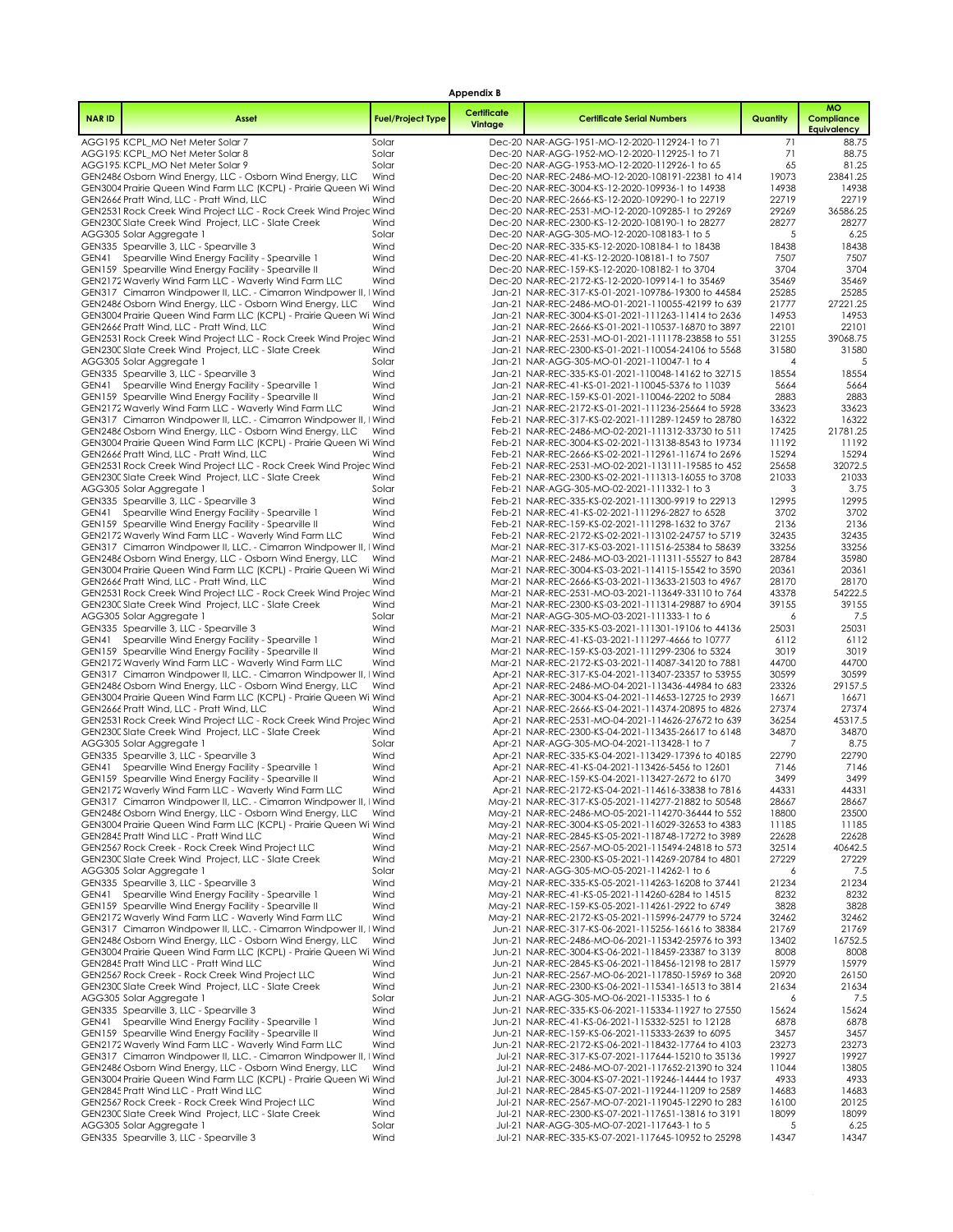## Appendix B

| NAR ID | Asset | Fuel/Project Type | Certificate Vintage | Certificate Serial Numbers | Quantity | MO Compliance Equivalency |
|---|---|---|---|---|---|---|
| AGG195 | KCPL_MO Net Meter Solar 7 | Solar | Dec-20 | NAR-AGG-1951-MO-12-2020-112924-1 to 71 | 71 | 88.75 |
| AGG195 | KCPL_MO Net Meter Solar 8 | Solar | Dec-20 | NAR-AGG-1952-MO-12-2020-112925-1 to 71 | 71 | 88.75 |
| AGG195 | KCPL_MO Net Meter Solar 9 | Solar | Dec-20 | NAR-AGG-1953-MO-12-2020-112926-1 to 65 | 65 | 81.25 |
| GEN2486 | Osborn Wind Energy, LLC - Osborn Wind Energy, LLC | Wind | Dec-20 | NAR-REC-2486-MO-12-2020-108191-22381 to 414 | 19073 | 23841.25 |
| GEN3004 | Prairie Queen Wind Farm LLC (KCPL) - Prairie Queen Wi | Wind | Dec-20 | NAR-REC-3004-KS-12-2020-109936-1 to 14938 | 14938 | 14938 |
| GEN2666 | Pratt Wind, LLC - Pratt Wind, LLC | Wind | Dec-20 | NAR-REC-2666-KS-12-2020-109290-1 to 22719 | 22719 | 22719 |
| GEN2531 | Rock Creek Wind Project LLC - Rock Creek Wind Projec | Wind | Dec-20 | NAR-REC-2531-MO-12-2020-109285-1 to 29269 | 29269 | 36586.25 |
| GEN2300 | Slate Creek Wind Project, LLC - Slate Creek | Wind | Dec-20 | NAR-REC-2300-KS-12-2020-108190-1 to 28277 | 28277 | 28277 |
| AGG305 | Solar Aggregate 1 | Solar | Dec-20 | NAR-AGG-305-MO-12-2020-108183-1 to 5 | 5 | 6.25 |
| GEN335 | Spearville 3, LLC - Spearville 3 | Wind | Dec-20 | NAR-REC-335-KS-12-2020-108184-1 to 18438 | 18438 | 18438 |
| GEN41 | Spearville Wind Energy Facility - Spearville 1 | Wind | Dec-20 | NAR-REC-41-KS-12-2020-108181-1 to 7507 | 7507 | 7507 |
| GEN159 | Spearville Wind Energy Facility - Spearville II | Wind | Dec-20 | NAR-REC-159-KS-12-2020-108182-1 to 3704 | 3704 | 3704 |
| GEN2172 | Waverly Wind Farm LLC - Waverly Wind Farm LLC | Wind | Dec-20 | NAR-REC-2172-KS-12-2020-109914-1 to 35469 | 35469 | 35469 |
| GEN317 | Cimarron Windpower II, LLC. - Cimarron Windpower II, I | Wind | Jan-21 | NAR-REC-317-KS-01-2021-109786-19300 to 44584 | 25285 | 25285 |
| GEN2486 | Osborn Wind Energy, LLC - Osborn Wind Energy, LLC | Wind | Jan-21 | NAR-REC-2486-MO-01-2021-110055-42199 to 639 | 21777 | 27221.25 |
| GEN3004 | Prairie Queen Wind Farm LLC (KCPL) - Prairie Queen Wi | Wind | Jan-21 | NAR-REC-3004-KS-01-2021-111263-11414 to 2636 | 14953 | 14953 |
| GEN2666 | Pratt Wind, LLC - Pratt Wind, LLC | Wind | Jan-21 | NAR-REC-2666-KS-01-2021-110537-16870 to 3897 | 22101 | 22101 |
| GEN2531 | Rock Creek Wind Project LLC - Rock Creek Wind Projec | Wind | Jan-21 | NAR-REC-2531-MO-01-2021-111178-23858 to 551 | 31255 | 39068.75 |
| GEN2300 | Slate Creek Wind Project, LLC - Slate Creek | Wind | Jan-21 | NAR-REC-2300-KS-01-2021-110054-24106 to 5568 | 31580 | 31580 |
| AGG305 | Solar Aggregate 1 | Solar | Jan-21 | NAR-AGG-305-MO-01-2021-110047-1 to 4 | 4 | 5 |
| GEN335 | Spearville 3, LLC - Spearville 3 | Wind | Jan-21 | NAR-REC-335-KS-01-2021-110048-14162 to 32715 | 18554 | 18554 |
| GEN41 | Spearville Wind Energy Facility - Spearville 1 | Wind | Jan-21 | NAR-REC-41-KS-01-2021-110045-5376 to 11039 | 5664 | 5664 |
| GEN159 | Spearville Wind Energy Facility - Spearville II | Wind | Jan-21 | NAR-REC-159-KS-01-2021-110046-2202 to 5084 | 2883 | 2883 |
| GEN2172 | Waverly Wind Farm LLC - Waverly Wind Farm LLC | Wind | Jan-21 | NAR-REC-2172-KS-01-2021-111236-25664 to 5928 | 33623 | 33623 |
| GEN317 | Cimarron Windpower II, LLC. - Cimarron Windpower II, I | Wind | Feb-21 | NAR-REC-317-KS-02-2021-111289-12459 to 28780 | 16322 | 16322 |
| GEN2486 | Osborn Wind Energy, LLC - Osborn Wind Energy, LLC | Wind | Feb-21 | NAR-REC-2486-MO-02-2021-111312-33730 to 511 | 17425 | 21781.25 |
| GEN3004 | Prairie Queen Wind Farm LLC (KCPL) - Prairie Queen Wi | Wind | Feb-21 | NAR-REC-3004-KS-02-2021-113138-8543 to 19734 | 11192 | 11192 |
| GEN2666 | Pratt Wind, LLC - Pratt Wind, LLC | Wind | Feb-21 | NAR-REC-2666-KS-02-2021-112961-11674 to 2696 | 15294 | 15294 |
| GEN2531 | Rock Creek Wind Project LLC - Rock Creek Wind Projec | Wind | Feb-21 | NAR-REC-2531-MO-02-2021-113111-19585 to 452 | 25658 | 32072.5 |
| GEN2300 | Slate Creek Wind Project, LLC - Slate Creek | Wind | Feb-21 | NAR-REC-2300-KS-02-2021-111313-16055 to 3708 | 21033 | 21033 |
| AGG305 | Solar Aggregate 1 | Solar | Feb-21 | NAR-AGG-305-MO-02-2021-111332-1 to 3 | 3 | 3.75 |
| GEN335 | Spearville 3, LLC - Spearville 3 | Wind | Feb-21 | NAR-REC-335-KS-02-2021-111300-9919 to 22913 | 12995 | 12995 |
| GEN41 | Spearville Wind Energy Facility - Spearville 1 | Wind | Feb-21 | NAR-REC-41-KS-02-2021-111296-2827 to 6528 | 3702 | 3702 |
| GEN159 | Spearville Wind Energy Facility - Spearville II | Wind | Feb-21 | NAR-REC-159-KS-02-2021-111298-1632 to 3767 | 2136 | 2136 |
| GEN2172 | Waverly Wind Farm LLC - Waverly Wind Farm LLC | Wind | Feb-21 | NAR-REC-2172-KS-02-2021-113102-24757 to 5719 | 32435 | 32435 |
| GEN317 | Cimarron Windpower II, LLC. - Cimarron Windpower II, I | Wind | Mar-21 | NAR-REC-317-KS-03-2021-111516-25384 to 58639 | 33256 | 33256 |
| GEN2486 | Osborn Wind Energy, LLC - Osborn Wind Energy, LLC | Wind | Mar-21 | NAR-REC-2486-MO-03-2021-111311-55527 to 843 | 28784 | 35980 |
| GEN3004 | Prairie Queen Wind Farm LLC (KCPL) - Prairie Queen Wi | Wind | Mar-21 | NAR-REC-3004-KS-03-2021-114115-15542 to 3590 | 20361 | 20361 |
| GEN2666 | Pratt Wind, LLC - Pratt Wind, LLC | Wind | Mar-21 | NAR-REC-2666-KS-03-2021-113633-21503 to 4967 | 28170 | 28170 |
| GEN2531 | Rock Creek Wind Project LLC - Rock Creek Wind Projec | Wind | Mar-21 | NAR-REC-2531-MO-03-2021-113649-33110 to 764 | 43378 | 54222.5 |
| GEN2300 | Slate Creek Wind Project, LLC - Slate Creek | Wind | Mar-21 | NAR-REC-2300-KS-03-2021-111314-29887 to 6904 | 39155 | 39155 |
| AGG305 | Solar Aggregate 1 | Solar | Mar-21 | NAR-AGG-305-MO-03-2021-111333-1 to 6 | 6 | 7.5 |
| GEN335 | Spearville 3, LLC - Spearville 3 | Wind | Mar-21 | NAR-REC-335-KS-03-2021-111301-19106 to 44136 | 25031 | 25031 |
| GEN41 | Spearville Wind Energy Facility - Spearville 1 | Wind | Mar-21 | NAR-REC-41-KS-03-2021-111297-4666 to 10777 | 6112 | 6112 |
| GEN159 | Spearville Wind Energy Facility - Spearville II | Wind | Mar-21 | NAR-REC-159-KS-03-2021-111299-2306 to 5324 | 3019 | 3019 |
| GEN2172 | Waverly Wind Farm LLC - Waverly Wind Farm LLC | Wind | Mar-21 | NAR-REC-2172-KS-03-2021-114087-34120 to 7881 | 44700 | 44700 |
| GEN317 | Cimarron Windpower II, LLC. - Cimarron Windpower II, I | Wind | Apr-21 | NAR-REC-317-KS-04-2021-113407-23357 to 53955 | 30599 | 30599 |
| GEN2486 | Osborn Wind Energy, LLC - Osborn Wind Energy, LLC | Wind | Apr-21 | NAR-REC-2486-MO-04-2021-113436-44984 to 683 | 23326 | 29157.5 |
| GEN3004 | Prairie Queen Wind Farm LLC (KCPL) - Prairie Queen Wi | Wind | Apr-21 | NAR-REC-3004-KS-04-2021-114653-12725 to 2939 | 16671 | 16671 |
| GEN2666 | Pratt Wind, LLC - Pratt Wind, LLC | Wind | Apr-21 | NAR-REC-2666-KS-04-2021-114374-20895 to 4826 | 27374 | 27374 |
| GEN2531 | Rock Creek Wind Project LLC - Rock Creek Wind Projec | Wind | Apr-21 | NAR-REC-2531-MO-04-2021-114626-27672 to 639 | 36254 | 45317.5 |
| GEN2300 | Slate Creek Wind Project, LLC - Slate Creek | Wind | Apr-21 | NAR-REC-2300-KS-04-2021-113435-26617 to 6148 | 34870 | 34870 |
| AGG305 | Solar Aggregate 1 | Solar | Apr-21 | NAR-AGG-305-MO-04-2021-113428-1 to 7 | 7 | 8.75 |
| GEN335 | Spearville 3, LLC - Spearville 3 | Wind | Apr-21 | NAR-REC-335-KS-04-2021-113429-17396 to 40185 | 22790 | 22790 |
| GEN41 | Spearville Wind Energy Facility - Spearville 1 | Wind | Apr-21 | NAR-REC-41-KS-04-2021-113426-5456 to 12601 | 7146 | 7146 |
| GEN159 | Spearville Wind Energy Facility - Spearville II | Wind | Apr-21 | NAR-REC-159-KS-04-2021-113427-2672 to 6170 | 3499 | 3499 |
| GEN2172 | Waverly Wind Farm LLC - Waverly Wind Farm LLC | Wind | Apr-21 | NAR-REC-2172-KS-04-2021-114616-33838 to 7816 | 44331 | 44331 |
| GEN317 | Cimarron Windpower II, LLC. - Cimarron Windpower II, I | Wind | May-21 | NAR-REC-317-KS-05-2021-114277-21882 to 50548 | 28667 | 28667 |
| GEN2486 | Osborn Wind Energy, LLC - Osborn Wind Energy, LLC | Wind | May-21 | NAR-REC-2486-MO-05-2021-114270-36444 to 552 | 18800 | 23500 |
| GEN3004 | Prairie Queen Wind Farm LLC (KCPL) - Prairie Queen Wi | Wind | May-21 | NAR-REC-3004-KS-05-2021-116029-32653 to 4383 | 11185 | 11185 |
| GEN2845 | Pratt Wind LLC - Pratt Wind LLC | Wind | May-21 | NAR-REC-2845-KS-05-2021-118748-17272 to 3989 | 22628 | 22628 |
| GEN2567 | Rock Creek - Rock Creek Wind Project LLC | Wind | May-21 | NAR-REC-2567-MO-05-2021-115494-24818 to 573 | 32514 | 40642.5 |
| GEN2300 | Slate Creek Wind Project, LLC - Slate Creek | Wind | May-21 | NAR-REC-2300-KS-05-2021-114269-20784 to 4801 | 27229 | 27229 |
| AGG305 | Solar Aggregate 1 | Solar | May-21 | NAR-AGG-305-MO-05-2021-114262-1 to 6 | 6 | 7.5 |
| GEN335 | Spearville 3, LLC - Spearville 3 | Wind | May-21 | NAR-REC-335-KS-05-2021-114263-16208 to 37441 | 21234 | 21234 |
| GEN41 | Spearville Wind Energy Facility - Spearville 1 | Wind | May-21 | NAR-REC-41-KS-05-2021-114260-6284 to 14515 | 8232 | 8232 |
| GEN159 | Spearville Wind Energy Facility - Spearville II | Wind | May-21 | NAR-REC-159-KS-05-2021-114261-2922 to 6749 | 3828 | 3828 |
| GEN2172 | Waverly Wind Farm LLC - Waverly Wind Farm LLC | Wind | May-21 | NAR-REC-2172-KS-05-2021-115996-24779 to 5724 | 32462 | 32462 |
| GEN317 | Cimarron Windpower II, LLC. - Cimarron Windpower II, I | Wind | Jun-21 | NAR-REC-317-KS-06-2021-115256-16616 to 38384 | 21769 | 21769 |
| GEN2486 | Osborn Wind Energy, LLC - Osborn Wind Energy, LLC | Wind | Jun-21 | NAR-REC-2486-MO-06-2021-115342-25976 to 393 | 13402 | 16752.5 |
| GEN3004 | Prairie Queen Wind Farm LLC (KCPL) - Prairie Queen Wi | Wind | Jun-21 | NAR-REC-3004-KS-06-2021-118459-23387 to 3139 | 8008 | 8008 |
| GEN2845 | Pratt Wind LLC - Pratt Wind LLC | Wind | Jun-21 | NAR-REC-2845-KS-06-2021-118456-12198 to 2817 | 15979 | 15979 |
| GEN2567 | Rock Creek - Rock Creek Wind Project LLC | Wind | Jun-21 | NAR-REC-2567-MO-06-2021-117850-15969 to 368 | 20920 | 26150 |
| GEN2300 | Slate Creek Wind Project, LLC - Slate Creek | Wind | Jun-21 | NAR-REC-2300-KS-06-2021-115341-16513 to 3814 | 21634 | 21634 |
| AGG305 | Solar Aggregate 1 | Solar | Jun-21 | NAR-AGG-305-MO-06-2021-115335-1 to 6 | 6 | 7.5 |
| GEN335 | Spearville 3, LLC - Spearville 3 | Wind | Jun-21 | NAR-REC-335-KS-06-2021-115334-11927 to 27550 | 15624 | 15624 |
| GEN41 | Spearville Wind Energy Facility - Spearville 1 | Wind | Jun-21 | NAR-REC-41-KS-06-2021-115332-5251 to 12128 | 6878 | 6878 |
| GEN159 | Spearville Wind Energy Facility - Spearville II | Wind | Jun-21 | NAR-REC-159-KS-06-2021-115333-2639 to 6095 | 3457 | 3457 |
| GEN2172 | Waverly Wind Farm LLC - Waverly Wind Farm LLC | Wind | Jun-21 | NAR-REC-2172-KS-06-2021-118432-17764 to 4103 | 23273 | 23273 |
| GEN317 | Cimarron Windpower II, LLC. - Cimarron Windpower II, I | Wind | Jul-21 | NAR-REC-317-KS-07-2021-117644-15210 to 35136 | 19927 | 19927 |
| GEN2486 | Osborn Wind Energy, LLC - Osborn Wind Energy, LLC | Wind | Jul-21 | NAR-REC-2486-MO-07-2021-117652-21390 to 324 | 11044 | 13805 |
| GEN3004 | Prairie Queen Wind Farm LLC (KCPL) - Prairie Queen Wi | Wind | Jul-21 | NAR-REC-3004-KS-07-2021-119246-14444 to 1937 | 4933 | 4933 |
| GEN2845 | Pratt Wind LLC - Pratt Wind LLC | Wind | Jul-21 | NAR-REC-2845-KS-07-2021-119244-11209 to 2589 | 14683 | 14683 |
| GEN2567 | Rock Creek - Rock Creek Wind Project LLC | Wind | Jul-21 | NAR-REC-2567-MO-07-2021-119045-12290 to 283 | 16100 | 20125 |
| GEN2300 | Slate Creek Wind Project, LLC - Slate Creek | Wind | Jul-21 | NAR-REC-2300-KS-07-2021-117651-13816 to 3191 | 18099 | 18099 |
| AGG305 | Solar Aggregate 1 | Solar | Jul-21 | NAR-AGG-305-MO-07-2021-117643-1 to 5 | 5 | 6.25 |
| GEN335 | Spearville 3, LLC - Spearville 3 | Wind | Jul-21 | NAR-REC-335-KS-07-2021-117645-10952 to 25298 | 14347 | 14347 |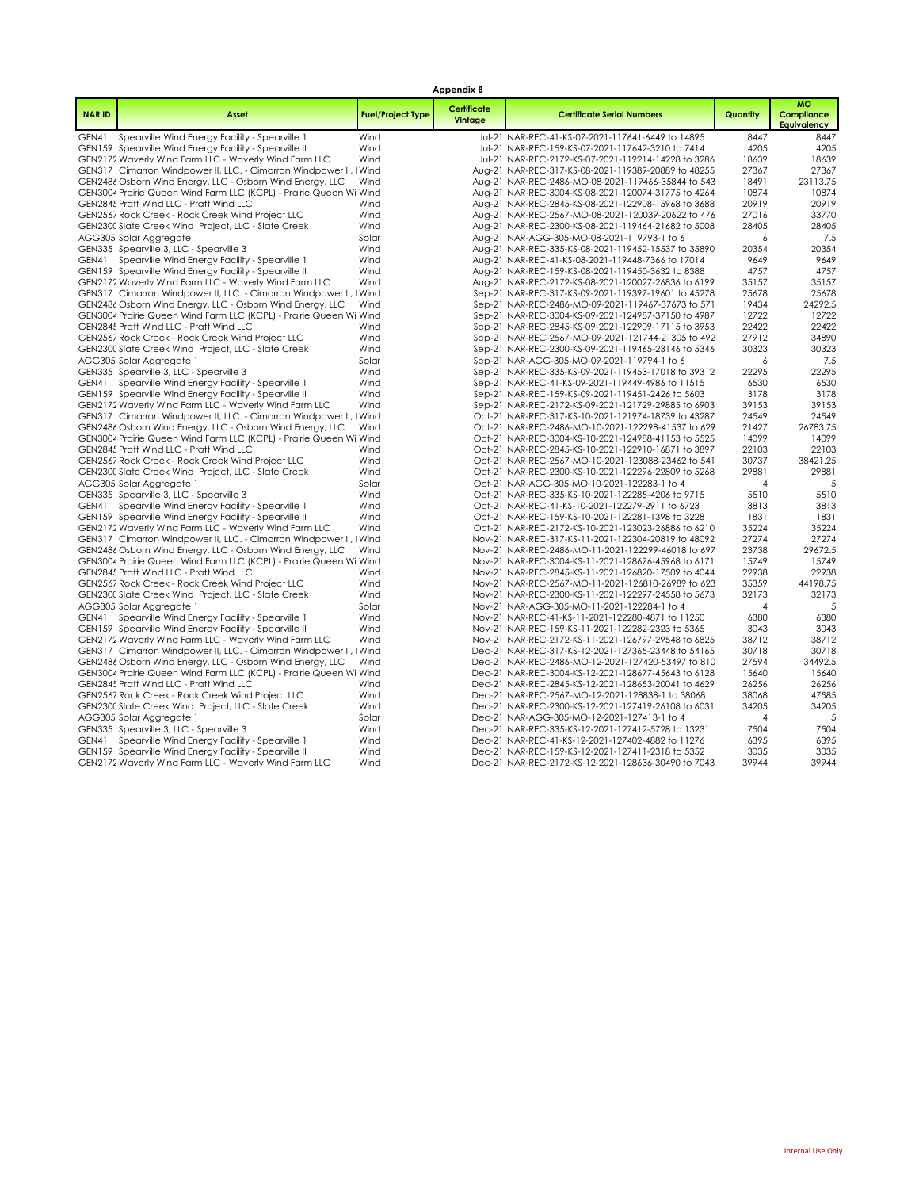**Appendix B**

| NAR ID | Asset | Fuel/Project Type | Certificate Vintage | Certificate Serial Numbers | Quantity | MO Compliance Equivalency |
|---|---|---|---|---|---|---|
| GEN41 | Spearville Wind Energy Facility - Spearville 1 | Wind | Jul-21 | NAR-REC-41-KS-07-2021-117641-6449 to 14895 | 8447 | 8447 |
| GEN159 | Spearville Wind Energy Facility - Spearville II | Wind | Jul-21 | NAR-REC-159-KS-07-2021-117642-3210 to 7414 | 4205 | 4205 |
| GEN2172 | Waverly Wind Farm LLC - Waverly Wind Farm LLC | Wind | Jul-21 | NAR-REC-2172-KS-07-2021-119214-14228 to 3286 | 18639 | 18639 |
| GEN317 | Cimarron Windpower II, LLC. - Cimarron Windpower II, I | Wind | Aug-21 | NAR-REC-317-KS-08-2021-119389-20889 to 48255 | 27367 | 27367 |
| GEN2486 | Osborn Wind Energy, LLC - Osborn Wind Energy, LLC | Wind | Aug-21 | NAR-REC-2486-MO-08-2021-119466-35844 to 543 | 18491 | 23113.75 |
| GEN3004 | Prairie Queen Wind Farm LLC (KCPL) - Prairie Queen Wi | Wind | Aug-21 | NAR-REC-3004-KS-08-2021-120074-31775 to 4264 | 10874 | 10874 |
| GEN2845 | Pratt Wind LLC - Pratt Wind LLC | Wind | Aug-21 | NAR-REC-2845-KS-08-2021-122908-15968 to 3688 | 20919 | 20919 |
| GEN2567 | Rock Creek - Rock Creek Wind Project LLC | Wind | Aug-21 | NAR-REC-2567-MO-08-2021-120039-20622 to 476 | 27016 | 33770 |
| GEN2300 | Slate Creek Wind Project, LLC - Slate Creek | Wind | Aug-21 | NAR-REC-2300-KS-08-2021-119464-21682 to 5008 | 28405 | 28405 |
| AGG305 | Solar Aggregate 1 | Solar | Aug-21 | NAR-AGG-305-MO-08-2021-119793-1 to 6 | 6 | 7.5 |
| GEN335 | Spearville 3, LLC - Spearville 3 | Wind | Aug-21 | NAR-REC-335-KS-08-2021-119452-15537 to 35890 | 20354 | 20354 |
| GEN41 | Spearville Wind Energy Facility - Spearville 1 | Wind | Aug-21 | NAR-REC-41-KS-08-2021-119448-7366 to 17014 | 9649 | 9649 |
| GEN159 | Spearville Wind Energy Facility - Spearville II | Wind | Aug-21 | NAR-REC-159-KS-08-2021-119450-3632 to 8388 | 4757 | 4757 |
| GEN2172 | Waverly Wind Farm LLC - Waverly Wind Farm LLC | Wind | Aug-21 | NAR-REC-2172-KS-08-2021-120027-26836 to 6199 | 35157 | 35157 |
| GEN317 | Cimarron Windpower II, LLC. - Cimarron Windpower II, I | Wind | Sep-21 | NAR-REC-317-KS-09-2021-119397-19601 to 45278 | 25678 | 25678 |
| GEN2486 | Osborn Wind Energy, LLC - Osborn Wind Energy, LLC | Wind | Sep-21 | NAR-REC-2486-MO-09-2021-119467-37673 to 571 | 19434 | 24292.5 |
| GEN3004 | Prairie Queen Wind Farm LLC (KCPL) - Prairie Queen Wi | Wind | Sep-21 | NAR-REC-3004-KS-09-2021-124987-37150 to 4987 | 12722 | 12722 |
| GEN2845 | Pratt Wind LLC - Pratt Wind LLC | Wind | Sep-21 | NAR-REC-2845-KS-09-2021-122909-17115 to 3953 | 22422 | 22422 |
| GEN2567 | Rock Creek - Rock Creek Wind Project LLC | Wind | Sep-21 | NAR-REC-2567-MO-09-2021-121744-21305 to 492 | 27912 | 34890 |
| GEN2300 | Slate Creek Wind Project, LLC - Slate Creek | Wind | Sep-21 | NAR-REC-2300-KS-09-2021-119465-23146 to 5346 | 30323 | 30323 |
| AGG305 | Solar Aggregate 1 | Solar | Sep-21 | NAR-AGG-305-MO-09-2021-119794-1 to 6 | 6 | 7.5 |
| GEN335 | Spearville 3, LLC - Spearville 3 | Wind | Sep-21 | NAR-REC-335-KS-09-2021-119453-17018 to 39312 | 22295 | 22295 |
| GEN41 | Spearville Wind Energy Facility - Spearville 1 | Wind | Sep-21 | NAR-REC-41-KS-09-2021-119449-4986 to 11515 | 6530 | 6530 |
| GEN159 | Spearville Wind Energy Facility - Spearville II | Wind | Sep-21 | NAR-REC-159-KS-09-2021-119451-2426 to 5603 | 3178 | 3178 |
| GEN2172 | Waverly Wind Farm LLC - Waverly Wind Farm LLC | Wind | Sep-21 | NAR-REC-2172-KS-09-2021-121729-29885 to 6903 | 39153 | 39153 |
| GEN317 | Cimarron Windpower II, LLC. - Cimarron Windpower II, I | Wind | Oct-21 | NAR-REC-317-KS-10-2021-121974-18739 to 43287 | 24549 | 24549 |
| GEN2486 | Osborn Wind Energy, LLC - Osborn Wind Energy, LLC | Wind | Oct-21 | NAR-REC-2486-MO-10-2021-122298-41537 to 629 | 21427 | 26783.75 |
| GEN3004 | Prairie Queen Wind Farm LLC (KCPL) - Prairie Queen Wi | Wind | Oct-21 | NAR-REC-3004-KS-10-2021-124988-41153 to 5525 | 14099 | 14099 |
| GEN2845 | Pratt Wind LLC - Pratt Wind LLC | Wind | Oct-21 | NAR-REC-2845-KS-10-2021-122910-16871 to 3897 | 22103 | 22103 |
| GEN2567 | Rock Creek - Rock Creek Wind Project LLC | Wind | Oct-21 | NAR-REC-2567-MO-10-2021-123088-23462 to 541 | 30737 | 38421.25 |
| GEN2300 | Slate Creek Wind Project, LLC - Slate Creek | Wind | Oct-21 | NAR-REC-2300-KS-10-2021-122296-22809 to 5268 | 29881 | 29881 |
| AGG305 | Solar Aggregate 1 | Solar | Oct-21 | NAR-AGG-305-MO-10-2021-122283-1 to 4 | 4 | 5 |
| GEN335 | Spearville 3, LLC - Spearville 3 | Wind | Oct-21 | NAR-REC-335-KS-10-2021-122285-4206 to 9715 | 5510 | 5510 |
| GEN41 | Spearville Wind Energy Facility - Spearville 1 | Wind | Oct-21 | NAR-REC-41-KS-10-2021-122279-2911 to 6723 | 3813 | 3813 |
| GEN159 | Spearville Wind Energy Facility - Spearville II | Wind | Oct-21 | NAR-REC-159-KS-10-2021-122281-1398 to 3228 | 1831 | 1831 |
| GEN2172 | Waverly Wind Farm LLC - Waverly Wind Farm LLC | Wind | Oct-21 | NAR-REC-2172-KS-10-2021-123023-26886 to 6210 | 35224 | 35224 |
| GEN317 | Cimarron Windpower II, LLC. - Cimarron Windpower II, I | Wind | Nov-21 | NAR-REC-317-KS-11-2021-122304-20819 to 48092 | 27274 | 27274 |
| GEN2486 | Osborn Wind Energy, LLC - Osborn Wind Energy, LLC | Wind | Nov-21 | NAR-REC-2486-MO-11-2021-122299-46018 to 697 | 23738 | 29672.5 |
| GEN3004 | Prairie Queen Wind Farm LLC (KCPL) - Prairie Queen Wi | Wind | Nov-21 | NAR-REC-3004-KS-11-2021-128676-45968 to 6171 | 15749 | 15749 |
| GEN2845 | Pratt Wind LLC - Pratt Wind LLC | Wind | Nov-21 | NAR-REC-2845-KS-11-2021-126820-17509 to 4044 | 22938 | 22938 |
| GEN2567 | Rock Creek - Rock Creek Wind Project LLC | Wind | Nov-21 | NAR-REC-2567-MO-11-2021-126810-26989 to 623 | 35359 | 44198.75 |
| GEN2300 | Slate Creek Wind Project, LLC - Slate Creek | Wind | Nov-21 | NAR-REC-2300-KS-11-2021-122297-24558 to 5673 | 32173 | 32173 |
| AGG305 | Solar Aggregate 1 | Solar | Nov-21 | NAR-AGG-305-MO-11-2021-122284-1 to 4 | 4 | 5 |
| GEN41 | Spearville Wind Energy Facility - Spearville 1 | Wind | Nov-21 | NAR-REC-41-KS-11-2021-122280-4871 to 11250 | 6380 | 6380 |
| GEN159 | Spearville Wind Energy Facility - Spearville II | Wind | Nov-21 | NAR-REC-159-KS-11-2021-122282-2323 to 5365 | 3043 | 3043 |
| GEN2172 | Waverly Wind Farm LLC - Waverly Wind Farm LLC | Wind | Nov-21 | NAR-REC-2172-KS-11-2021-126797-29548 to 6825 | 38712 | 38712 |
| GEN317 | Cimarron Windpower II, LLC. - Cimarron Windpower II, I | Wind | Dec-21 | NAR-REC-317-KS-12-2021-127365-23448 to 54165 | 30718 | 30718 |
| GEN2486 | Osborn Wind Energy, LLC - Osborn Wind Energy, LLC | Wind | Dec-21 | NAR-REC-2486-MO-12-2021-127420-53497 to 810 | 27594 | 34492.5 |
| GEN3004 | Prairie Queen Wind Farm LLC (KCPL) - Prairie Queen Wi | Wind | Dec-21 | NAR-REC-3004-KS-12-2021-128677-45643 to 6128 | 15640 | 15640 |
| GEN2845 | Pratt Wind LLC - Pratt Wind LLC | Wind | Dec-21 | NAR-REC-2845-KS-12-2021-128653-20041 to 4629 | 26256 | 26256 |
| GEN2567 | Rock Creek - Rock Creek Wind Project LLC | Wind | Dec-21 | NAR-REC-2567-MO-12-2021-128838-1 to 38068 | 38068 | 47585 |
| GEN2300 | Slate Creek Wind Project, LLC - Slate Creek | Wind | Dec-21 | NAR-REC-2300-KS-12-2021-127419-26108 to 6031 | 34205 | 34205 |
| AGG305 | Solar Aggregate 1 | Solar | Dec-21 | NAR-AGG-305-MO-12-2021-127413-1 to 4 | 4 | 5 |
| GEN335 | Spearville 3, LLC - Spearville 3 | Wind | Dec-21 | NAR-REC-335-KS-12-2021-127412-5728 to 13231 | 7504 | 7504 |
| GEN41 | Spearville Wind Energy Facility - Spearville 1 | Wind | Dec-21 | NAR-REC-41-KS-12-2021-127402-4882 to 11276 | 6395 | 6395 |
| GEN159 | Spearville Wind Energy Facility - Spearville II | Wind | Dec-21 | NAR-REC-159-KS-12-2021-127411-2318 to 5352 | 3035 | 3035 |
| GEN2172 | Waverly Wind Farm LLC - Waverly Wind Farm LLC | Wind | Dec-21 | NAR-REC-2172-KS-12-2021-128636-30490 to 7043 | 39944 | 39944 |

Internal Use Only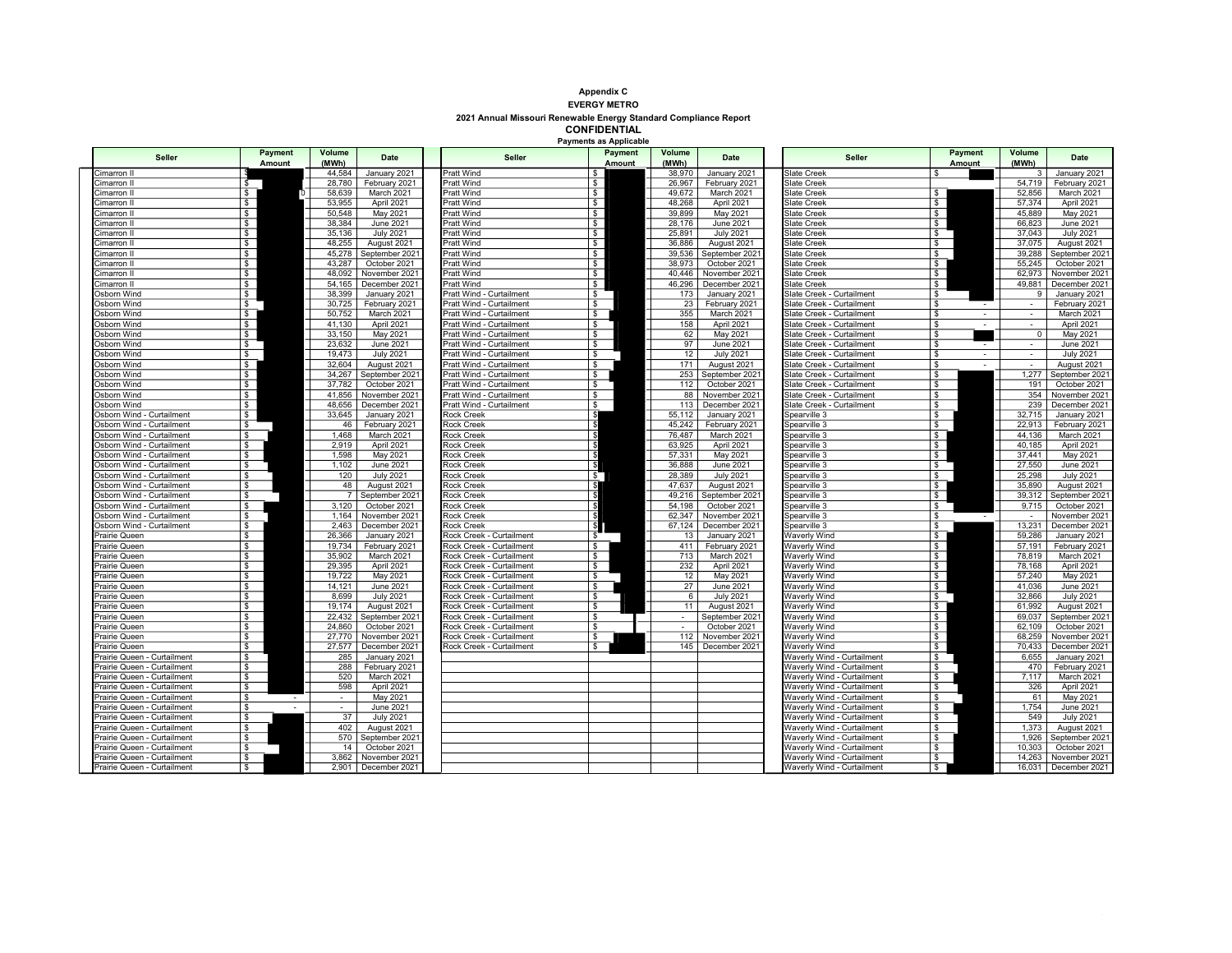**Appendix C**

**EVERGY METRO**

**2021 Annual Missouri Renewable Energy Standard Compliance Report**

**CONFIDENTIAL**

**Payments as Applicable**

| Seller | Payment Amount | Volume (MWh) | Date |
|---|---|---|---|
| Cimarron II | $ | 44,584 | January 2021 |
| Cimarron II | $ | 28,780 | February 2021 |
| Cimarron II | $ | 58,639 | March 2021 |
| Cimarron II | $ | 53,955 | April 2021 |
| Cimarron II | $ | 50,548 | May 2021 |
| Cimarron II | $ | 38,384 | June 2021 |
| Cimarron II | $ | 35,136 | July 2021 |
| Cimarron II | $ | 48,255 | August 2021 |
| Cimarron II | $ | 45,278 | September 2021 |
| Cimarron II | $ | 43,287 | October 2021 |
| Cimarron II | $ | 48,092 | November 2021 |
| Cimarron II | $ | 54,165 | December 2021 |
| Osborn Wind | $ | 38,399 | January 2021 |
| Osborn Wind | $ | 30,725 | February 2021 |
| Osborn Wind | $ | 50,752 | March 2021 |
| Osborn Wind | $ | 41,130 | April 2021 |
| Osborn Wind | $ | 33,150 | May 2021 |
| Osborn Wind | $ | 23,632 | June 2021 |
| Osborn Wind | $ | 19,473 | July 2021 |
| Osborn Wind | $ | 32,604 | August 2021 |
| Osborn Wind | $ | 34,267 | September 2021 |
| Osborn Wind | $ | 37,782 | October 2021 |
| Osborn Wind | $ | 41,856 | November 2021 |
| Osborn Wind | $ | 48,656 | December 2021 |
| Osborn Wind - Curtailment | $ | 33,645 | January 2021 |
| Osborn Wind - Curtailment | $ | 46 | February 2021 |
| Osborn Wind - Curtailment | $ | 1,468 | March 2021 |
| Osborn Wind - Curtailment | $ | 2,919 | April 2021 |
| Osborn Wind - Curtailment | $ | 1,598 | May 2021 |
| Osborn Wind - Curtailment | $ | 1,102 | June 2021 |
| Osborn Wind - Curtailment | $ | 120 | July 2021 |
| Osborn Wind - Curtailment | $ | 48 | August 2021 |
| Osborn Wind - Curtailment | $ | 7 | September 2021 |
| Osborn Wind - Curtailment | $ | 3,120 | October 2021 |
| Osborn Wind - Curtailment | $ | 1,164 | November 2021 |
| Osborn Wind - Curtailment | $ | 2,463 | December 2021 |
| Prairie Queen | $ | 26,366 | January 2021 |
| Prairie Queen | $ | 19,734 | February 2021 |
| Prairie Queen | $ | 35,902 | March 2021 |
| Prairie Queen | $ | 29,395 | April 2021 |
| Prairie Queen | $ | 19,722 | May 2021 |
| Prairie Queen | $ | 14,121 | June 2021 |
| Prairie Queen | $ | 8,699 | July 2021 |
| Prairie Queen | $ | 19,174 | August 2021 |
| Prairie Queen | $ | 22,432 | September 2021 |
| Prairie Queen | $ | 24,860 | October 2021 |
| Prairie Queen | $ | 27,770 | November 2021 |
| Prairie Queen | $ | 27,577 | December 2021 |
| Prairie Queen - Curtailment | $ | 285 | January 2021 |
| Prairie Queen - Curtailment | $ | 288 | February 2021 |
| Prairie Queen - Curtailment | $ | 520 | March 2021 |
| Prairie Queen - Curtailment | $ | 598 | April 2021 |
| Prairie Queen - Curtailment | $ - | - | May 2021 |
| Prairie Queen - Curtailment | $ - | - | June 2021 |
| Prairie Queen - Curtailment | $ | 37 | July 2021 |
| Prairie Queen - Curtailment | $ | 402 | August 2021 |
| Prairie Queen - Curtailment | $ | 570 | September 2021 |
| Prairie Queen - Curtailment | $ | 14 | October 2021 |
| Prairie Queen - Curtailment | $ | 3,862 | November 2021 |
| Prairie Queen - Curtailment | $ | 2,901 | December 2021 |

| Seller | Payment Amount | Volume (MWh) | Date |
|---|---|---|---|
| Pratt Wind | $ | 38,970 | January 2021 |
| Pratt Wind | $ | 26,967 | February 2021 |
| Pratt Wind | $ | 49,672 | March 2021 |
| Pratt Wind | $ | 48,268 | April 2021 |
| Pratt Wind | $ | 39,899 | May 2021 |
| Pratt Wind | $ | 28,176 | June 2021 |
| Pratt Wind | $ | 25,891 | July 2021 |
| Pratt Wind | $ | 36,886 | August 2021 |
| Pratt Wind | $ | 39,536 | September 2021 |
| Pratt Wind | $ | 38,973 | October 2021 |
| Pratt Wind | $ | 40,446 | November 2021 |
| Pratt Wind | $ | 46,296 | December 2021 |
| Pratt Wind - Curtailment | $ | 173 | January 2021 |
| Pratt Wind - Curtailment | $ | 23 | February 2021 |
| Pratt Wind - Curtailment | $ | 355 | March 2021 |
| Pratt Wind - Curtailment | $ | 158 | April 2021 |
| Pratt Wind - Curtailment | $ | 62 | May 2021 |
| Pratt Wind - Curtailment | $ | 97 | June 2021 |
| Pratt Wind - Curtailment | $ | 12 | July 2021 |
| Pratt Wind - Curtailment | $ | 171 | August 2021 |
| Pratt Wind - Curtailment | $ | 253 | September 2021 |
| Pratt Wind - Curtailment | $ | 112 | October 2021 |
| Pratt Wind - Curtailment | $ | 88 | November 2021 |
| Pratt Wind - Curtailment | $ | 113 | December 2021 |
| Rock Creek | $ | 55,112 | January 2021 |
| Rock Creek | $ | 45,242 | February 2021 |
| Rock Creek | $ | 76,487 | March 2021 |
| Rock Creek | $ | 63,925 | April 2021 |
| Rock Creek | $ | 57,331 | May 2021 |
| Rock Creek | $ | 36,888 | June 2021 |
| Rock Creek | $ | 28,389 | July 2021 |
| Rock Creek | $ | 47,637 | August 2021 |
| Rock Creek | $ | 49,216 | September 2021 |
| Rock Creek | $ | 54,198 | October 2021 |
| Rock Creek | $ | 62,347 | November 2021 |
| Rock Creek | $ | 67,124 | December 2021 |
| Rock Creek - Curtailment | $ | 13 | January 2021 |
| Rock Creek - Curtailment | $ | 411 | February 2021 |
| Rock Creek - Curtailment | $ | 713 | March 2021 |
| Rock Creek - Curtailment | $ | 232 | April 2021 |
| Rock Creek - Curtailment | $ | 12 | May 2021 |
| Rock Creek - Curtailment | $ | 27 | June 2021 |
| Rock Creek - Curtailment | $ | 6 | July 2021 |
| Rock Creek - Curtailment | $ | 11 | August 2021 |
| Rock Creek - Curtailment | $ | - | September 2021 |
| Rock Creek - Curtailment | $ | - | October 2021 |
| Rock Creek - Curtailment | $ | 112 | November 2021 |
| Rock Creek - Curtailment | $ | 145 | December 2021 |

| Seller | Payment Amount | Volume (MWh) | Date |
|---|---|---|---|
| Slate Creek | $ | 3 | January 2021 |
| Slate Creek | | 54,719 | February 2021 |
| Slate Creek | $ | 52,856 | March 2021 |
| Slate Creek | $ | 57,374 | April 2021 |
| Slate Creek | $ | 45,889 | May 2021 |
| Slate Creek | $ | 66,823 | June 2021 |
| Slate Creek | $ | 37,043 | July 2021 |
| Slate Creek | $ | 37,075 | August 2021 |
| Slate Creek | $ | 39,288 | September 2021 |
| Slate Creek | $ | 55,245 | October 2021 |
| Slate Creek | $ | 62,973 | November 2021 |
| Slate Creek | $ | 49,881 | December 2021 |
| Slate Creek - Curtailment | $ | 9 | January 2021 |
| Slate Creek - Curtailment | $ - | - | February 2021 |
| Slate Creek - Curtailment | $ - | - | March 2021 |
| Slate Creek - Curtailment | $ - | - | April 2021 |
| Slate Creek - Curtailment | $ | 0 | May 2021 |
| Slate Creek - Curtailment | $ - | - | June 2021 |
| Slate Creek - Curtailment | $ - | - | July 2021 |
| Slate Creek - Curtailment | $ - | - | August 2021 |
| Slate Creek - Curtailment | $ | 1,277 | September 2021 |
| Slate Creek - Curtailment | $ | 191 | October 2021 |
| Slate Creek - Curtailment | $ | 354 | November 2021 |
| Slate Creek - Curtailment | $ | 239 | December 2021 |
| Spearville 3 | $ | 32,715 | January 2021 |
| Spearville 3 | $ | 22,913 | February 2021 |
| Spearville 3 | $ | 44,136 | March 2021 |
| Spearville 3 | $ | 40,185 | April 2021 |
| Spearville 3 | $ | 37,441 | May 2021 |
| Spearville 3 | $ | 27,550 | June 2021 |
| Spearville 3 | $ | 25,298 | July 2021 |
| Spearville 3 | $ | 35,890 | August 2021 |
| Spearville 3 | $ | 39,312 | September 2021 |
| Spearville 3 | $ | 9,715 | October 2021 |
| Spearville 3 | $ - | - | November 2021 |
| Spearville 3 | $ | 13,231 | December 2021 |
| Waverly Wind | $ | 59,286 | January 2021 |
| Waverly Wind | $ | 57,191 | February 2021 |
| Waverly Wind | $ | 78,819 | March 2021 |
| Waverly Wind | $ | 78,168 | April 2021 |
| Waverly Wind | $ | 57,240 | May 2021 |
| Waverly Wind | $ | 41,036 | June 2021 |
| Waverly Wind | $ | 32,866 | July 2021 |
| Waverly Wind | $ | 61,992 | August 2021 |
| Waverly Wind | $ | 69,037 | September 2021 |
| Waverly Wind | $ | 62,109 | October 2021 |
| Waverly Wind | $ | 68,259 | November 2021 |
| Waverly Wind | $ | 70,433 | December 2021 |
| Waverly Wind - Curtailment | $ | 6,655 | January 2021 |
| Waverly Wind - Curtailment | $ | 470 | February 2021 |
| Waverly Wind - Curtailment | $ | 7,117 | March 2021 |
| Waverly Wind - Curtailment | $ | 326 | April 2021 |
| Waverly Wind - Curtailment | $ | 61 | May 2021 |
| Waverly Wind - Curtailment | $ | 1,754 | June 2021 |
| Waverly Wind - Curtailment | $ | 549 | July 2021 |
| Waverly Wind - Curtailment | $ | 1,373 | August 2021 |
| Waverly Wind - Curtailment | $ | 1,926 | September 2021 |
| Waverly Wind - Curtailment | $ | 10,303 | October 2021 |
| Waverly Wind - Curtailment | $ | 14,263 | November 2021 |
| Waverly Wind - Curtailment | $ | 16,031 | December 2021 |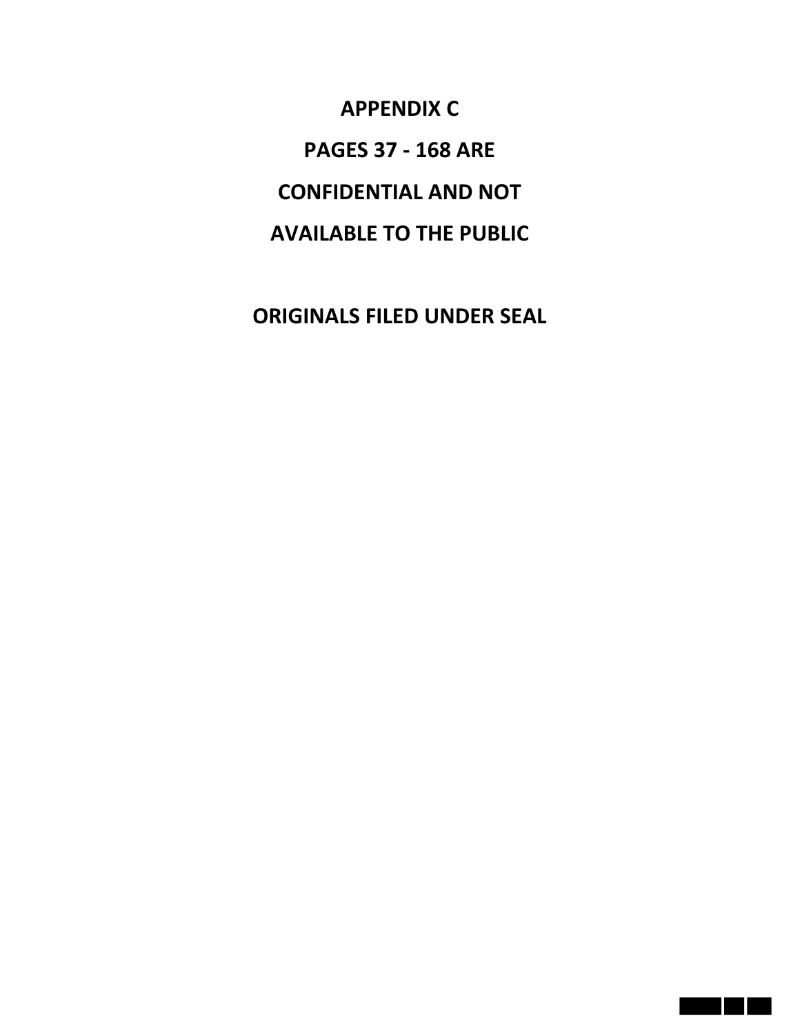**APPENDIX C**

**PAGES 37 - 168 ARE**

**CONFIDENTIAL AND NOT**

**AVAILABLE TO THE PUBLIC**

**ORIGINALS FILED UNDER SEAL**